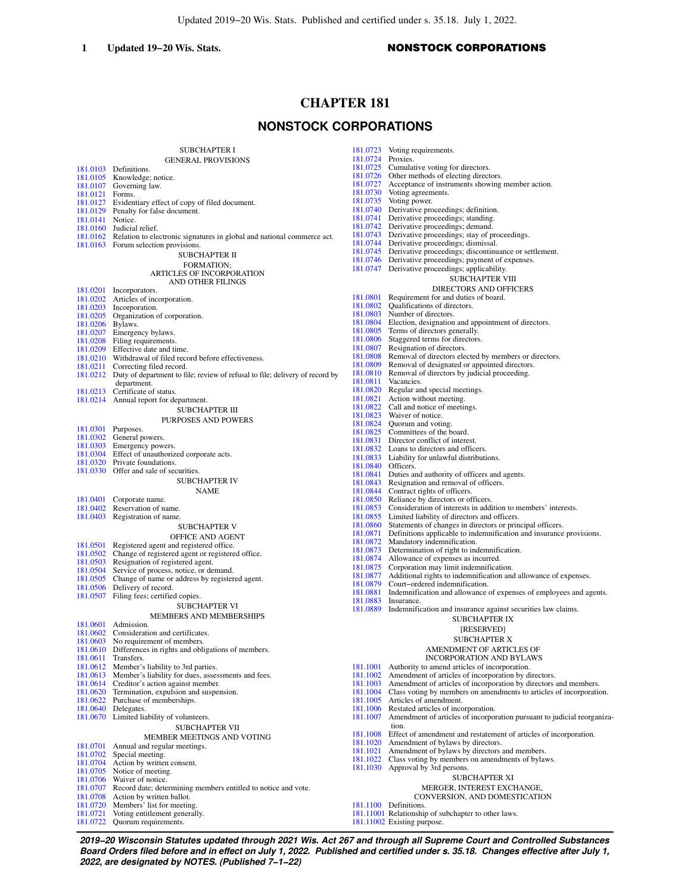# CHAPTER 181

## NONSTOCK CORPORATIONS

SUBCHAPTER I
GENERAL PROVISIONS

181.0103 Definitions.
181.0105 Knowledge; notice.
181.0107 Governing law.
181.0121 Forms.
181.0127 Evidentiary effect of copy of filed document.
181.0129 Penalty for false document.
181.0141 Notice.
181.0160 Judicial relief.
181.0162 Relation to electronic signatures in global and national commerce act.
181.0163 Forum selection provisions.

SUBCHAPTER II
FORMATION;
ARTICLES OF INCORPORATION
AND OTHER FILINGS

181.0201 Incorporators.
181.0202 Articles of incorporation.
181.0203 Incorporation.
181.0205 Organization of corporation.
181.0206 Bylaws.
181.0207 Emergency bylaws.
181.0208 Filing requirements.
181.0209 Effective date and time.
181.0210 Withdrawal of filed record before effectiveness.
181.0211 Correcting filed record.
181.0212 Duty of department to file; review of refusal to file; delivery of record by department.
181.0213 Certificate of status.
181.0214 Annual report for department.

SUBCHAPTER III
PURPOSES AND POWERS

181.0301 Purposes.
181.0302 General powers.
181.0303 Emergency powers.
181.0304 Effect of unauthorized corporate acts.
181.0320 Private foundations.
181.0330 Offer and sale of securities.

SUBCHAPTER IV
NAME

181.0401 Corporate name.
181.0402 Reservation of name.
181.0403 Registration of name.

SUBCHAPTER V
OFFICE AND AGENT

181.0501 Registered agent and registered office.
181.0502 Change of registered agent or registered office.
181.0503 Resignation of registered agent.
181.0504 Service of process, notice, or demand.
181.0505 Change of name or address by registered agent.
181.0506 Delivery of record.
181.0507 Filing fees; certified copies.

SUBCHAPTER VI
MEMBERS AND MEMBERSHIPS

181.0601 Admission.
181.0602 Consideration and certificates.
181.0603 No requirement of members.
181.0610 Differences in rights and obligations of members.
181.0611 Transfers.
181.0612 Member's liability to 3rd parties.
181.0613 Member's liability for dues, assessments and fees.
181.0614 Creditor's action against member.
181.0620 Termination, expulsion and suspension.
181.0622 Purchase of memberships.
181.0640 Delegates.
181.0670 Limited liability of volunteers.

SUBCHAPTER VII
MEMBER MEETINGS AND VOTING

181.0701 Annual and regular meetings.
181.0702 Special meeting.
181.0704 Action by written consent.
181.0705 Notice of meeting.
181.0706 Waiver of notice.
181.0707 Record date; determining members entitled to notice and vote.
181.0708 Action by written ballot.
181.0720 Members' list for meeting.
181.0721 Voting entitlement generally.
181.0722 Quorum requirements.
181.0723 Voting requirements.
181.0724 Proxies.
181.0725 Cumulative voting for directors.
181.0726 Other methods of electing directors.
181.0727 Acceptance of instruments showing member action.
181.0730 Voting agreements.
181.0735 Voting power.
181.0740 Derivative proceedings; definition.
181.0741 Derivative proceedings; standing.
181.0742 Derivative proceedings; demand.
181.0743 Derivative proceedings; stay of proceedings.
181.0744 Derivative proceedings; dismissal.
181.0745 Derivative proceedings; discontinuance or settlement.
181.0746 Derivative proceedings; payment of expenses.
181.0747 Derivative proceedings; applicability.

SUBCHAPTER VIII
DIRECTORS AND OFFICERS

181.0801 Requirement for and duties of board.
181.0802 Qualifications of directors.
181.0803 Number of directors.
181.0804 Election, designation and appointment of directors.
181.0805 Terms of directors generally.
181.0806 Staggered terms for directors.
181.0807 Resignation of directors.
181.0808 Removal of directors elected by members or directors.
181.0809 Removal of designated or appointed directors.
181.0810 Removal of directors by judicial proceeding.
181.0811 Vacancies.
181.0820 Regular and special meetings.
181.0821 Action without meeting.
181.0822 Call and notice of meetings.
181.0823 Waiver of notice.
181.0824 Quorum and voting.
181.0825 Committees of the board.
181.0831 Director conflict of interest.
181.0832 Loans to directors and officers.
181.0833 Liability for unlawful distributions.
181.0840 Officers.
181.0841 Duties and authority of officers and agents.
181.0843 Resignation and removal of officers.
181.0844 Contract rights of officers.
181.0850 Reliance by directors or officers.
181.0853 Consideration of interests in addition to members' interests.
181.0855 Limited liability of directors and officers.
181.0860 Statements of changes in directors or principal officers.
181.0871 Definitions applicable to indemnification and insurance provisions.
181.0872 Mandatory indemnification.
181.0873 Determination of right to indemnification.
181.0874 Allowance of expenses as incurred.
181.0875 Corporation may limit indemnification.
181.0877 Additional rights to indemnification and allowance of expenses.
181.0879 Court−ordered indemnification.
181.0881 Indemnification and allowance of expenses of employees and agents.
181.0883 Insurance.
181.0889 Indemnification and insurance against securities law claims.

SUBCHAPTER IX
[RESERVED]

SUBCHAPTER X
AMENDMENT OF ARTICLES OF
INCORPORATION AND BYLAWS

181.1001 Authority to amend articles of incorporation.
181.1002 Amendment of articles of incorporation by directors.
181.1003 Amendment of articles of incorporation by directors and members.
181.1004 Class voting by members on amendments to articles of incorporation.
181.1005 Articles of amendment.
181.1006 Restated articles of incorporation.
181.1007 Amendment of articles of incorporation pursuant to judicial reorganization.
181.1008 Effect of amendment and restatement of articles of incorporation.
181.1020 Amendment of bylaws by directors.
181.1021 Amendment of bylaws by directors and members.
181.1022 Class voting by members on amendments of bylaws.
181.1030 Approval by 3rd persons.

SUBCHAPTER XI
MERGER, INTEREST EXCHANGE,
CONVERSION, AND DOMESTICATION

181.1100 Definitions.
181.11001 Relationship of subchapter to other laws.
181.11002 Existing purpose.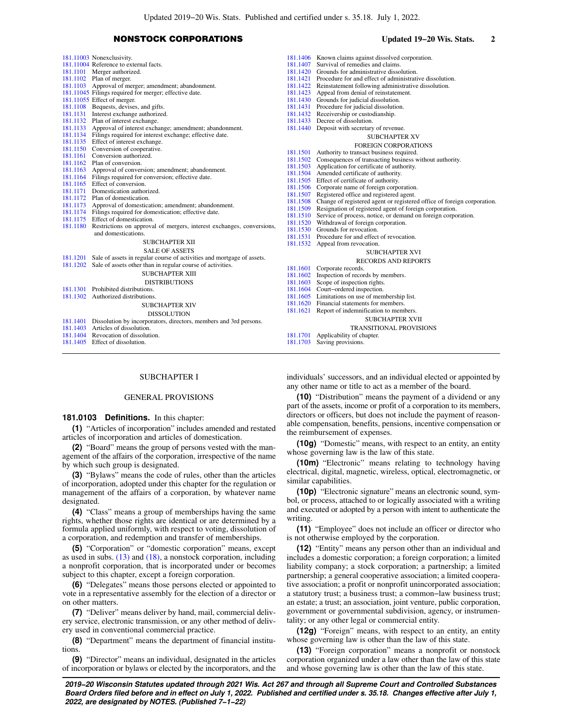181.11003 Nonexclusivity.
181.11004 Reference to external facts.
181.1101 Merger authorized.
181.1102 Plan of merger.
181.1103 Approval of merger; amendment; abandonment.
181.11045 Filings required for merger; effective date.
181.11055 Effect of merger.
181.1108 Bequests, devises, and gifts.
181.1131 Interest exchange authorized.
181.1132 Plan of interest exchange.
181.1133 Approval of interest exchange; amendment; abandonment.
181.1134 Filings required for interest exchange; effective date.
181.1135 Effect of interest exchange.
181.1150 Conversion of cooperative.
181.1161 Conversion authorized.
181.1162 Plan of conversion.
181.1163 Approval of conversion; amendment; abandonment.
181.1164 Filings required for conversion; effective date.
181.1165 Effect of conversion.
181.1171 Domestication authorized.
181.1172 Plan of domestication.
181.1173 Approval of domestication; amendment; abandonment.
181.1174 Filings required for domestication; effective date.
181.1175 Effect of domestication.
181.1180 Restrictions on approval of mergers, interest exchanges, conversions, and domestications.

SUBCHAPTER XII

SALE OF ASSETS

181.1201 Sale of assets in regular course of activities and mortgage of assets.
181.1202 Sale of assets other than in regular course of activities.

SUBCHAPTER XIII

DISTRIBUTIONS

181.1301 Prohibited distributions.
181.1302 Authorized distributions.

SUBCHAPTER XIV

DISSOLUTION

181.1401 Dissolution by incorporators, directors, members and 3rd persons.
181.1403 Articles of dissolution.
181.1404 Revocation of dissolution.
181.1405 Effect of dissolution.
181.1406 Known claims against dissolved corporation.
181.1407 Survival of remedies and claims.
181.1420 Grounds for administrative dissolution.
181.1421 Procedure for and effect of administrative dissolution.
181.1422 Reinstatement following administrative dissolution.
181.1423 Appeal from denial of reinstatement.
181.1430 Grounds for judicial dissolution.
181.1431 Procedure for judicial dissolution.
181.1432 Receivership or custodianship.
181.1433 Decree of dissolution.
181.1440 Deposit with secretary of revenue.

SUBCHAPTER XV

FOREIGN CORPORATIONS

181.1501 Authority to transact business required.
181.1502 Consequences of transacting business without authority.
181.1503 Application for certificate of authority.
181.1504 Amended certificate of authority.
181.1505 Effect of certificate of authority.
181.1506 Corporate name of foreign corporation.
181.1507 Registered office and registered agent.
181.1508 Change of registered agent or registered office of foreign corporation.
181.1509 Resignation of registered agent of foreign corporation.
181.1510 Service of process, notice, or demand on foreign corporation.
181.1520 Withdrawal of foreign corporation.
181.1530 Grounds for revocation.
181.1531 Procedure for and effect of revocation.
181.1532 Appeal from revocation.

SUBCHAPTER XVI

RECORDS AND REPORTS

181.1601 Corporate records.
181.1602 Inspection of records by members.
181.1603 Scope of inspection rights.
181.1604 Court-ordered inspection.
181.1605 Limitations on use of membership list.
181.1620 Financial statements for members.
181.1621 Report of indemnification to members.

SUBCHAPTER XVII

TRANSITIONAL PROVISIONS

181.1701 Applicability of chapter.
181.1703 Saving provisions.

---

SUBCHAPTER I

GENERAL PROVISIONS

**181.0103 Definitions.** In this chapter:

**(1)** "Articles of incorporation" includes amended and restated articles of incorporation and articles of domestication.

**(2)** "Board" means the group of persons vested with the management of the affairs of the corporation, irrespective of the name by which such group is designated.

**(3)** "Bylaws" means the code of rules, other than the articles of incorporation, adopted under this chapter for the regulation or management of the affairs of a corporation, by whatever name designated.

**(4)** "Class" means a group of memberships having the same rights, whether those rights are identical or are determined by a formula applied uniformly, with respect to voting, dissolution of a corporation, and redemption and transfer of memberships.

**(5)** "Corporation" or "domestic corporation" means, except as used in subs. (13) and (18), a nonstock corporation, including a nonprofit corporation, that is incorporated under or becomes subject to this chapter, except a foreign corporation.

**(6)** "Delegates" means those persons elected or appointed to vote in a representative assembly for the election of a director or on other matters.

**(7)** "Deliver" means deliver by hand, mail, commercial delivery service, electronic transmission, or any other method of delivery used in conventional commercial practice.

**(8)** "Department" means the department of financial institutions.

**(9)** "Director" means an individual, designated in the articles of incorporation or bylaws or elected by the incorporators, and the individuals' successors, and an individual elected or appointed by any other name or title to act as a member of the board.

**(10)** "Distribution" means the payment of a dividend or any part of the assets, income or profit of a corporation to its members, directors or officers, but does not include the payment of reasonable compensation, benefits, pensions, incentive compensation or the reimbursement of expenses.

**(10g)** "Domestic" means, with respect to an entity, an entity whose governing law is the law of this state.

**(10m)** "Electronic" means relating to technology having electrical, digital, magnetic, wireless, optical, electromagnetic, or similar capabilities.

**(10p)** "Electronic signature" means an electronic sound, symbol, or process, attached to or logically associated with a writing and executed or adopted by a person with intent to authenticate the writing.

**(11)** "Employee" does not include an officer or director who is not otherwise employed by the corporation.

**(12)** "Entity" means any person other than an individual and includes a domestic corporation; a foreign corporation; a limited liability company; a stock corporation; a partnership; a limited partnership; a general cooperative association; a limited cooperative association; a profit or nonprofit unincorporated association; a statutory trust; a business trust; a common-law business trust; an estate; a trust; an association, joint venture, public corporation, government or governmental subdivision, agency, or instrumentality; or any other legal or commercial entity.

**(12g)** "Foreign" means, with respect to an entity, an entity whose governing law is other than the law of this state.

**(13)** "Foreign corporation" means a nonprofit or nonstock corporation organized under a law other than the law of this state and whose governing law is other than the law of this state.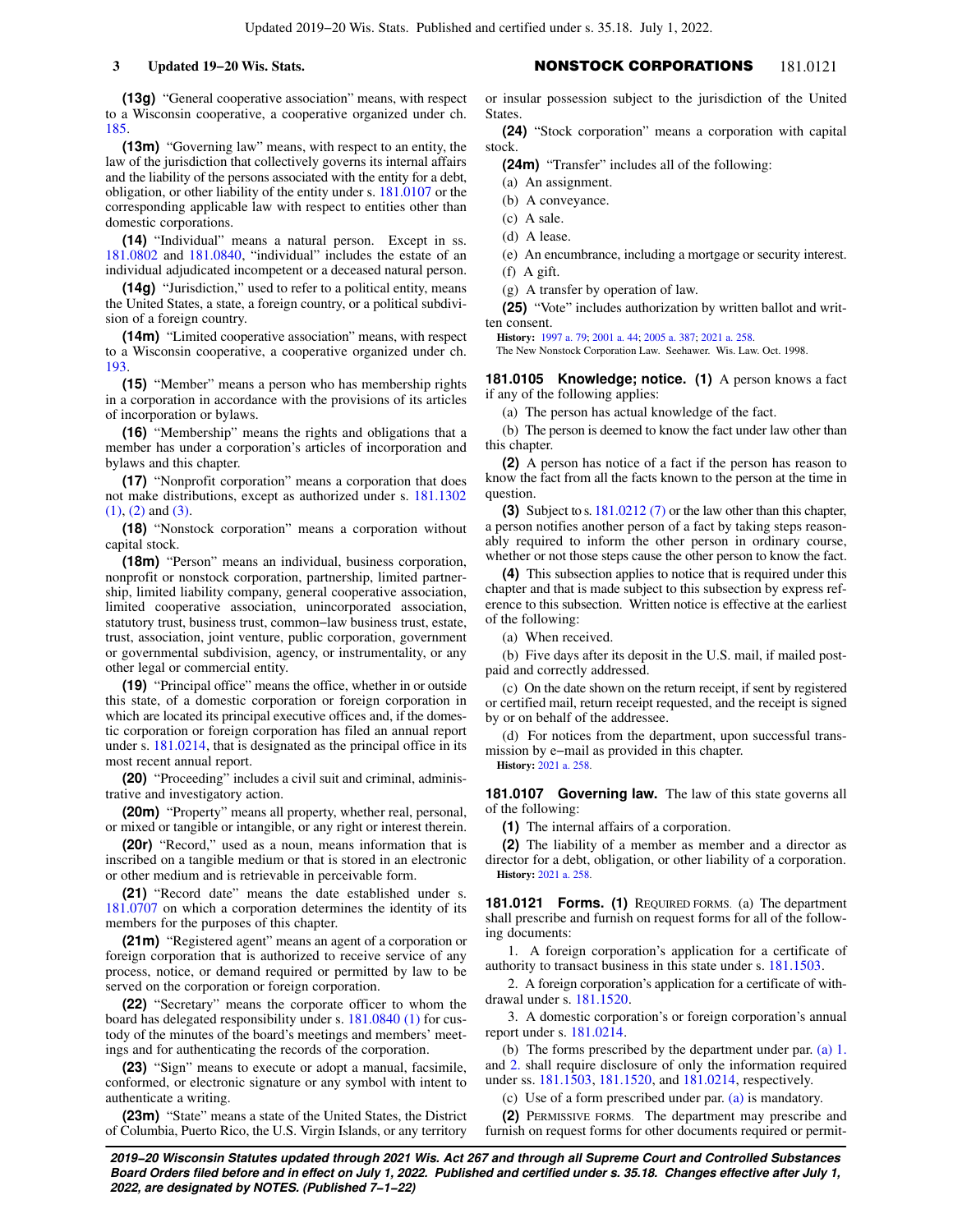**(13g)** "General cooperative association" means, with respect to a Wisconsin cooperative, a cooperative organized under ch. 185.

**(13m)** "Governing law" means, with respect to an entity, the law of the jurisdiction that collectively governs its internal affairs and the liability of the persons associated with the entity for a debt, obligation, or other liability of the entity under s. 181.0107 or the corresponding applicable law with respect to entities other than domestic corporations.

**(14)** "Individual" means a natural person. Except in ss. 181.0802 and 181.0840, "individual" includes the estate of an individual adjudicated incompetent or a deceased natural person.

**(14g)** "Jurisdiction," used to refer to a political entity, means the United States, a state, a foreign country, or a political subdivision of a foreign country.

**(14m)** "Limited cooperative association" means, with respect to a Wisconsin cooperative, a cooperative organized under ch. 193.

**(15)** "Member" means a person who has membership rights in a corporation in accordance with the provisions of its articles of incorporation or bylaws.

**(16)** "Membership" means the rights and obligations that a member has under a corporation's articles of incorporation and bylaws and this chapter.

**(17)** "Nonprofit corporation" means a corporation that does not make distributions, except as authorized under s. 181.1302 (1), (2) and (3).

**(18)** "Nonstock corporation" means a corporation without capital stock.

**(18m)** "Person" means an individual, business corporation, nonprofit or nonstock corporation, partnership, limited partnership, limited liability company, general cooperative association, limited cooperative association, unincorporated association, statutory trust, business trust, common–law business trust, estate, trust, association, joint venture, public corporation, government or governmental subdivision, agency, or instrumentality, or any other legal or commercial entity.

**(19)** "Principal office" means the office, whether in or outside this state, of a domestic corporation or foreign corporation in which are located its principal executive offices and, if the domestic corporation or foreign corporation has filed an annual report under s. 181.0214, that is designated as the principal office in its most recent annual report.

**(20)** "Proceeding" includes a civil suit and criminal, administrative and investigatory action.

**(20m)** "Property" means all property, whether real, personal, or mixed or tangible or intangible, or any right or interest therein.

**(20r)** "Record," used as a noun, means information that is inscribed on a tangible medium or that is stored in an electronic or other medium and is retrievable in perceivable form.

**(21)** "Record date" means the date established under s. 181.0707 on which a corporation determines the identity of its members for the purposes of this chapter.

**(21m)** "Registered agent" means an agent of a corporation or foreign corporation that is authorized to receive service of any process, notice, or demand required or permitted by law to be served on the corporation or foreign corporation.

**(22)** "Secretary" means the corporate officer to whom the board has delegated responsibility under s. 181.0840 (1) for custody of the minutes of the board's meetings and members' meetings and for authenticating the records of the corporation.

**(23)** "Sign" means to execute or adopt a manual, facsimile, conformed, or electronic signature or any symbol with intent to authenticate a writing.

**(23m)** "State" means a state of the United States, the District of Columbia, Puerto Rico, the U.S. Virgin Islands, or any territory or insular possession subject to the jurisdiction of the United States.

**(24)** "Stock corporation" means a corporation with capital stock.

**(24m)** "Transfer" includes all of the following:

(a) An assignment.

(b) A conveyance.

(c) A sale.

(d) A lease.

(e) An encumbrance, including a mortgage or security interest.

(f) A gift.

(g) A transfer by operation of law.

**(25)** "Vote" includes authorization by written ballot and written consent.

**History:** 1997 a. 79; 2001 a. 44; 2005 a. 387; 2021 a. 258.

The New Nonstock Corporation Law. Seehawer. Wis. Law. Oct. 1998.

**181.0105 Knowledge; notice. (1)** A person knows a fact if any of the following applies:

(a) The person has actual knowledge of the fact.

(b) The person is deemed to know the fact under law other than this chapter.

**(2)** A person has notice of a fact if the person has reason to know the fact from all the facts known to the person at the time in question.

**(3)** Subject to s. 181.0212 (7) or the law other than this chapter, a person notifies another person of a fact by taking steps reasonably required to inform the other person in ordinary course, whether or not those steps cause the other person to know the fact.

**(4)** This subsection applies to notice that is required under this chapter and that is made subject to this subsection by express reference to this subsection. Written notice is effective at the earliest of the following:

(a) When received.

(b) Five days after its deposit in the U.S. mail, if mailed postpaid and correctly addressed.

(c) On the date shown on the return receipt, if sent by registered or certified mail, return receipt requested, and the receipt is signed by or on behalf of the addressee.

(d) For notices from the department, upon successful transmission by e–mail as provided in this chapter.

**History:** 2021 a. 258.

**181.0107 Governing law.** The law of this state governs all of the following:

**(1)** The internal affairs of a corporation.

**(2)** The liability of a member as member and a director as director for a debt, obligation, or other liability of a corporation.

**History:** 2021 a. 258.

**181.0121 Forms. (1)** REQUIRED FORMS. (a) The department shall prescribe and furnish on request forms for all of the following documents:

1. A foreign corporation's application for a certificate of authority to transact business in this state under s. 181.1503.

2. A foreign corporation's application for a certificate of withdrawal under s. 181.1520.

3. A domestic corporation's or foreign corporation's annual report under s. 181.0214.

(b) The forms prescribed by the department under par. (a) 1. and 2. shall require disclosure of only the information required under ss. 181.1503, 181.1520, and 181.0214, respectively.

(c) Use of a form prescribed under par. (a) is mandatory.

**(2)** PERMISSIVE FORMS. The department may prescribe and furnish on request forms for other documents required or permit-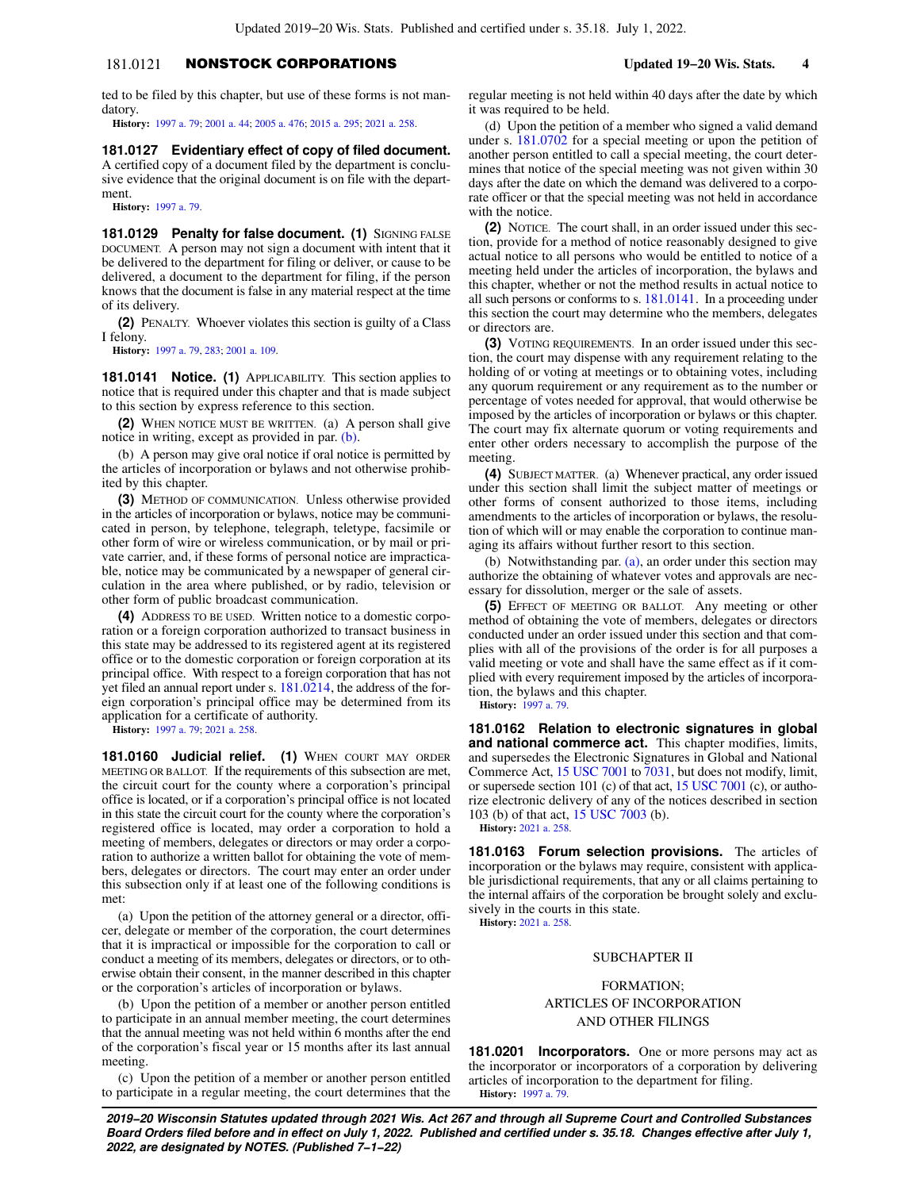ted to be filed by this chapter, but use of these forms is not mandatory.

**History:** 1997 a. 79; 2001 a. 44; 2005 a. 476; 2015 a. 295; 2021 a. 258.

**181.0127 Evidentiary effect of copy of filed document.** A certified copy of a document filed by the department is conclusive evidence that the original document is on file with the department.

**History:** 1997 a. 79.

**181.0129 Penalty for false document. (1)** SIGNING FALSE DOCUMENT. A person may not sign a document with intent that it be delivered to the department for filing or deliver, or cause to be delivered, a document to the department for filing, if the person knows that the document is false in any material respect at the time of its delivery.

**(2)** PENALTY. Whoever violates this section is guilty of a Class I felony.

**History:** 1997 a. 79, 283; 2001 a. 109.

**181.0141 Notice. (1)** APPLICABILITY. This section applies to notice that is required under this chapter and that is made subject to this section by express reference to this section.

**(2)** WHEN NOTICE MUST BE WRITTEN. (a) A person shall give notice in writing, except as provided in par. (b).

(b) A person may give oral notice if oral notice is permitted by the articles of incorporation or bylaws and not otherwise prohibited by this chapter.

**(3)** METHOD OF COMMUNICATION. Unless otherwise provided in the articles of incorporation or bylaws, notice may be communicated in person, by telephone, telegraph, teletype, facsimile or other form of wire or wireless communication, or by mail or private carrier, and, if these forms of personal notice are impracticable, notice may be communicated by a newspaper of general circulation in the area where published, or by radio, television or other form of public broadcast communication.

**(4)** ADDRESS TO BE USED. Written notice to a domestic corporation or a foreign corporation authorized to transact business in this state may be addressed to its registered agent at its registered office or to the domestic corporation or foreign corporation at its principal office. With respect to a foreign corporation that has not yet filed an annual report under s. 181.0214, the address of the foreign corporation's principal office may be determined from its application for a certificate of authority.

**History:** 1997 a. 79; 2021 a. 258.

**181.0160 Judicial relief. (1)** WHEN COURT MAY ORDER MEETING OR BALLOT. If the requirements of this subsection are met, the circuit court for the county where a corporation's principal office is located, or if a corporation's principal office is not located in this state the circuit court for the county where the corporation's registered office is located, may order a corporation to hold a meeting of members, delegates or directors or may order a corporation to authorize a written ballot for obtaining the vote of members, delegates or directors. The court may enter an order under this subsection only if at least one of the following conditions is met:

(a) Upon the petition of the attorney general or a director, officer, delegate or member of the corporation, the court determines that it is impractical or impossible for the corporation to call or conduct a meeting of its members, delegates or directors, or to otherwise obtain their consent, in the manner described in this chapter or the corporation's articles of incorporation or bylaws.

(b) Upon the petition of a member or another person entitled to participate in an annual member meeting, the court determines that the annual meeting was not held within 6 months after the end of the corporation's fiscal year or 15 months after its last annual meeting.

(c) Upon the petition of a member or another person entitled to participate in a regular meeting, the court determines that the regular meeting is not held within 40 days after the date by which it was required to be held.

(d) Upon the petition of a member who signed a valid demand under s. 181.0702 for a special meeting or upon the petition of another person entitled to call a special meeting, the court determines that notice of the special meeting was not given within 30 days after the date on which the demand was delivered to a corporate officer or that the special meeting was not held in accordance with the notice.

**(2)** NOTICE. The court shall, in an order issued under this section, provide for a method of notice reasonably designed to give actual notice to all persons who would be entitled to notice of a meeting held under the articles of incorporation, the bylaws and this chapter, whether or not the method results in actual notice to all such persons or conforms to s. 181.0141. In a proceeding under this section the court may determine who the members, delegates or directors are.

**(3)** VOTING REQUIREMENTS. In an order issued under this section, the court may dispense with any requirement relating to the holding of or voting at meetings or to obtaining votes, including any quorum requirement or any requirement as to the number or percentage of votes needed for approval, that would otherwise be imposed by the articles of incorporation or bylaws or this chapter. The court may fix alternate quorum or voting requirements and enter other orders necessary to accomplish the purpose of the meeting.

**(4)** SUBJECT MATTER. (a) Whenever practical, any order issued under this section shall limit the subject matter of meetings or other forms of consent authorized to those items, including amendments to the articles of incorporation or bylaws, the resolution of which will or may enable the corporation to continue managing its affairs without further resort to this section.

(b) Notwithstanding par. (a), an order under this section may authorize the obtaining of whatever votes and approvals are necessary for dissolution, merger or the sale of assets.

**(5)** EFFECT OF MEETING OR BALLOT. Any meeting or other method of obtaining the vote of members, delegates or directors conducted under an order issued under this section and that complies with all of the provisions of the order is for all purposes a valid meeting or vote and shall have the same effect as if it complied with every requirement imposed by the articles of incorporation, the bylaws and this chapter.

**History:** 1997 a. 79.

**181.0162 Relation to electronic signatures in global and national commerce act.** This chapter modifies, limits, and supersedes the Electronic Signatures in Global and National Commerce Act, 15 USC 7001 to 7031, but does not modify, limit, or supersede section 101 (c) of that act, 15 USC 7001 (c), or authorize electronic delivery of any of the notices described in section 103 (b) of that act, 15 USC 7003 (b).

**History:** 2021 a. 258.

**181.0163 Forum selection provisions.** The articles of incorporation or the bylaws may require, consistent with applicable jurisdictional requirements, that any or all claims pertaining to the internal affairs of the corporation be brought solely and exclusively in the courts in this state.

**History:** 2021 a. 258.

## SUBCHAPTER II

## FORMATION; ARTICLES OF INCORPORATION AND OTHER FILINGS

**181.0201 Incorporators.** One or more persons may act as the incorporator or incorporators of a corporation by delivering articles of incorporation to the department for filing.

**History:** 1997 a. 79.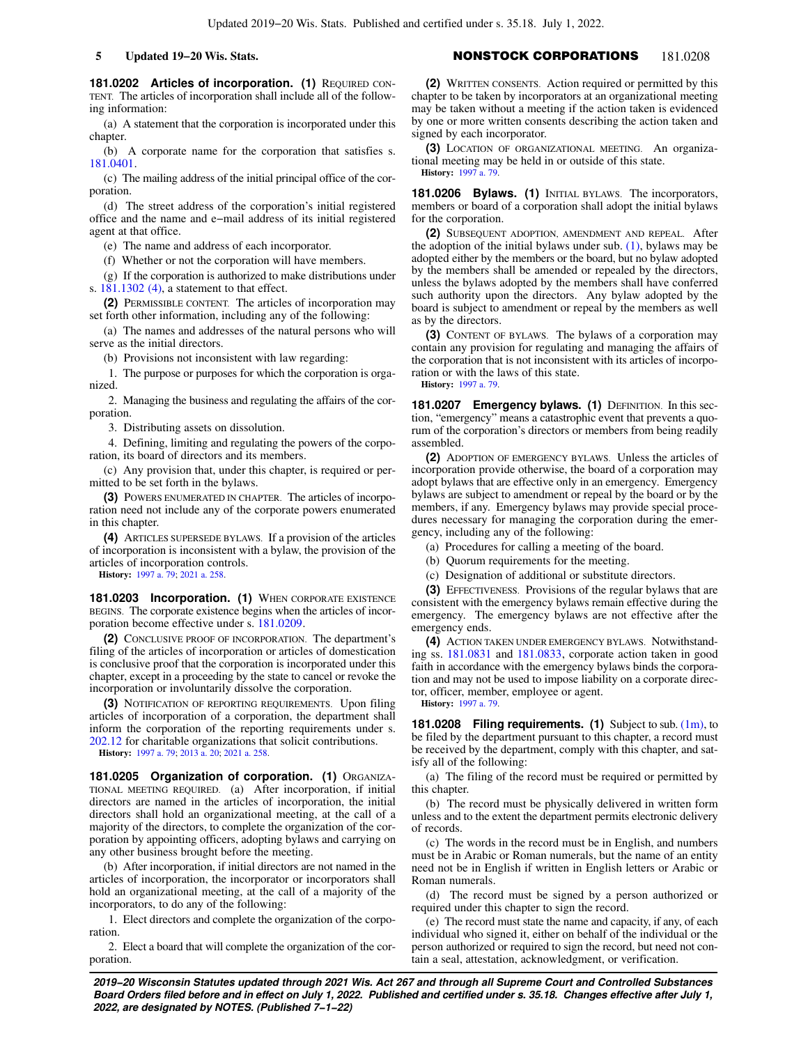**181.0202 Articles of incorporation. (1)** REQUIRED CONTENT. The articles of incorporation shall include all of the following information:

(a) A statement that the corporation is incorporated under this chapter.

(b) A corporate name for the corporation that satisfies s. 181.0401.

(c) The mailing address of the initial principal office of the corporation.

(d) The street address of the corporation's initial registered office and the name and e-mail address of its initial registered agent at that office.

(e) The name and address of each incorporator.

(f) Whether or not the corporation will have members.

(g) If the corporation is authorized to make distributions under s. 181.1302 (4), a statement to that effect.

**(2)** PERMISSIBLE CONTENT. The articles of incorporation may set forth other information, including any of the following:

(a) The names and addresses of the natural persons who will serve as the initial directors.

(b) Provisions not inconsistent with law regarding:

1. The purpose or purposes for which the corporation is organized.

2. Managing the business and regulating the affairs of the corporation.

3. Distributing assets on dissolution.

4. Defining, limiting and regulating the powers of the corporation, its board of directors and its members.

(c) Any provision that, under this chapter, is required or permitted to be set forth in the bylaws.

**(3)** POWERS ENUMERATED IN CHAPTER. The articles of incorporation need not include any of the corporate powers enumerated in this chapter.

**(4)** ARTICLES SUPERSEDE BYLAWS. If a provision of the articles of incorporation is inconsistent with a bylaw, the provision of the articles of incorporation controls.

**History:** 1997 a. 79; 2021 a. 258.

**181.0203 Incorporation. (1)** WHEN CORPORATE EXISTENCE BEGINS. The corporate existence begins when the articles of incorporation become effective under s. 181.0209.

**(2)** CONCLUSIVE PROOF OF INCORPORATION. The department's filing of the articles of incorporation or articles of domestication is conclusive proof that the corporation is incorporated under this chapter, except in a proceeding by the state to cancel or revoke the incorporation or involuntarily dissolve the corporation.

**(3)** NOTIFICATION OF REPORTING REQUIREMENTS. Upon filing articles of incorporation of a corporation, the department shall inform the corporation of the reporting requirements under s. 202.12 for charitable organizations that solicit contributions.

**History:** 1997 a. 79; 2013 a. 20; 2021 a. 258.

**181.0205 Organization of corporation. (1)** ORGANIZATIONAL MEETING REQUIRED. (a) After incorporation, if initial directors are named in the articles of incorporation, the initial directors shall hold an organizational meeting, at the call of a majority of the directors, to complete the organization of the corporation by appointing officers, adopting bylaws and carrying on any other business brought before the meeting.

(b) After incorporation, if initial directors are not named in the articles of incorporation, the incorporator or incorporators shall hold an organizational meeting, at the call of a majority of the incorporators, to do any of the following:

1. Elect directors and complete the organization of the corporation.

2. Elect a board that will complete the organization of the corporation.

**(2)** WRITTEN CONSENTS. Action required or permitted by this chapter to be taken by incorporators at an organizational meeting may be taken without a meeting if the action taken is evidenced by one or more written consents describing the action taken and signed by each incorporator.

**(3)** LOCATION OF ORGANIZATIONAL MEETING. An organizational meeting may be held in or outside of this state.

**History:** 1997 a. 79.

**181.0206 Bylaws. (1)** INITIAL BYLAWS. The incorporators, members or board of a corporation shall adopt the initial bylaws for the corporation.

**(2)** SUBSEQUENT ADOPTION, AMENDMENT AND REPEAL. After the adoption of the initial bylaws under sub. (1), bylaws may be adopted either by the members or the board, but no bylaw adopted by the members shall be amended or repealed by the directors, unless the bylaws adopted by the members shall have conferred such authority upon the directors. Any bylaw adopted by the board is subject to amendment or repeal by the members as well as by the directors.

**(3)** CONTENT OF BYLAWS. The bylaws of a corporation may contain any provision for regulating and managing the affairs of the corporation that is not inconsistent with its articles of incorporation or with the laws of this state.

**History:** 1997 a. 79.

**181.0207 Emergency bylaws. (1)** DEFINITION. In this section, "emergency" means a catastrophic event that prevents a quorum of the corporation's directors or members from being readily assembled.

**(2)** ADOPTION OF EMERGENCY BYLAWS. Unless the articles of incorporation provide otherwise, the board of a corporation may adopt bylaws that are effective only in an emergency. Emergency bylaws are subject to amendment or repeal by the board or by the members, if any. Emergency bylaws may provide special procedures necessary for managing the corporation during the emergency, including any of the following:

(a) Procedures for calling a meeting of the board.

(b) Quorum requirements for the meeting.

(c) Designation of additional or substitute directors.

**(3)** EFFECTIVENESS. Provisions of the regular bylaws that are consistent with the emergency bylaws remain effective during the emergency. The emergency bylaws are not effective after the emergency ends.

**(4)** ACTION TAKEN UNDER EMERGENCY BYLAWS. Notwithstanding ss. 181.0831 and 181.0833, corporate action taken in good faith in accordance with the emergency bylaws binds the corporation and may not be used to impose liability on a corporate director, officer, member, employee or agent.

**History:** 1997 a. 79.

**181.0208 Filing requirements. (1)** Subject to sub. (1m), to be filed by the department pursuant to this chapter, a record must be received by the department, comply with this chapter, and satisfy all of the following:

(a) The filing of the record must be required or permitted by this chapter.

(b) The record must be physically delivered in written form unless and to the extent the department permits electronic delivery of records.

(c) The words in the record must be in English, and numbers must be in Arabic or Roman numerals, but the name of an entity need not be in English if written in English letters or Arabic or Roman numerals.

(d) The record must be signed by a person authorized or required under this chapter to sign the record.

(e) The record must state the name and capacity, if any, of each individual who signed it, either on behalf of the individual or the person authorized or required to sign the record, but need not contain a seal, attestation, acknowledgment, or verification.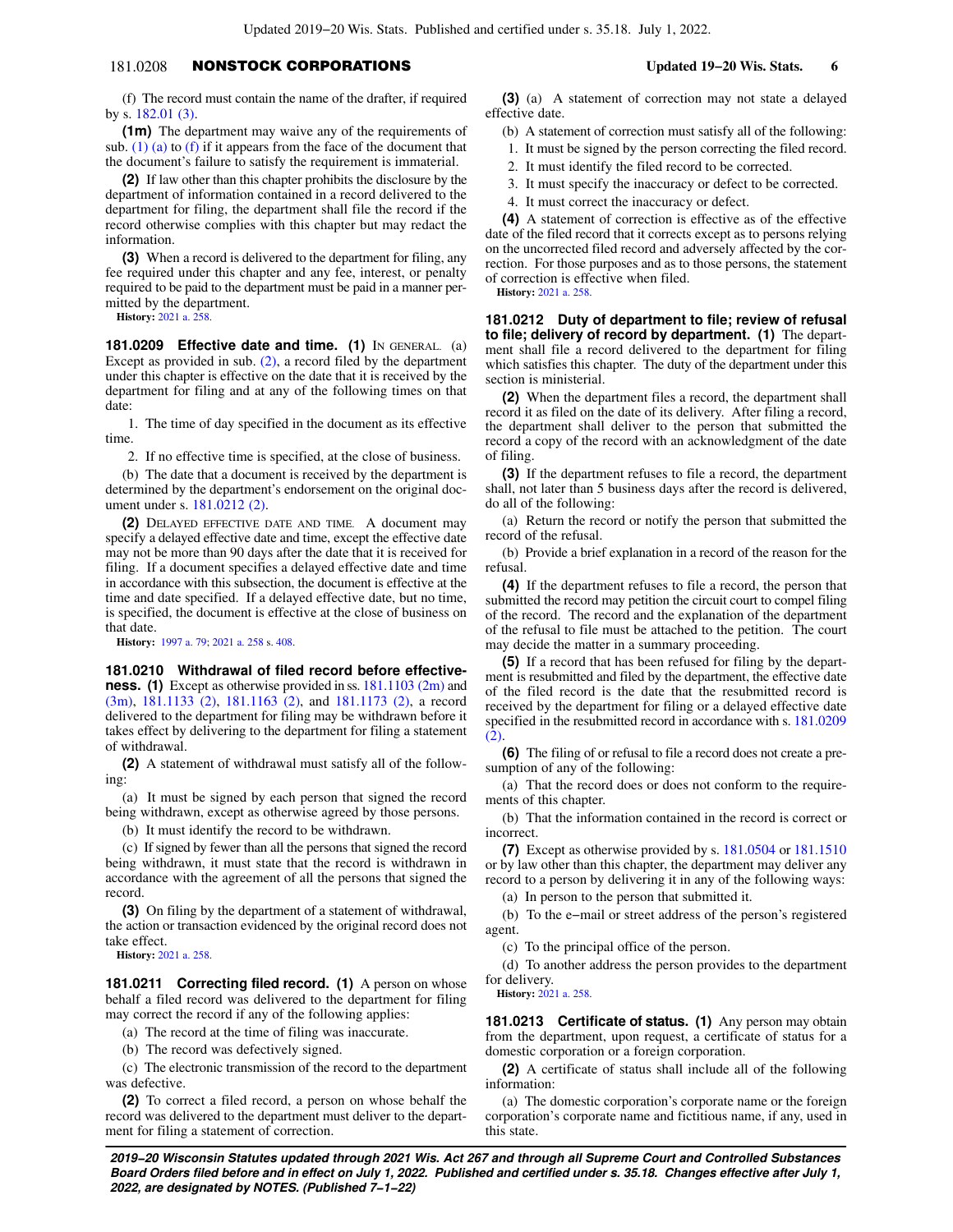(f) The record must contain the name of the drafter, if required by s. 182.01 (3).

**(1m)** The department may waive any of the requirements of sub. (1) (a) to (f) if it appears from the face of the document that the document's failure to satisfy the requirement is immaterial.

**(2)** If law other than this chapter prohibits the disclosure by the department of information contained in a record delivered to the department for filing, the department shall file the record if the record otherwise complies with this chapter but may redact the information.

**(3)** When a record is delivered to the department for filing, any fee required under this chapter and any fee, interest, or penalty required to be paid to the department must be paid in a manner permitted by the department.

**History:** 2021 a. 258.

**181.0209 Effective date and time. (1)** IN GENERAL. (a) Except as provided in sub. (2), a record filed by the department under this chapter is effective on the date that it is received by the department for filing and at any of the following times on that date:

1. The time of day specified in the document as its effective time.

2. If no effective time is specified, at the close of business.

(b) The date that a document is received by the department is determined by the department's endorsement on the original document under s. 181.0212 (2).

**(2)** DELAYED EFFECTIVE DATE AND TIME. A document may specify a delayed effective date and time, except the effective date may not be more than 90 days after the date that it is received for filing. If a document specifies a delayed effective date and time in accordance with this subsection, the document is effective at the time and date specified. If a delayed effective date, but no time, is specified, the document is effective at the close of business on that date.

**History:** 1997 a. 79; 2021 a. 258 s. 408.

**181.0210 Withdrawal of filed record before effectiveness. (1)** Except as otherwise provided in ss. 181.1103 (2m) and (3m), 181.1133 (2), 181.1163 (2), and 181.1173 (2), a record delivered to the department for filing may be withdrawn before it takes effect by delivering to the department for filing a statement of withdrawal.

**(2)** A statement of withdrawal must satisfy all of the following:

(a) It must be signed by each person that signed the record being withdrawn, except as otherwise agreed by those persons.

(b) It must identify the record to be withdrawn.

(c) If signed by fewer than all the persons that signed the record being withdrawn, it must state that the record is withdrawn in accordance with the agreement of all the persons that signed the record.

**(3)** On filing by the department of a statement of withdrawal, the action or transaction evidenced by the original record does not take effect.

**History:** 2021 a. 258.

**181.0211 Correcting filed record. (1)** A person on whose behalf a filed record was delivered to the department for filing may correct the record if any of the following applies:

(a) The record at the time of filing was inaccurate.

(b) The record was defectively signed.

(c) The electronic transmission of the record to the department was defective.

**(2)** To correct a filed record, a person on whose behalf the record was delivered to the department must deliver to the department for filing a statement of correction.

**(3)** (a) A statement of correction may not state a delayed effective date.

(b) A statement of correction must satisfy all of the following:

1. It must be signed by the person correcting the filed record.

2. It must identify the filed record to be corrected.

3. It must specify the inaccuracy or defect to be corrected.

4. It must correct the inaccuracy or defect.

**(4)** A statement of correction is effective as of the effective date of the filed record that it corrects except as to persons relying on the uncorrected filed record and adversely affected by the correction. For those purposes and as to those persons, the statement of correction is effective when filed.

**History:** 2021 a. 258.

**181.0212 Duty of department to file; review of refusal to file; delivery of record by department. (1)** The department shall file a record delivered to the department for filing which satisfies this chapter. The duty of the department under this section is ministerial.

**(2)** When the department files a record, the department shall record it as filed on the date of its delivery. After filing a record, the department shall deliver to the person that submitted the record a copy of the record with an acknowledgment of the date of filing.

**(3)** If the department refuses to file a record, the department shall, not later than 5 business days after the record is delivered, do all of the following:

(a) Return the record or notify the person that submitted the record of the refusal.

(b) Provide a brief explanation in a record of the reason for the refusal.

**(4)** If the department refuses to file a record, the person that submitted the record may petition the circuit court to compel filing of the record. The record and the explanation of the department of the refusal to file must be attached to the petition. The court may decide the matter in a summary proceeding.

**(5)** If a record that has been refused for filing by the department is resubmitted and filed by the department, the effective date of the filed record is the date that the resubmitted record is received by the department for filing or a delayed effective date specified in the resubmitted record in accordance with s. 181.0209 (2).

**(6)** The filing of or refusal to file a record does not create a presumption of any of the following:

(a) That the record does or does not conform to the requirements of this chapter.

(b) That the information contained in the record is correct or incorrect.

**(7)** Except as otherwise provided by s. 181.0504 or 181.1510 or by law other than this chapter, the department may deliver any record to a person by delivering it in any of the following ways:

(a) In person to the person that submitted it.

(b) To the e−mail or street address of the person's registered agent.

(c) To the principal office of the person.

(d) To another address the person provides to the department for delivery.

**History:** 2021 a. 258.

**181.0213 Certificate of status. (1)** Any person may obtain from the department, upon request, a certificate of status for a domestic corporation or a foreign corporation.

**(2)** A certificate of status shall include all of the following information:

(a) The domestic corporation's corporate name or the foreign corporation's corporate name and fictitious name, if any, used in this state.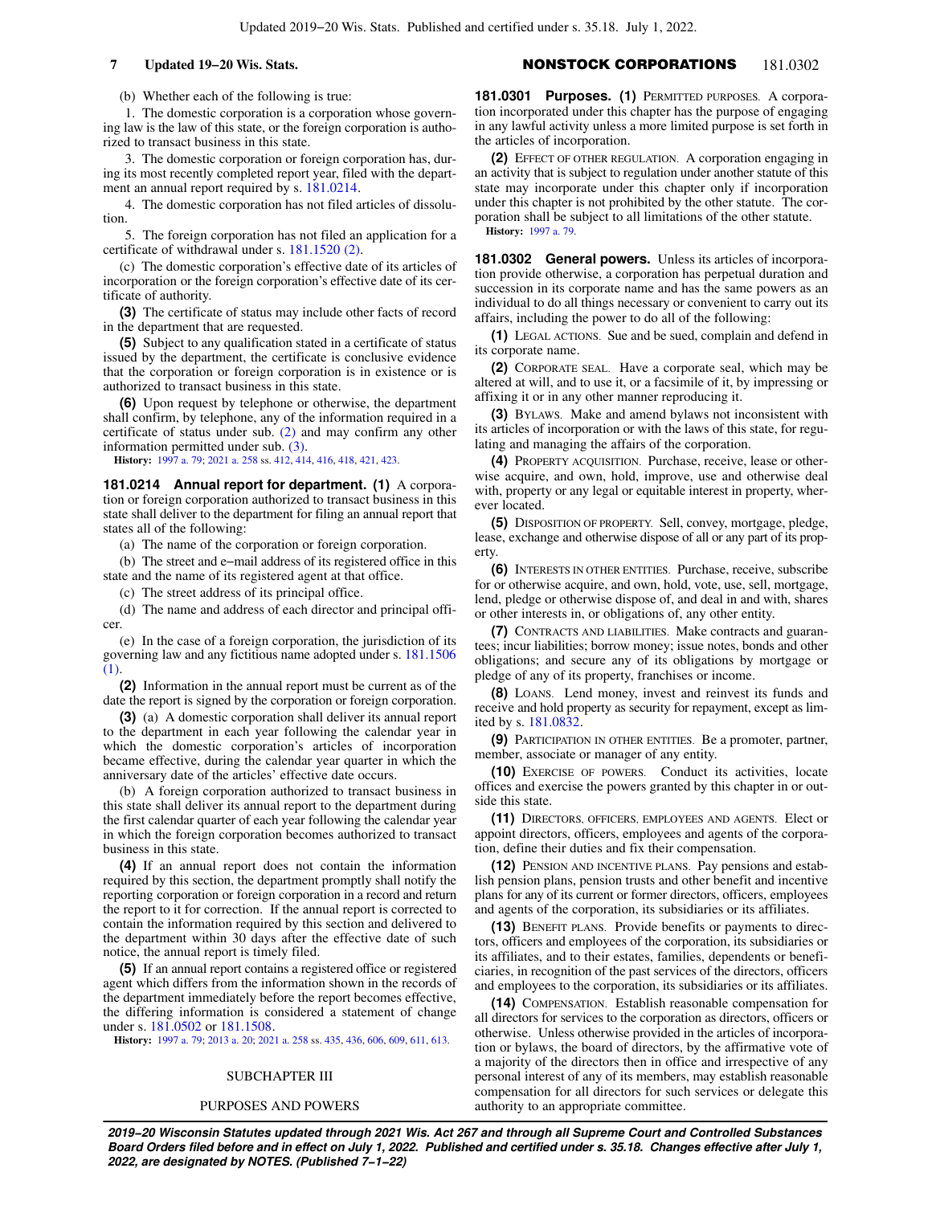(b) Whether each of the following is true:

1. The domestic corporation is a corporation whose governing law is the law of this state, or the foreign corporation is authorized to transact business in this state.

3. The domestic corporation or foreign corporation has, during its most recently completed report year, filed with the department an annual report required by s. 181.0214.

4. The domestic corporation has not filed articles of dissolution.

5. The foreign corporation has not filed an application for a certificate of withdrawal under s. 181.1520 (2).

(c) The domestic corporation's effective date of its articles of incorporation or the foreign corporation's effective date of its certificate of authority.

**(3)** The certificate of status may include other facts of record in the department that are requested.

**(5)** Subject to any qualification stated in a certificate of status issued by the department, the certificate is conclusive evidence that the corporation or foreign corporation is in existence or is authorized to transact business in this state.

**(6)** Upon request by telephone or otherwise, the department shall confirm, by telephone, any of the information required in a certificate of status under sub. (2) and may confirm any other information permitted under sub. (3).

**History:** 1997 a. 79; 2021 a. 258 ss. 412, 414, 416, 418, 421, 423.

**181.0214 Annual report for department.** **(1)** A corporation or foreign corporation authorized to transact business in this state shall deliver to the department for filing an annual report that states all of the following:

(a) The name of the corporation or foreign corporation.

(b) The street and e-mail address of its registered office in this state and the name of its registered agent at that office.

(c) The street address of its principal office.

(d) The name and address of each director and principal officer.

(e) In the case of a foreign corporation, the jurisdiction of its governing law and any fictitious name adopted under s. 181.1506 (1).

**(2)** Information in the annual report must be current as of the date the report is signed by the corporation or foreign corporation.

**(3)** (a) A domestic corporation shall deliver its annual report to the department in each year following the calendar year in which the domestic corporation's articles of incorporation became effective, during the calendar year quarter in which the anniversary date of the articles' effective date occurs.

(b) A foreign corporation authorized to transact business in this state shall deliver its annual report to the department during the first calendar quarter of each year following the calendar year in which the foreign corporation becomes authorized to transact business in this state.

**(4)** If an annual report does not contain the information required by this section, the department promptly shall notify the reporting corporation or foreign corporation in a record and return the report to it for correction. If the annual report is corrected to contain the information required by this section and delivered to the department within 30 days after the effective date of such notice, the annual report is timely filed.

**(5)** If an annual report contains a registered office or registered agent which differs from the information shown in the records of the department immediately before the report becomes effective, the differing information is considered a statement of change under s. 181.0502 or 181.1508.

**History:** 1997 a. 79; 2013 a. 20; 2021 a. 258 ss. 435, 436, 606, 609, 611, 613.

## SUBCHAPTER III

## PURPOSES AND POWERS

**181.0301 Purposes.** **(1)** PERMITTED PURPOSES. A corporation incorporated under this chapter has the purpose of engaging in any lawful activity unless a more limited purpose is set forth in the articles of incorporation.

**(2)** EFFECT OF OTHER REGULATION. A corporation engaging in an activity that is subject to regulation under another statute of this state may incorporate under this chapter only if incorporation under this chapter is not prohibited by the other statute. The corporation shall be subject to all limitations of the other statute.

**History:** 1997 a. 79.

**181.0302 General powers.** Unless its articles of incorporation provide otherwise, a corporation has perpetual duration and succession in its corporate name and has the same powers as an individual to do all things necessary or convenient to carry out its affairs, including the power to do all of the following:

**(1)** LEGAL ACTIONS. Sue and be sued, complain and defend in its corporate name.

**(2)** CORPORATE SEAL. Have a corporate seal, which may be altered at will, and to use it, or a facsimile of it, by impressing or affixing it or in any other manner reproducing it.

**(3)** BYLAWS. Make and amend bylaws not inconsistent with its articles of incorporation or with the laws of this state, for regulating and managing the affairs of the corporation.

**(4)** PROPERTY ACQUISITION. Purchase, receive, lease or otherwise acquire, and own, hold, improve, use and otherwise deal with, property or any legal or equitable interest in property, wherever located.

**(5)** DISPOSITION OF PROPERTY. Sell, convey, mortgage, pledge, lease, exchange and otherwise dispose of all or any part of its property.

**(6)** INTERESTS IN OTHER ENTITIES. Purchase, receive, subscribe for or otherwise acquire, and own, hold, vote, use, sell, mortgage, lend, pledge or otherwise dispose of, and deal in and with, shares or other interests in, or obligations of, any other entity.

**(7)** CONTRACTS AND LIABILITIES. Make contracts and guarantees; incur liabilities; borrow money; issue notes, bonds and other obligations; and secure any of its obligations by mortgage or pledge of any of its property, franchises or income.

**(8)** LOANS. Lend money, invest and reinvest its funds and receive and hold property as security for repayment, except as limited by s. 181.0832.

**(9)** PARTICIPATION IN OTHER ENTITIES. Be a promoter, partner, member, associate or manager of any entity.

**(10)** EXERCISE OF POWERS. Conduct its activities, locate offices and exercise the powers granted by this chapter in or outside this state.

**(11)** DIRECTORS, OFFICERS, EMPLOYEES AND AGENTS. Elect or appoint directors, officers, employees and agents of the corporation, define their duties and fix their compensation.

**(12)** PENSION AND INCENTIVE PLANS. Pay pensions and establish pension plans, pension trusts and other benefit and incentive plans for any of its current or former directors, officers, employees and agents of the corporation, its subsidiaries or its affiliates.

**(13)** BENEFIT PLANS. Provide benefits or payments to directors, officers and employees of the corporation, its subsidiaries or its affiliates, and to their estates, families, dependents or beneficiaries, in recognition of the past services of the directors, officers and employees to the corporation, its subsidiaries or its affiliates.

**(14)** COMPENSATION. Establish reasonable compensation for all directors for services to the corporation as directors, officers or otherwise. Unless otherwise provided in the articles of incorporation or bylaws, the board of directors, by the affirmative vote of a majority of the directors then in office and irrespective of any personal interest of any of its members, may establish reasonable compensation for all directors for such services or delegate this authority to an appropriate committee.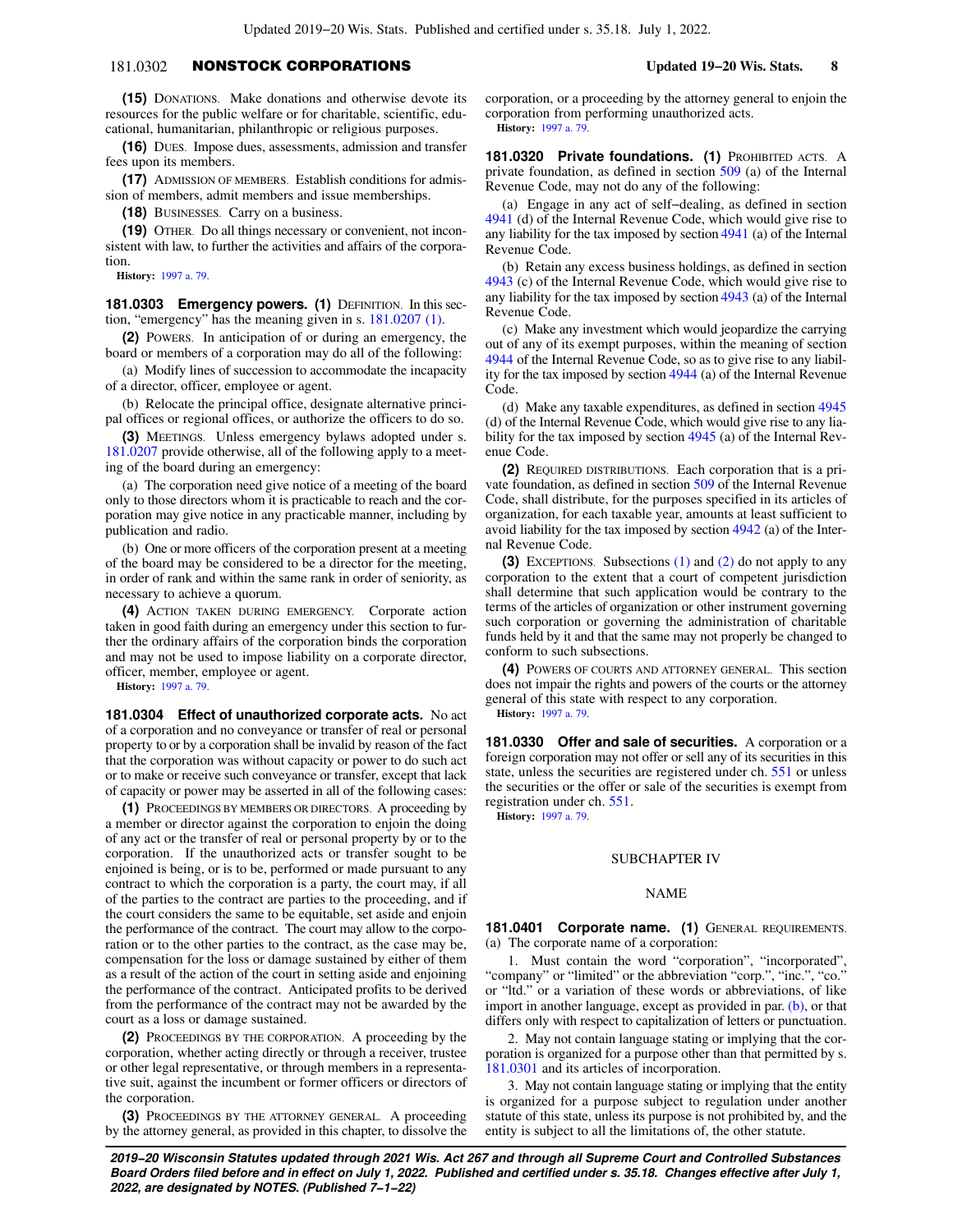**(15)** DONATIONS. Make donations and otherwise devote its resources for the public welfare or for charitable, scientific, educational, humanitarian, philanthropic or religious purposes.

**(16)** DUES. Impose dues, assessments, admission and transfer fees upon its members.

**(17)** ADMISSION OF MEMBERS. Establish conditions for admission of members, admit members and issue memberships.

**(18)** BUSINESSES. Carry on a business.

**(19)** OTHER. Do all things necessary or convenient, not inconsistent with law, to further the activities and affairs of the corporation.

**History:** 1997 a. 79.

**181.0303 Emergency powers. (1)** DEFINITION. In this section, "emergency" has the meaning given in s. 181.0207 (1).

**(2)** POWERS. In anticipation of or during an emergency, the board or members of a corporation may do all of the following:

(a) Modify lines of succession to accommodate the incapacity of a director, officer, employee or agent.

(b) Relocate the principal office, designate alternative principal offices or regional offices, or authorize the officers to do so.

**(3)** MEETINGS. Unless emergency bylaws adopted under s. 181.0207 provide otherwise, all of the following apply to a meeting of the board during an emergency:

(a) The corporation need give notice of a meeting of the board only to those directors whom it is practicable to reach and the corporation may give notice in any practicable manner, including by publication and radio.

(b) One or more officers of the corporation present at a meeting of the board may be considered to be a director for the meeting, in order of rank and within the same rank in order of seniority, as necessary to achieve a quorum.

**(4)** ACTION TAKEN DURING EMERGENCY. Corporate action taken in good faith during an emergency under this section to further the ordinary affairs of the corporation binds the corporation and may not be used to impose liability on a corporate director, officer, member, employee or agent.

**History:** 1997 a. 79.

**181.0304 Effect of unauthorized corporate acts.** No act of a corporation and no conveyance or transfer of real or personal property to or by a corporation shall be invalid by reason of the fact that the corporation was without capacity or power to do such act or to make or receive such conveyance or transfer, except that lack of capacity or power may be asserted in all of the following cases:

**(1)** PROCEEDINGS BY MEMBERS OR DIRECTORS. A proceeding by a member or director against the corporation to enjoin the doing of any act or the transfer of real or personal property by or to the corporation. If the unauthorized acts or transfer sought to be enjoined is being, or is to be, performed or made pursuant to any contract to which the corporation is a party, the court may, if all of the parties to the contract are parties to the proceeding, and if the court considers the same to be equitable, set aside and enjoin the performance of the contract. The court may allow to the corporation or to the other parties to the contract, as the case may be, compensation for the loss or damage sustained by either of them as a result of the action of the court in setting aside and enjoining the performance of the contract. Anticipated profits to be derived from the performance of the contract may not be awarded by the court as a loss or damage sustained.

**(2)** PROCEEDINGS BY THE CORPORATION. A proceeding by the corporation, whether acting directly or through a receiver, trustee or other legal representative, or through members in a representative suit, against the incumbent or former officers or directors of the corporation.

**(3)** PROCEEDINGS BY THE ATTORNEY GENERAL. A proceeding by the attorney general, as provided in this chapter, to dissolve the corporation, or a proceeding by the attorney general to enjoin the corporation from performing unauthorized acts.

**History:** 1997 a. 79.

**181.0320 Private foundations. (1)** PROHIBITED ACTS. A private foundation, as defined in section 509 (a) of the Internal Revenue Code, may not do any of the following:

(a) Engage in any act of self-dealing, as defined in section 4941 (d) of the Internal Revenue Code, which would give rise to any liability for the tax imposed by section 4941 (a) of the Internal Revenue Code.

(b) Retain any excess business holdings, as defined in section 4943 (c) of the Internal Revenue Code, which would give rise to any liability for the tax imposed by section 4943 (a) of the Internal Revenue Code.

(c) Make any investment which would jeopardize the carrying out of any of its exempt purposes, within the meaning of section 4944 of the Internal Revenue Code, so as to give rise to any liability for the tax imposed by section 4944 (a) of the Internal Revenue Code.

(d) Make any taxable expenditures, as defined in section 4945 (d) of the Internal Revenue Code, which would give rise to any liability for the tax imposed by section 4945 (a) of the Internal Revenue Code.

**(2)** REQUIRED DISTRIBUTIONS. Each corporation that is a private foundation, as defined in section 509 of the Internal Revenue Code, shall distribute, for the purposes specified in its articles of organization, for each taxable year, amounts at least sufficient to avoid liability for the tax imposed by section 4942 (a) of the Internal Revenue Code.

**(3)** EXCEPTIONS. Subsections (1) and (2) do not apply to any corporation to the extent that a court of competent jurisdiction shall determine that such application would be contrary to the terms of the articles of organization or other instrument governing such corporation or governing the administration of charitable funds held by it and that the same may not properly be changed to conform to such subsections.

**(4)** POWERS OF COURTS AND ATTORNEY GENERAL. This section does not impair the rights and powers of the courts or the attorney general of this state with respect to any corporation.

**History:** 1997 a. 79.

**181.0330 Offer and sale of securities.** A corporation or a foreign corporation may not offer or sell any of its securities in this state, unless the securities are registered under ch. 551 or unless the securities or the offer or sale of the securities is exempt from registration under ch. 551.

**History:** 1997 a. 79.

## SUBCHAPTER IV

## NAME

**181.0401 Corporate name. (1)** GENERAL REQUIREMENTS. (a) The corporate name of a corporation:

1. Must contain the word "corporation", "incorporated", "company" or "limited" or the abbreviation "corp.", "inc.", "co." or "ltd." or a variation of these words or abbreviations, of like import in another language, except as provided in par. (b), or that differs only with respect to capitalization of letters or punctuation.

2. May not contain language stating or implying that the corporation is organized for a purpose other than that permitted by s. 181.0301 and its articles of incorporation.

3. May not contain language stating or implying that the entity is organized for a purpose subject to regulation under another statute of this state, unless its purpose is not prohibited by, and the entity is subject to all the limitations of, the other statute.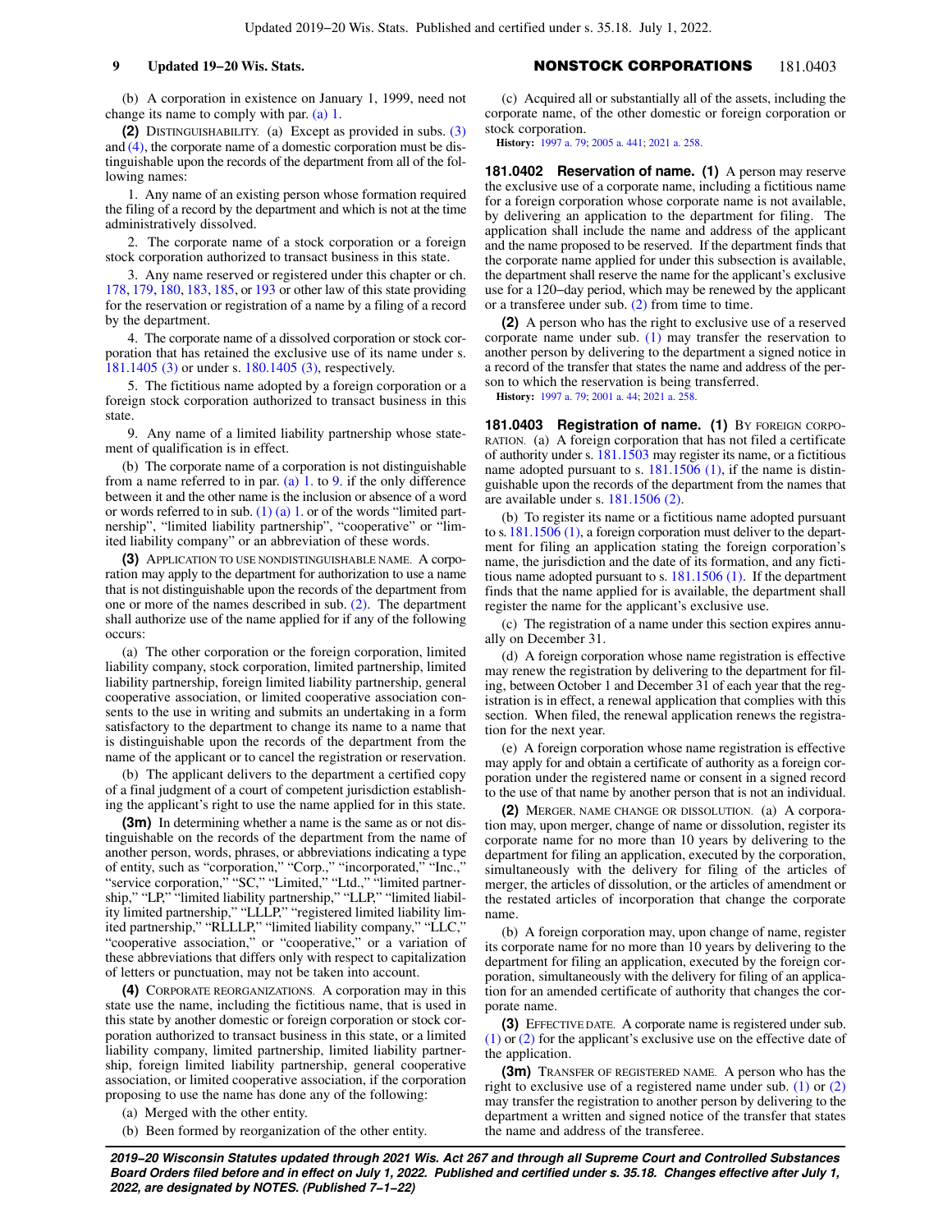(b) A corporation in existence on January 1, 1999, need not change its name to comply with par. (a) 1.

**(2)** DISTINGUISHABILITY. (a) Except as provided in subs. (3) and (4), the corporate name of a domestic corporation must be distinguishable upon the records of the department from all of the following names:

1. Any name of an existing person whose formation required the filing of a record by the department and which is not at the time administratively dissolved.

2. The corporate name of a stock corporation or a foreign stock corporation authorized to transact business in this state.

3. Any name reserved or registered under this chapter or ch. 178, 179, 180, 183, 185, or 193 or other law of this state providing for the reservation or registration of a name by a filing of a record by the department.

4. The corporate name of a dissolved corporation or stock corporation that has retained the exclusive use of its name under s. 181.1405 (3) or under s. 180.1405 (3), respectively.

5. The fictitious name adopted by a foreign corporation or a foreign stock corporation authorized to transact business in this state.

9. Any name of a limited liability partnership whose statement of qualification is in effect.

(b) The corporate name of a corporation is not distinguishable from a name referred to in par. (a) 1. to 9. if the only difference between it and the other name is the inclusion or absence of a word or words referred to in sub. (1) (a) 1. or of the words "limited partnership", "limited liability partnership", "cooperative" or "limited liability company" or an abbreviation of these words.

**(3)** APPLICATION TO USE NONDISTINGUISHABLE NAME. A corporation may apply to the department for authorization to use a name that is not distinguishable upon the records of the department from one or more of the names described in sub. (2). The department shall authorize use of the name applied for if any of the following occurs:

(a) The other corporation or the foreign corporation, limited liability company, stock corporation, limited partnership, limited liability partnership, foreign limited liability partnership, general cooperative association, or limited cooperative association consents to the use in writing and submits an undertaking in a form satisfactory to the department to change its name to a name that is distinguishable upon the records of the department from the name of the applicant or to cancel the registration or reservation.

(b) The applicant delivers to the department a certified copy of a final judgment of a court of competent jurisdiction establishing the applicant's right to use the name applied for in this state.

**(3m)** In determining whether a name is the same as or not distinguishable on the records of the department from the name of another person, words, phrases, or abbreviations indicating a type of entity, such as "corporation," "Corp.," "incorporated," "Inc.," "service corporation," "SC," "Limited," "Ltd.," "limited partnership," "LP," "limited liability partnership," "LLP," "limited liability limited partnership," "LLLP," "registered limited liability limited partnership," "RLLLP," "limited liability company," "LLC," "cooperative association," or "cooperative," or a variation of these abbreviations that differs only with respect to capitalization of letters or punctuation, may not be taken into account.

**(4)** CORPORATE REORGANIZATIONS. A corporation may in this state use the name, including the fictitious name, that is used in this state by another domestic or foreign corporation or stock corporation authorized to transact business in this state, or a limited liability company, limited partnership, limited liability partnership, foreign limited liability partnership, general cooperative association, or limited cooperative association, if the corporation proposing to use the name has done any of the following:

(a) Merged with the other entity.

(b) Been formed by reorganization of the other entity.

(c) Acquired all or substantially all of the assets, including the corporate name, of the other domestic or foreign corporation or stock corporation.

**History:** 1997 a. 79; 2005 a. 441; 2021 a. 258.

**181.0402 Reservation of name. (1)** A person may reserve the exclusive use of a corporate name, including a fictitious name for a foreign corporation whose corporate name is not available, by delivering an application to the department for filing. The application shall include the name and address of the applicant and the name proposed to be reserved. If the department finds that the corporate name applied for under this subsection is available, the department shall reserve the name for the applicant's exclusive use for a 120-day period, which may be renewed by the applicant or a transferee under sub. (2) from time to time.

**(2)** A person who has the right to exclusive use of a reserved corporate name under sub. (1) may transfer the reservation to another person by delivering to the department a signed notice in a record of the transfer that states the name and address of the person to which the reservation is being transferred.

**History:** 1997 a. 79; 2001 a. 44; 2021 a. 258.

**181.0403 Registration of name. (1)** BY FOREIGN CORPORATION. (a) A foreign corporation that has not filed a certificate of authority under s. 181.1503 may register its name, or a fictitious name adopted pursuant to s. 181.1506 (1), if the name is distinguishable upon the records of the department from the names that are available under s. 181.1506 (2).

(b) To register its name or a fictitious name adopted pursuant to s. 181.1506 (1), a foreign corporation must deliver to the department for filing an application stating the foreign corporation's name, the jurisdiction and the date of its formation, and any fictitious name adopted pursuant to s. 181.1506 (1). If the department finds that the name applied for is available, the department shall register the name for the applicant's exclusive use.

(c) The registration of a name under this section expires annually on December 31.

(d) A foreign corporation whose name registration is effective may renew the registration by delivering to the department for filing, between October 1 and December 31 of each year that the registration is in effect, a renewal application that complies with this section. When filed, the renewal application renews the registration for the next year.

(e) A foreign corporation whose name registration is effective may apply for and obtain a certificate of authority as a foreign corporation under the registered name or consent in a signed record to the use of that name by another person that is not an individual.

**(2)** MERGER, NAME CHANGE OR DISSOLUTION. (a) A corporation may, upon merger, change of name or dissolution, register its corporate name for no more than 10 years by delivering to the department for filing an application, executed by the corporation, simultaneously with the delivery for filing of the articles of merger, the articles of dissolution, or the articles of amendment or the restated articles of incorporation that change the corporate name.

(b) A foreign corporation may, upon change of name, register its corporate name for no more than 10 years by delivering to the department for filing an application, executed by the foreign corporation, simultaneously with the delivery for filing of an application for an amended certificate of authority that changes the corporate name.

**(3)** EFFECTIVE DATE. A corporate name is registered under sub. (1) or (2) for the applicant's exclusive use on the effective date of the application.

**(3m)** TRANSFER OF REGISTERED NAME. A person who has the right to exclusive use of a registered name under sub. (1) or (2) may transfer the registration to another person by delivering to the department a written and signed notice of the transfer that states the name and address of the transferee.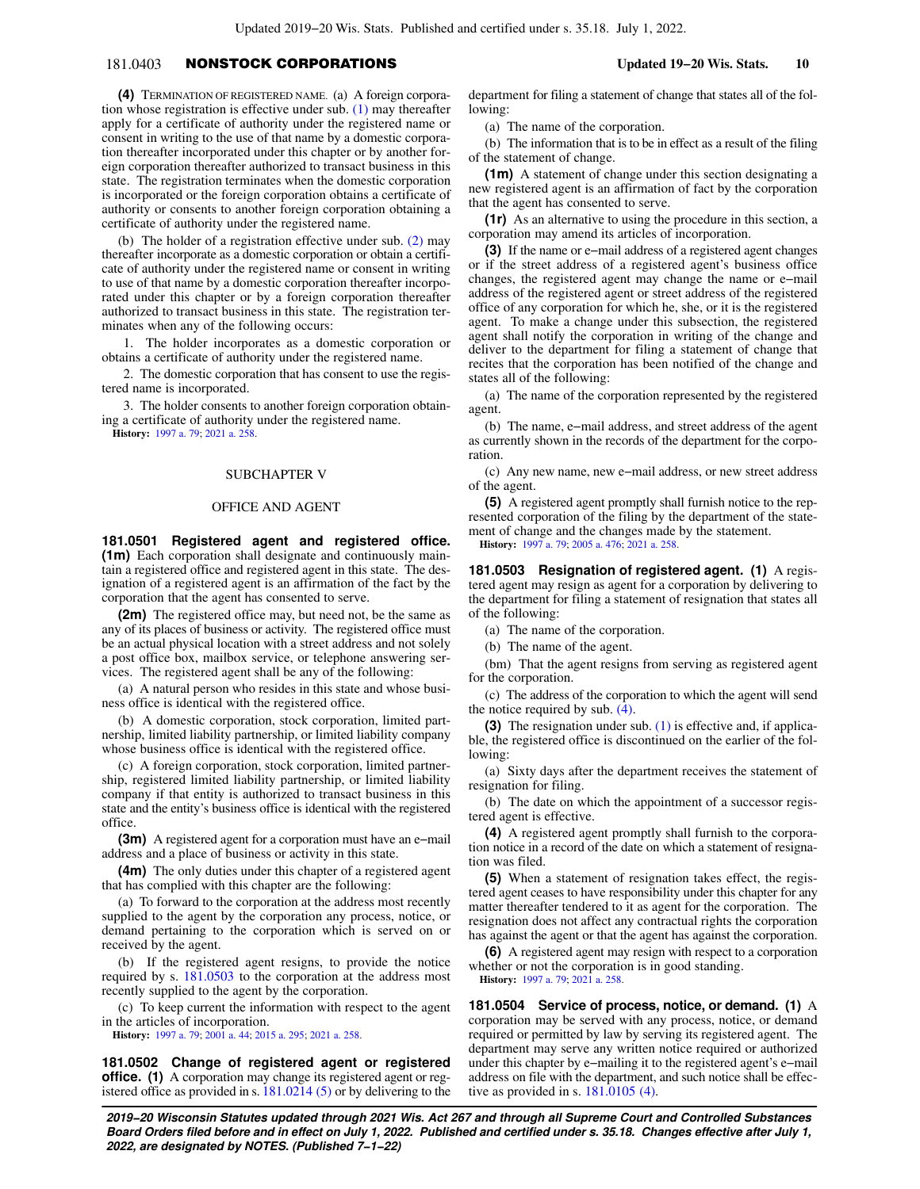**(4)** TERMINATION OF REGISTERED NAME. (a) A foreign corporation whose registration is effective under sub. (1) may thereafter apply for a certificate of authority under the registered name or consent in writing to the use of that name by a domestic corporation thereafter incorporated under this chapter or by another foreign corporation thereafter authorized to transact business in this state. The registration terminates when the domestic corporation is incorporated or the foreign corporation obtains a certificate of authority or consents to another foreign corporation obtaining a certificate of authority under the registered name.

(b) The holder of a registration effective under sub. (2) may thereafter incorporate as a domestic corporation or obtain a certificate of authority under the registered name or consent in writing to use of that name by a domestic corporation thereafter incorporated under this chapter or by a foreign corporation thereafter authorized to transact business in this state. The registration terminates when any of the following occurs:

1. The holder incorporates as a domestic corporation or obtains a certificate of authority under the registered name.

2. The domestic corporation that has consent to use the registered name is incorporated.

3. The holder consents to another foreign corporation obtaining a certificate of authority under the registered name.

**History:** 1997 a. 79; 2021 a. 258.

## SUBCHAPTER V

## OFFICE AND AGENT

**181.0501 Registered agent and registered office. (1m)** Each corporation shall designate and continuously maintain a registered office and registered agent in this state. The designation of a registered agent is an affirmation of the fact by the corporation that the agent has consented to serve.

**(2m)** The registered office may, but need not, be the same as any of its places of business or activity. The registered office must be an actual physical location with a street address and not solely a post office box, mailbox service, or telephone answering services. The registered agent shall be any of the following:

(a) A natural person who resides in this state and whose business office is identical with the registered office.

(b) A domestic corporation, stock corporation, limited partnership, limited liability partnership, or limited liability company whose business office is identical with the registered office.

(c) A foreign corporation, stock corporation, limited partnership, registered limited liability partnership, or limited liability company if that entity is authorized to transact business in this state and the entity's business office is identical with the registered office.

**(3m)** A registered agent for a corporation must have an e-mail address and a place of business or activity in this state.

**(4m)** The only duties under this chapter of a registered agent that has complied with this chapter are the following:

(a) To forward to the corporation at the address most recently supplied to the agent by the corporation any process, notice, or demand pertaining to the corporation which is served on or received by the agent.

(b) If the registered agent resigns, to provide the notice required by s. 181.0503 to the corporation at the address most recently supplied to the agent by the corporation.

(c) To keep current the information with respect to the agent in the articles of incorporation.

**History:** 1997 a. 79; 2001 a. 44; 2015 a. 295; 2021 a. 258.

**181.0502 Change of registered agent or registered office. (1)** A corporation may change its registered agent or registered office as provided in s. 181.0214 (5) or by delivering to the department for filing a statement of change that states all of the following:

(a) The name of the corporation.

(b) The information that is to be in effect as a result of the filing of the statement of change.

**(1m)** A statement of change under this section designating a new registered agent is an affirmation of fact by the corporation that the agent has consented to serve.

**(1r)** As an alternative to using the procedure in this section, a corporation may amend its articles of incorporation.

**(3)** If the name or e-mail address of a registered agent changes or if the street address of a registered agent's business office changes, the registered agent may change the name or e-mail address of the registered agent or street address of the registered office of any corporation for which he, she, or it is the registered agent. To make a change under this subsection, the registered agent shall notify the corporation in writing of the change and deliver to the department for filing a statement of change that recites that the corporation has been notified of the change and states all of the following:

(a) The name of the corporation represented by the registered agent.

(b) The name, e-mail address, and street address of the agent as currently shown in the records of the department for the corporation.

(c) Any new name, new e-mail address, or new street address of the agent.

**(5)** A registered agent promptly shall furnish notice to the represented corporation of the filing by the department of the statement of change and the changes made by the statement.

**History:** 1997 a. 79; 2005 a. 476; 2021 a. 258.

**181.0503 Resignation of registered agent. (1)** A registered agent may resign as agent for a corporation by delivering to the department for filing a statement of resignation that states all of the following:

(a) The name of the corporation.

(b) The name of the agent.

(bm) That the agent resigns from serving as registered agent for the corporation.

(c) The address of the corporation to which the agent will send the notice required by sub. (4).

**(3)** The resignation under sub. (1) is effective and, if applicable, the registered office is discontinued on the earlier of the following:

(a) Sixty days after the department receives the statement of resignation for filing.

(b) The date on which the appointment of a successor registered agent is effective.

**(4)** A registered agent promptly shall furnish to the corporation notice in a record of the date on which a statement of resignation was filed.

**(5)** When a statement of resignation takes effect, the registered agent ceases to have responsibility under this chapter for any matter thereafter tendered to it as agent for the corporation. The resignation does not affect any contractual rights the corporation has against the agent or that the agent has against the corporation.

**(6)** A registered agent may resign with respect to a corporation whether or not the corporation is in good standing.

**History:** 1997 a. 79; 2021 a. 258.

**181.0504 Service of process, notice, or demand. (1)** A corporation may be served with any process, notice, or demand required or permitted by law by serving its registered agent. The department may serve any written notice required or authorized under this chapter by e-mailing it to the registered agent's e-mail address on file with the department, and such notice shall be effective as provided in s. 181.0105 (4).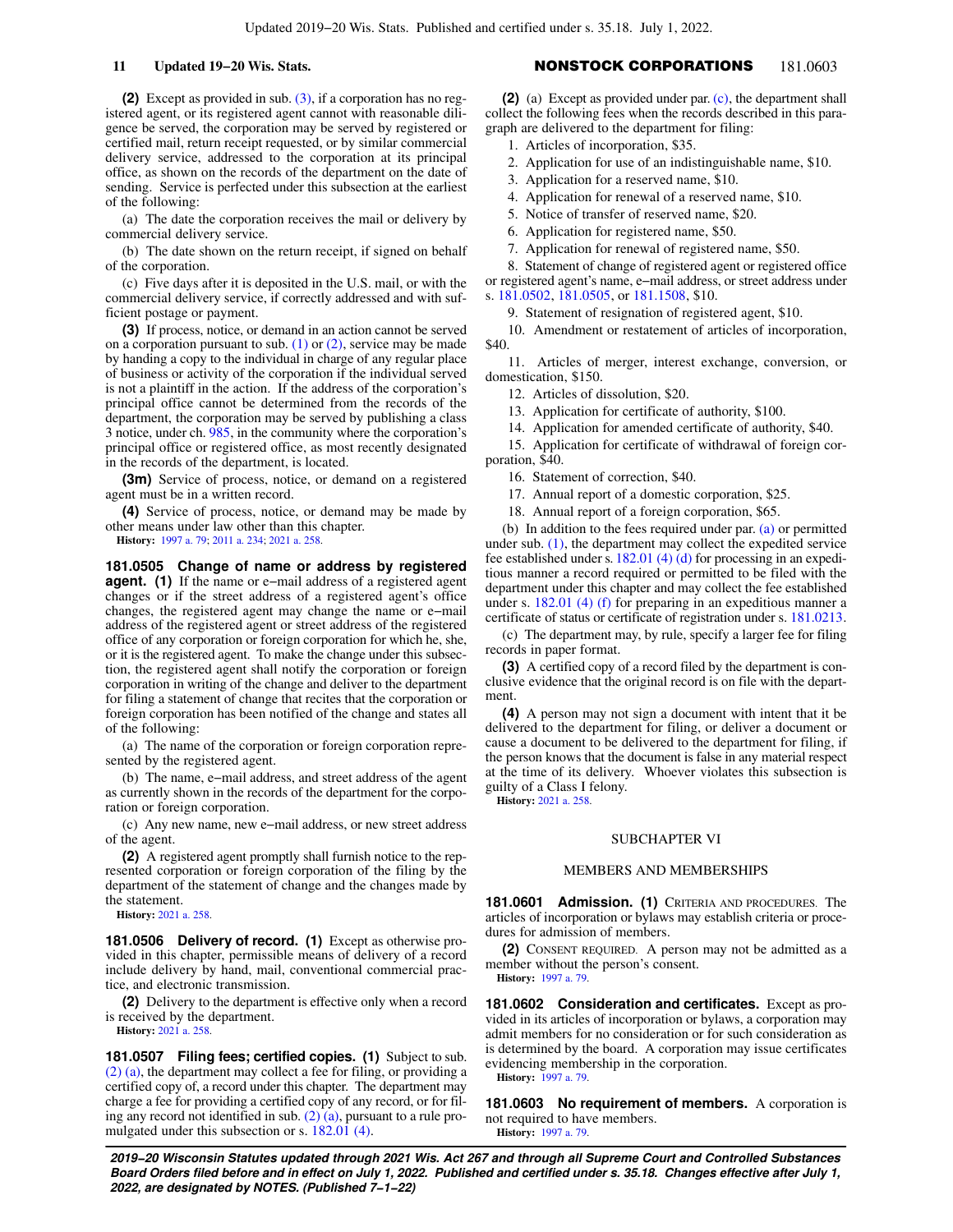**(2)** Except as provided in sub. (3), if a corporation has no registered agent, or its registered agent cannot with reasonable diligence be served, the corporation may be served by registered or certified mail, return receipt requested, or by similar commercial delivery service, addressed to the corporation at its principal office, as shown on the records of the department on the date of sending. Service is perfected under this subsection at the earliest of the following:

(a) The date the corporation receives the mail or delivery by commercial delivery service.

(b) The date shown on the return receipt, if signed on behalf of the corporation.

(c) Five days after it is deposited in the U.S. mail, or with the commercial delivery service, if correctly addressed and with sufficient postage or payment.

**(3)** If process, notice, or demand in an action cannot be served on a corporation pursuant to sub. (1) or (2), service may be made by handing a copy to the individual in charge of any regular place of business or activity of the corporation if the individual served is not a plaintiff in the action. If the address of the corporation's principal office cannot be determined from the records of the department, the corporation may be served by publishing a class 3 notice, under ch. 985, in the community where the corporation's principal office or registered office, as most recently designated in the records of the department, is located.

**(3m)** Service of process, notice, or demand on a registered agent must be in a written record.

**(4)** Service of process, notice, or demand may be made by other means under law other than this chapter.

**History:** 1997 a. 79; 2011 a. 234; 2021 a. 258.

**181.0505 Change of name or address by registered agent. (1)** If the name or e-mail address of a registered agent changes or if the street address of a registered agent's office changes, the registered agent may change the name or e-mail address of the registered agent or street address of the registered office of any corporation or foreign corporation for which he, she, or it is the registered agent. To make the change under this subsection, the registered agent shall notify the corporation or foreign corporation in writing of the change and deliver to the department for filing a statement of change that recites that the corporation or foreign corporation has been notified of the change and states all of the following:

(a) The name of the corporation or foreign corporation represented by the registered agent.

(b) The name, e-mail address, and street address of the agent as currently shown in the records of the department for the corporation or foreign corporation.

(c) Any new name, new e-mail address, or new street address of the agent.

**(2)** A registered agent promptly shall furnish notice to the represented corporation or foreign corporation of the filing by the department of the statement of change and the changes made by the statement.

**History:** 2021 a. 258.

**181.0506 Delivery of record. (1)** Except as otherwise provided in this chapter, permissible means of delivery of a record include delivery by hand, mail, conventional commercial practice, and electronic transmission.

**(2)** Delivery to the department is effective only when a record is received by the department.

**History:** 2021 a. 258.

**181.0507 Filing fees; certified copies. (1)** Subject to sub. (2) (a), the department may collect a fee for filing, or providing a certified copy of, a record under this chapter. The department may charge a fee for providing a certified copy of any record, or for filing any record not identified in sub. (2) (a), pursuant to a rule promulgated under this subsection or s. 182.01 (4).

**(2)** (a) Except as provided under par. (c), the department shall collect the following fees when the records described in this paragraph are delivered to the department for filing:

1. Articles of incorporation, $35.
2. Application for use of an indistinguishable name, $10.
3. Application for a reserved name, $10.
4. Application for renewal of a reserved name, $10.
5. Notice of transfer of reserved name, $20.
6. Application for registered name, $50.
7. Application for renewal of registered name, $50.
8. Statement of change of registered agent or registered office or registered agent's name, e-mail address, or street address under s. 181.0502, 181.0505, or 181.1508, $10.
9. Statement of resignation of registered agent, $10.
10. Amendment or restatement of articles of incorporation, $40.
11. Articles of merger, interest exchange, conversion, or domestication, $150.
12. Articles of dissolution, $20.
13. Application for certificate of authority, $100.
14. Application for amended certificate of authority, $40.
15. Application for certificate of withdrawal of foreign corporation, $40.
16. Statement of correction, $40.
17. Annual report of a domestic corporation, $25.
18. Annual report of a foreign corporation, $65.

(b) In addition to the fees required under par. (a) or permitted under sub. (1), the department may collect the expedited service fee established under s. 182.01 (4) (d) for processing in an expeditious manner a record required or permitted to be filed with the department under this chapter and may collect the fee established under s. 182.01 (4) (f) for preparing in an expeditious manner a certificate of status or certificate of registration under s. 181.0213.

(c) The department may, by rule, specify a larger fee for filing records in paper format.

**(3)** A certified copy of a record filed by the department is conclusive evidence that the original record is on file with the department.

**(4)** A person may not sign a document with intent that it be delivered to the department for filing, or deliver a document or cause a document to be delivered to the department for filing, if the person knows that the document is false in any material respect at the time of its delivery. Whoever violates this subsection is guilty of a Class I felony.

**History:** 2021 a. 258.

## SUBCHAPTER VI

## MEMBERS AND MEMBERSHIPS

**181.0601 Admission. (1)** CRITERIA AND PROCEDURES. The articles of incorporation or bylaws may establish criteria or procedures for admission of members.

**(2)** CONSENT REQUIRED. A person may not be admitted as a member without the person's consent.

**History:** 1997 a. 79.

**181.0602 Consideration and certificates.** Except as provided in its articles of incorporation or bylaws, a corporation may admit members for no consideration or for such consideration as is determined by the board. A corporation may issue certificates evidencing membership in the corporation.

**History:** 1997 a. 79.

**181.0603 No requirement of members.** A corporation is not required to have members.

**History:** 1997 a. 79.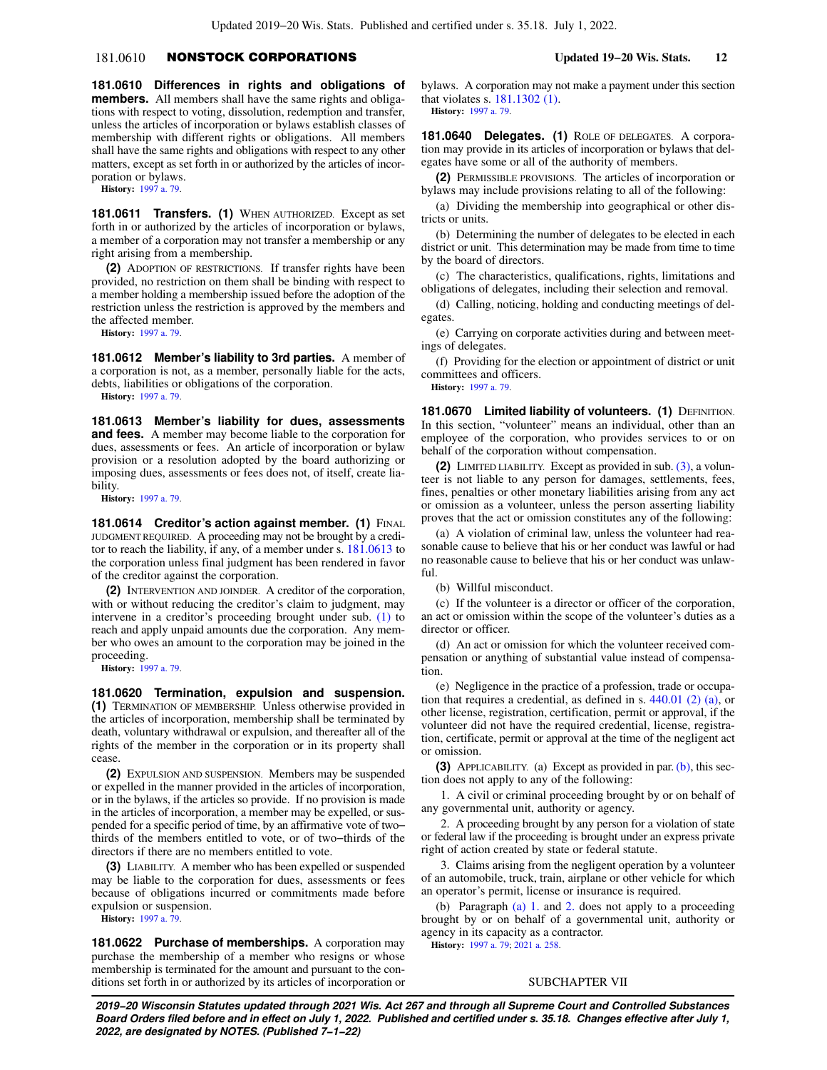**181.0610 Differences in rights and obligations of members.** All members shall have the same rights and obligations with respect to voting, dissolution, redemption and transfer, unless the articles of incorporation or bylaws establish classes of membership with different rights or obligations. All members shall have the same rights and obligations with respect to any other matters, except as set forth in or authorized by the articles of incorporation or bylaws.

**History:** 1997 a. 79.

**181.0611 Transfers. (1)** WHEN AUTHORIZED. Except as set forth in or authorized by the articles of incorporation or bylaws, a member of a corporation may not transfer a membership or any right arising from a membership.

**(2)** ADOPTION OF RESTRICTIONS. If transfer rights have been provided, no restriction on them shall be binding with respect to a member holding a membership issued before the adoption of the restriction unless the restriction is approved by the members and the affected member.

**History:** 1997 a. 79.

**181.0612 Member's liability to 3rd parties.** A member of a corporation is not, as a member, personally liable for the acts, debts, liabilities or obligations of the corporation.

**History:** 1997 a. 79.

**181.0613 Member's liability for dues, assessments and fees.** A member may become liable to the corporation for dues, assessments or fees. An article of incorporation or bylaw provision or a resolution adopted by the board authorizing or imposing dues, assessments or fees does not, of itself, create liability.

**History:** 1997 a. 79.

**181.0614 Creditor's action against member. (1)** FINAL JUDGMENT REQUIRED. A proceeding may not be brought by a creditor to reach the liability, if any, of a member under s. 181.0613 to the corporation unless final judgment has been rendered in favor of the creditor against the corporation.

**(2)** INTERVENTION AND JOINDER. A creditor of the corporation, with or without reducing the creditor's claim to judgment, may intervene in a creditor's proceeding brought under sub. (1) to reach and apply unpaid amounts due the corporation. Any member who owes an amount to the corporation may be joined in the proceeding.

**History:** 1997 a. 79.

**181.0620 Termination, expulsion and suspension. (1)** TERMINATION OF MEMBERSHIP. Unless otherwise provided in the articles of incorporation, membership shall be terminated by death, voluntary withdrawal or expulsion, and thereafter all of the rights of the member in the corporation or in its property shall cease.

**(2)** EXPULSION AND SUSPENSION. Members may be suspended or expelled in the manner provided in the articles of incorporation, or in the bylaws, if the articles so provide. If no provision is made in the articles of incorporation, a member may be expelled, or suspended for a specific period of time, by an affirmative vote of two–thirds of the members entitled to vote, or of two–thirds of the directors if there are no members entitled to vote.

**(3)** LIABILITY. A member who has been expelled or suspended may be liable to the corporation for dues, assessments or fees because of obligations incurred or commitments made before expulsion or suspension.

**History:** 1997 a. 79.

**181.0622 Purchase of memberships.** A corporation may purchase the membership of a member who resigns or whose membership is terminated for the amount and pursuant to the conditions set forth in or authorized by its articles of incorporation or bylaws. A corporation may not make a payment under this section that violates s. 181.1302 (1).

**History:** 1997 a. 79.

**181.0640 Delegates. (1)** ROLE OF DELEGATES. A corporation may provide in its articles of incorporation or bylaws that delegates have some or all of the authority of members.

**(2)** PERMISSIBLE PROVISIONS. The articles of incorporation or bylaws may include provisions relating to all of the following:

(a) Dividing the membership into geographical or other districts or units.

(b) Determining the number of delegates to be elected in each district or unit. This determination may be made from time to time by the board of directors.

(c) The characteristics, qualifications, rights, limitations and obligations of delegates, including their selection and removal.

(d) Calling, noticing, holding and conducting meetings of delegates.

(e) Carrying on corporate activities during and between meetings of delegates.

(f) Providing for the election or appointment of district or unit committees and officers.

**History:** 1997 a. 79.

**181.0670 Limited liability of volunteers. (1)** DEFINITION. In this section, "volunteer" means an individual, other than an employee of the corporation, who provides services to or on behalf of the corporation without compensation.

**(2)** LIMITED LIABILITY. Except as provided in sub. (3), a volunteer is not liable to any person for damages, settlements, fees, fines, penalties or other monetary liabilities arising from any act or omission as a volunteer, unless the person asserting liability proves that the act or omission constitutes any of the following:

(a) A violation of criminal law, unless the volunteer had reasonable cause to believe that his or her conduct was lawful or had no reasonable cause to believe that his or her conduct was unlawful.

(b) Willful misconduct.

(c) If the volunteer is a director or officer of the corporation, an act or omission within the scope of the volunteer's duties as a director or officer.

(d) An act or omission for which the volunteer received compensation or anything of substantial value instead of compensation.

(e) Negligence in the practice of a profession, trade or occupation that requires a credential, as defined in s. 440.01 (2) (a), or other license, registration, certification, permit or approval, if the volunteer did not have the required credential, license, registration, certificate, permit or approval at the time of the negligent act or omission.

**(3)** APPLICABILITY. (a) Except as provided in par. (b), this section does not apply to any of the following:

1. A civil or criminal proceeding brought by or on behalf of any governmental unit, authority or agency.

2. A proceeding brought by any person for a violation of state or federal law if the proceeding is brought under an express private right of action created by state or federal statute.

3. Claims arising from the negligent operation by a volunteer of an automobile, truck, train, airplane or other vehicle for which an operator's permit, license or insurance is required.

(b) Paragraph (a) 1. and 2. does not apply to a proceeding brought by or on behalf of a governmental unit, authority or agency in its capacity as a contractor.

**History:** 1997 a. 79; 2021 a. 258.

SUBCHAPTER VII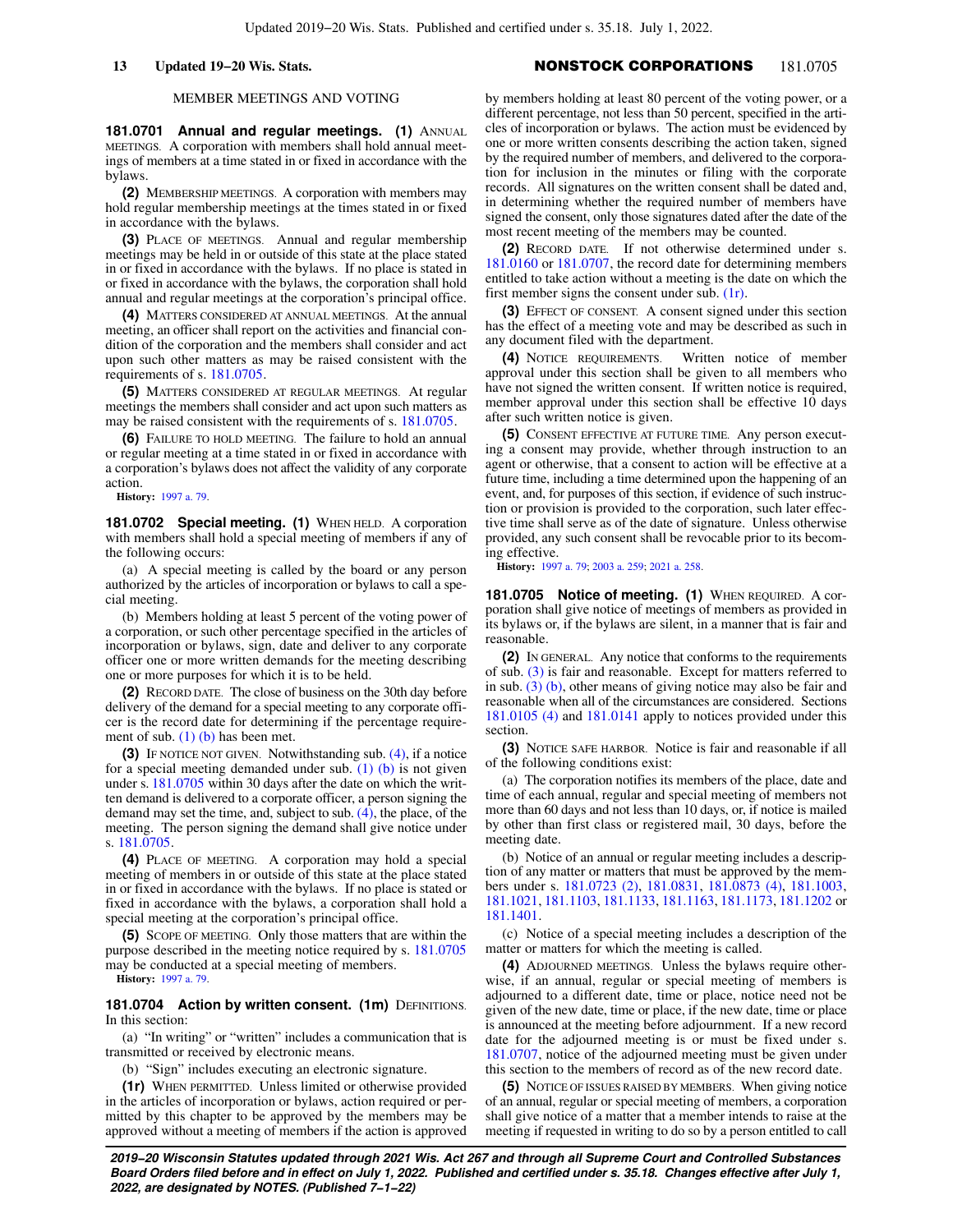## MEMBER MEETINGS AND VOTING

**181.0701 Annual and regular meetings. (1)** ANNUAL MEETINGS. A corporation with members shall hold annual meetings of members at a time stated in or fixed in accordance with the bylaws.

**(2)** MEMBERSHIP MEETINGS. A corporation with members may hold regular membership meetings at the times stated in or fixed in accordance with the bylaws.

**(3)** PLACE OF MEETINGS. Annual and regular membership meetings may be held in or outside of this state at the place stated in or fixed in accordance with the bylaws. If no place is stated in or fixed in accordance with the bylaws, the corporation shall hold annual and regular meetings at the corporation's principal office.

**(4)** MATTERS CONSIDERED AT ANNUAL MEETINGS. At the annual meeting, an officer shall report on the activities and financial condition of the corporation and the members shall consider and act upon such other matters as may be raised consistent with the requirements of s. 181.0705.

**(5)** MATTERS CONSIDERED AT REGULAR MEETINGS. At regular meetings the members shall consider and act upon such matters as may be raised consistent with the requirements of s. 181.0705.

**(6)** FAILURE TO HOLD MEETING. The failure to hold an annual or regular meeting at a time stated in or fixed in accordance with a corporation's bylaws does not affect the validity of any corporate action.

**History:** 1997 a. 79.

**181.0702 Special meeting. (1)** WHEN HELD. A corporation with members shall hold a special meeting of members if any of the following occurs:

(a) A special meeting is called by the board or any person authorized by the articles of incorporation or bylaws to call a special meeting.

(b) Members holding at least 5 percent of the voting power of a corporation, or such other percentage specified in the articles of incorporation or bylaws, sign, date and deliver to any corporate officer one or more written demands for the meeting describing one or more purposes for which it is to be held.

**(2)** RECORD DATE. The close of business on the 30th day before delivery of the demand for a special meeting to any corporate officer is the record date for determining if the percentage requirement of sub. (1) (b) has been met.

**(3)** IF NOTICE NOT GIVEN. Notwithstanding sub. (4), if a notice for a special meeting demanded under sub. (1) (b) is not given under s. 181.0705 within 30 days after the date on which the written demand is delivered to a corporate officer, a person signing the demand may set the time, and, subject to sub. (4), the place, of the meeting. The person signing the demand shall give notice under s. 181.0705.

**(4)** PLACE OF MEETING. A corporation may hold a special meeting of members in or outside of this state at the place stated in or fixed in accordance with the bylaws. If no place is stated or fixed in accordance with the bylaws, a corporation shall hold a special meeting at the corporation's principal office.

**(5)** SCOPE OF MEETING. Only those matters that are within the purpose described in the meeting notice required by s. 181.0705 may be conducted at a special meeting of members.

**History:** 1997 a. 79.

**181.0704 Action by written consent. (1m)** DEFINITIONS. In this section:

(a) "In writing" or "written" includes a communication that is transmitted or received by electronic means.

(b) "Sign" includes executing an electronic signature.

**(1r)** WHEN PERMITTED. Unless limited or otherwise provided in the articles of incorporation or bylaws, action required or permitted by this chapter to be approved by the members may be approved without a meeting of members if the action is approved by members holding at least 80 percent of the voting power, or a different percentage, not less than 50 percent, specified in the articles of incorporation or bylaws. The action must be evidenced by one or more written consents describing the action taken, signed by the required number of members, and delivered to the corporation for inclusion in the minutes or filing with the corporate records. All signatures on the written consent shall be dated and, in determining whether the required number of members have signed the consent, only those signatures dated after the date of the most recent meeting of the members may be counted.

**(2)** RECORD DATE. If not otherwise determined under s. 181.0160 or 181.0707, the record date for determining members entitled to take action without a meeting is the date on which the first member signs the consent under sub. (1r).

**(3)** EFFECT OF CONSENT. A consent signed under this section has the effect of a meeting vote and may be described as such in any document filed with the department.

**(4)** NOTICE REQUIREMENTS. Written notice of member approval under this section shall be given to all members who have not signed the written consent. If written notice is required, member approval under this section shall be effective 10 days after such written notice is given.

**(5)** CONSENT EFFECTIVE AT FUTURE TIME. Any person executing a consent may provide, whether through instruction to an agent or otherwise, that a consent to action will be effective at a future time, including a time determined upon the happening of an event, and, for purposes of this section, if evidence of such instruction or provision is provided to the corporation, such later effective time shall serve as of the date of signature. Unless otherwise provided, any such consent shall be revocable prior to its becoming effective.

**History:** 1997 a. 79; 2003 a. 259; 2021 a. 258.

**181.0705 Notice of meeting. (1)** WHEN REQUIRED. A corporation shall give notice of meetings of members as provided in its bylaws or, if the bylaws are silent, in a manner that is fair and reasonable.

**(2)** IN GENERAL. Any notice that conforms to the requirements of sub. (3) is fair and reasonable. Except for matters referred to in sub. (3) (b), other means of giving notice may also be fair and reasonable when all of the circumstances are considered. Sections 181.0105 (4) and 181.0141 apply to notices provided under this section.

**(3)** NOTICE SAFE HARBOR. Notice is fair and reasonable if all of the following conditions exist:

(a) The corporation notifies its members of the place, date and time of each annual, regular and special meeting of members not more than 60 days and not less than 10 days, or, if notice is mailed by other than first class or registered mail, 30 days, before the meeting date.

(b) Notice of an annual or regular meeting includes a description of any matter or matters that must be approved by the members under s. 181.0723 (2), 181.0831, 181.0873 (4), 181.1003, 181.1021, 181.1103, 181.1133, 181.1163, 181.1173, 181.1202 or 181.1401.

(c) Notice of a special meeting includes a description of the matter or matters for which the meeting is called.

**(4)** ADJOURNED MEETINGS. Unless the bylaws require otherwise, if an annual, regular or special meeting of members is adjourned to a different date, time or place, notice need not be given of the new date, time or place, if the new date, time or place is announced at the meeting before adjournment. If a new record date for the adjourned meeting is or must be fixed under s. 181.0707, notice of the adjourned meeting must be given under this section to the members of record as of the new record date.

**(5)** NOTICE OF ISSUES RAISED BY MEMBERS. When giving notice of an annual, regular or special meeting of members, a corporation shall give notice of a matter that a member intends to raise at the meeting if requested in writing to do so by a person entitled to call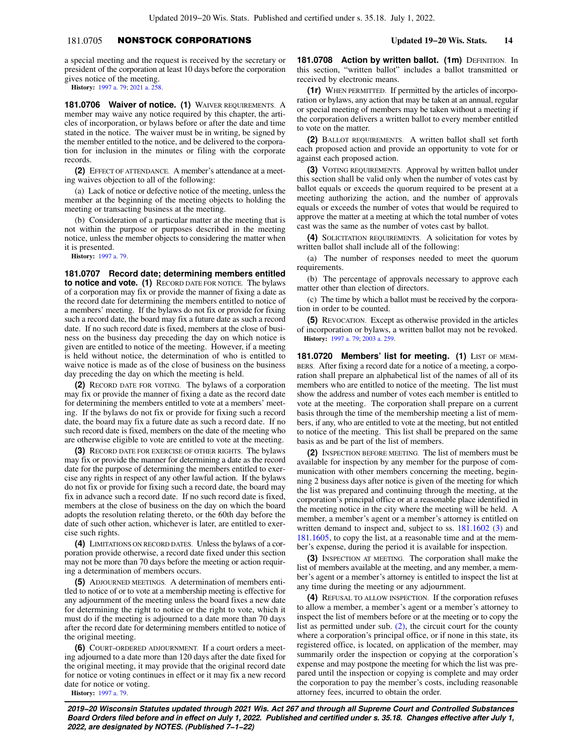a special meeting and the request is received by the secretary or president of the corporation at least 10 days before the corporation gives notice of the meeting.

**History:** 1997 a. 79; 2021 a. 258.

**181.0706 Waiver of notice.** **(1)** WAIVER REQUIREMENTS. A member may waive any notice required by this chapter, the articles of incorporation, or bylaws before or after the date and time stated in the notice. The waiver must be in writing, be signed by the member entitled to the notice, and be delivered to the corporation for inclusion in the minutes or filing with the corporate records.

**(2)** EFFECT OF ATTENDANCE. A member's attendance at a meeting waives objection to all of the following:

(a) Lack of notice or defective notice of the meeting, unless the member at the beginning of the meeting objects to holding the meeting or transacting business at the meeting.

(b) Consideration of a particular matter at the meeting that is not within the purpose or purposes described in the meeting notice, unless the member objects to considering the matter when it is presented.

**History:** 1997 a. 79.

**181.0707 Record date; determining members entitled to notice and vote.** **(1)** RECORD DATE FOR NOTICE. The bylaws of a corporation may fix or provide the manner of fixing a date as the record date for determining the members entitled to notice of a members' meeting. If the bylaws do not fix or provide for fixing such a record date, the board may fix a future date as such a record date. If no such record date is fixed, members at the close of business on the business day preceding the day on which notice is given are entitled to notice of the meeting. However, if a meeting is held without notice, the determination of who is entitled to waive notice is made as of the close of business on the business day preceding the day on which the meeting is held.

**(2)** RECORD DATE FOR VOTING. The bylaws of a corporation may fix or provide the manner of fixing a date as the record date for determining the members entitled to vote at a members' meeting. If the bylaws do not fix or provide for fixing such a record date, the board may fix a future date as such a record date. If no such record date is fixed, members on the date of the meeting who are otherwise eligible to vote are entitled to vote at the meeting.

**(3)** RECORD DATE FOR EXERCISE OF OTHER RIGHTS. The bylaws may fix or provide the manner for determining a date as the record date for the purpose of determining the members entitled to exercise any rights in respect of any other lawful action. If the bylaws do not fix or provide for fixing such a record date, the board may fix in advance such a record date. If no such record date is fixed, members at the close of business on the day on which the board adopts the resolution relating thereto, or the 60th day before the date of such other action, whichever is later, are entitled to exercise such rights.

**(4)** LIMITATIONS ON RECORD DATES. Unless the bylaws of a corporation provide otherwise, a record date fixed under this section may not be more than 70 days before the meeting or action requiring a determination of members occurs.

**(5)** ADJOURNED MEETINGS. A determination of members entitled to notice of or to vote at a membership meeting is effective for any adjournment of the meeting unless the board fixes a new date for determining the right to notice or the right to vote, which it must do if the meeting is adjourned to a date more than 70 days after the record date for determining members entitled to notice of the original meeting.

**(6)** COURT-ORDERED ADJOURNMENT. If a court orders a meeting adjourned to a date more than 120 days after the date fixed for the original meeting, it may provide that the original record date for notice or voting continues in effect or it may fix a new record date for notice or voting.

**History:** 1997 a. 79.

**181.0708 Action by written ballot.** **(1m)** DEFINITION. In this section, "written ballot" includes a ballot transmitted or received by electronic means.

**(1r)** WHEN PERMITTED. If permitted by the articles of incorporation or bylaws, any action that may be taken at an annual, regular or special meeting of members may be taken without a meeting if the corporation delivers a written ballot to every member entitled to vote on the matter.

**(2)** BALLOT REQUIREMENTS. A written ballot shall set forth each proposed action and provide an opportunity to vote for or against each proposed action.

**(3)** VOTING REQUIREMENTS. Approval by written ballot under this section shall be valid only when the number of votes cast by ballot equals or exceeds the quorum required to be present at a meeting authorizing the action, and the number of approvals equals or exceeds the number of votes that would be required to approve the matter at a meeting at which the total number of votes cast was the same as the number of votes cast by ballot.

**(4)** SOLICITATION REQUIREMENTS. A solicitation for votes by written ballot shall include all of the following:

(a) The number of responses needed to meet the quorum requirements.

(b) The percentage of approvals necessary to approve each matter other than election of directors.

(c) The time by which a ballot must be received by the corporation in order to be counted.

**(5)** REVOCATION. Except as otherwise provided in the articles of incorporation or bylaws, a written ballot may not be revoked.

**History:** 1997 a. 79; 2003 a. 259.

**181.0720 Members' list for meeting.** **(1)** LIST OF MEMBERS. After fixing a record date for a notice of a meeting, a corporation shall prepare an alphabetical list of the names of all of its members who are entitled to notice of the meeting. The list must show the address and number of votes each member is entitled to vote at the meeting. The corporation shall prepare on a current basis through the time of the membership meeting a list of members, if any, who are entitled to vote at the meeting, but not entitled to notice of the meeting. This list shall be prepared on the same basis as and be part of the list of members.

**(2)** INSPECTION BEFORE MEETING. The list of members must be available for inspection by any member for the purpose of communication with other members concerning the meeting, beginning 2 business days after notice is given of the meeting for which the list was prepared and continuing through the meeting, at the corporation's principal office or at a reasonable place identified in the meeting notice in the city where the meeting will be held. A member, a member's agent or a member's attorney is entitled on written demand to inspect and, subject to ss. 181.1602 (3) and 181.1605, to copy the list, at a reasonable time and at the member's expense, during the period it is available for inspection.

**(3)** INSPECTION AT MEETING. The corporation shall make the list of members available at the meeting, and any member, a member's agent or a member's attorney is entitled to inspect the list at any time during the meeting or any adjournment.

**(4)** REFUSAL TO ALLOW INSPECTION. If the corporation refuses to allow a member, a member's agent or a member's attorney to inspect the list of members before or at the meeting or to copy the list as permitted under sub. (2), the circuit court for the county where a corporation's principal office, or if none in this state, its registered office, is located, on application of the member, may summarily order the inspection or copying at the corporation's expense and may postpone the meeting for which the list was prepared until the inspection or copying is complete and may order the corporation to pay the member's costs, including reasonable attorney fees, incurred to obtain the order.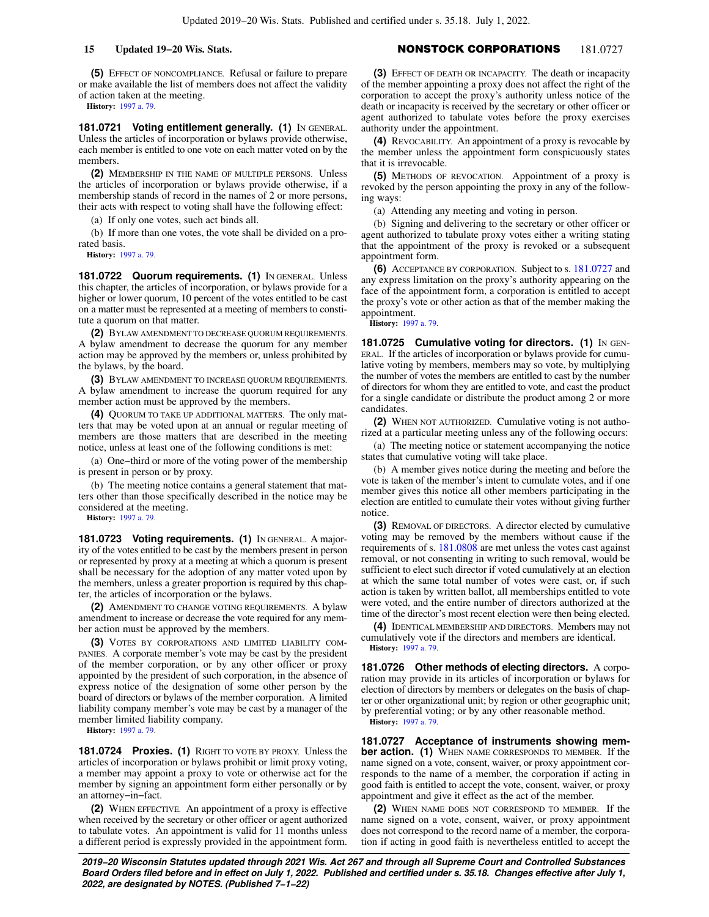**(5)** EFFECT OF NONCOMPLIANCE. Refusal or failure to prepare or make available the list of members does not affect the validity of action taken at the meeting.

**History:** 1997 a. 79.

**181.0721 Voting entitlement generally. (1)** IN GENERAL. Unless the articles of incorporation or bylaws provide otherwise, each member is entitled to one vote on each matter voted on by the members.

**(2)** MEMBERSHIP IN THE NAME OF MULTIPLE PERSONS. Unless the articles of incorporation or bylaws provide otherwise, if a membership stands of record in the names of 2 or more persons, their acts with respect to voting shall have the following effect:

(a) If only one votes, such act binds all.

(b) If more than one votes, the vote shall be divided on a prorated basis.

**History:** 1997 a. 79.

**181.0722 Quorum requirements. (1)** IN GENERAL. Unless this chapter, the articles of incorporation, or bylaws provide for a higher or lower quorum, 10 percent of the votes entitled to be cast on a matter must be represented at a meeting of members to constitute a quorum on that matter.

**(2)** BYLAW AMENDMENT TO DECREASE QUORUM REQUIREMENTS. A bylaw amendment to decrease the quorum for any member action may be approved by the members or, unless prohibited by the bylaws, by the board.

**(3)** BYLAW AMENDMENT TO INCREASE QUORUM REQUIREMENTS. A bylaw amendment to increase the quorum required for any member action must be approved by the members.

**(4)** QUORUM TO TAKE UP ADDITIONAL MATTERS. The only matters that may be voted upon at an annual or regular meeting of members are those matters that are described in the meeting notice, unless at least one of the following conditions is met:

(a) One−third or more of the voting power of the membership is present in person or by proxy.

(b) The meeting notice contains a general statement that matters other than those specifically described in the notice may be considered at the meeting.

**History:** 1997 a. 79.

**181.0723 Voting requirements. (1)** IN GENERAL. A majority of the votes entitled to be cast by the members present in person or represented by proxy at a meeting at which a quorum is present shall be necessary for the adoption of any matter voted upon by the members, unless a greater proportion is required by this chapter, the articles of incorporation or the bylaws.

**(2)** AMENDMENT TO CHANGE VOTING REQUIREMENTS. A bylaw amendment to increase or decrease the vote required for any member action must be approved by the members.

**(3)** VOTES BY CORPORATIONS AND LIMITED LIABILITY COMPANIES. A corporate member's vote may be cast by the president of the member corporation, or by any other officer or proxy appointed by the president of such corporation, in the absence of express notice of the designation of some other person by the board of directors or bylaws of the member corporation. A limited liability company member's vote may be cast by a manager of the member limited liability company.

**History:** 1997 a. 79.

**181.0724 Proxies. (1)** RIGHT TO VOTE BY PROXY. Unless the articles of incorporation or bylaws prohibit or limit proxy voting, a member may appoint a proxy to vote or otherwise act for the member by signing an appointment form either personally or by an attorney−in−fact.

**(2)** WHEN EFFECTIVE. An appointment of a proxy is effective when received by the secretary or other officer or agent authorized to tabulate votes. An appointment is valid for 11 months unless a different period is expressly provided in the appointment form.

**(3)** EFFECT OF DEATH OR INCAPACITY. The death or incapacity of the member appointing a proxy does not affect the right of the corporation to accept the proxy's authority unless notice of the death or incapacity is received by the secretary or other officer or agent authorized to tabulate votes before the proxy exercises authority under the appointment.

**(4)** REVOCABILITY. An appointment of a proxy is revocable by the member unless the appointment form conspicuously states that it is irrevocable.

**(5)** METHODS OF REVOCATION. Appointment of a proxy is revoked by the person appointing the proxy in any of the following ways:

(a) Attending any meeting and voting in person.

(b) Signing and delivering to the secretary or other officer or agent authorized to tabulate proxy votes either a writing stating that the appointment of the proxy is revoked or a subsequent appointment form.

**(6)** ACCEPTANCE BY CORPORATION. Subject to s. 181.0727 and any express limitation on the proxy's authority appearing on the face of the appointment form, a corporation is entitled to accept the proxy's vote or other action as that of the member making the appointment.

**History:** 1997 a. 79.

**181.0725 Cumulative voting for directors. (1)** IN GENERAL. If the articles of incorporation or bylaws provide for cumulative voting by members, members may so vote, by multiplying the number of votes the members are entitled to cast by the number of directors for whom they are entitled to vote, and cast the product for a single candidate or distribute the product among 2 or more candidates.

**(2)** WHEN NOT AUTHORIZED. Cumulative voting is not authorized at a particular meeting unless any of the following occurs:

(a) The meeting notice or statement accompanying the notice states that cumulative voting will take place.

(b) A member gives notice during the meeting and before the vote is taken of the member's intent to cumulate votes, and if one member gives this notice all other members participating in the election are entitled to cumulate their votes without giving further notice.

**(3)** REMOVAL OF DIRECTORS. A director elected by cumulative voting may be removed by the members without cause if the requirements of s. 181.0808 are met unless the votes cast against removal, or not consenting in writing to such removal, would be sufficient to elect such director if voted cumulatively at an election at which the same total number of votes were cast, or, if such action is taken by written ballot, all memberships entitled to vote were voted, and the entire number of directors authorized at the time of the director's most recent election were then being elected.

**(4)** IDENTICAL MEMBERSHIP AND DIRECTORS. Members may not cumulatively vote if the directors and members are identical.

**History:** 1997 a. 79.

**181.0726 Other methods of electing directors.** A corporation may provide in its articles of incorporation or bylaws for election of directors by members or delegates on the basis of chapter or other organizational unit; by region or other geographic unit; by preferential voting; or by any other reasonable method.

**History:** 1997 a. 79.

**181.0727 Acceptance of instruments showing member action. (1)** WHEN NAME CORRESPONDS TO MEMBER. If the name signed on a vote, consent, waiver, or proxy appointment corresponds to the name of a member, the corporation if acting in good faith is entitled to accept the vote, consent, waiver, or proxy appointment and give it effect as the act of the member.

**(2)** WHEN NAME DOES NOT CORRESPOND TO MEMBER. If the name signed on a vote, consent, waiver, or proxy appointment does not correspond to the record name of a member, the corporation if acting in good faith is nevertheless entitled to accept the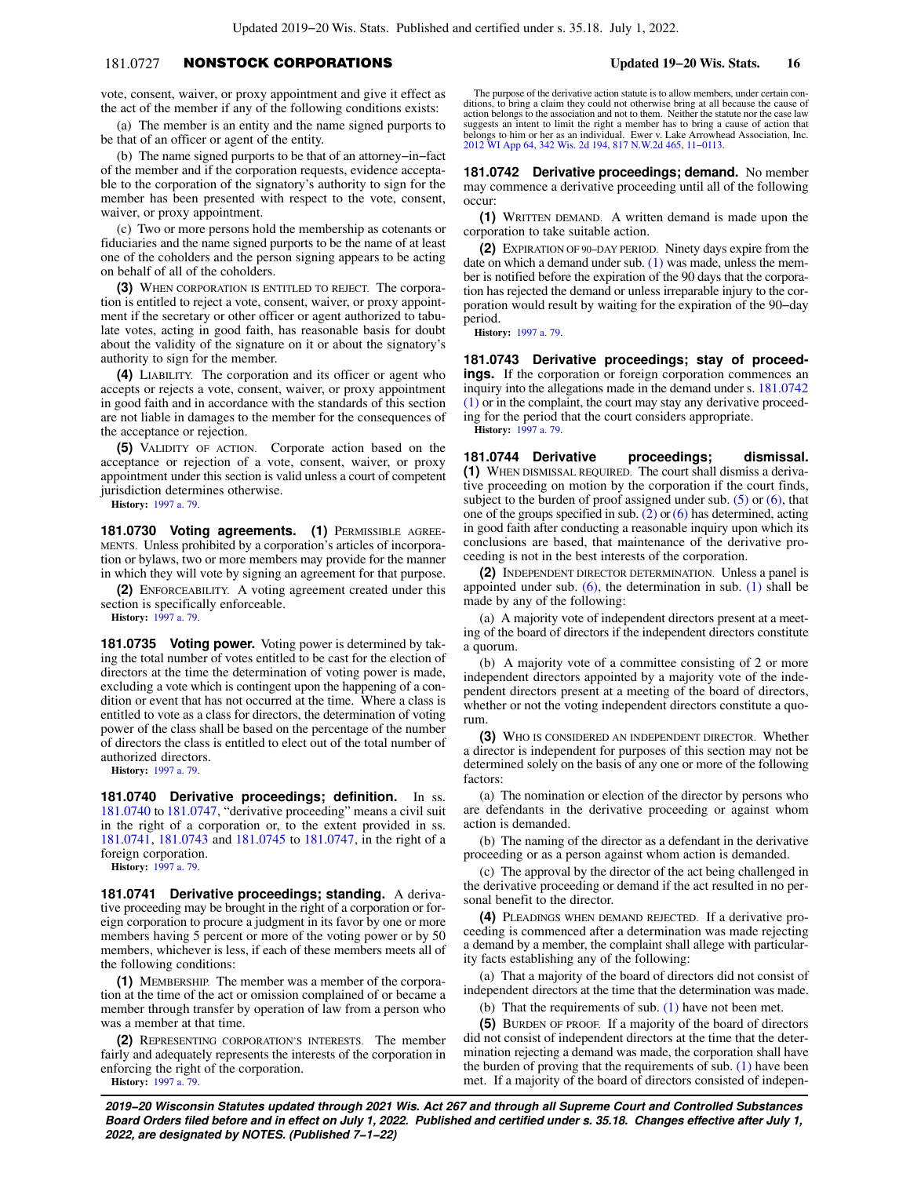vote, consent, waiver, or proxy appointment and give it effect as the act of the member if any of the following conditions exists:

(a) The member is an entity and the name signed purports to be that of an officer or agent of the entity.

(b) The name signed purports to be that of an attorney−in−fact of the member and if the corporation requests, evidence acceptable to the corporation of the signatory's authority to sign for the member has been presented with respect to the vote, consent, waiver, or proxy appointment.

(c) Two or more persons hold the membership as cotenants or fiduciaries and the name signed purports to be the name of at least one of the coholders and the person signing appears to be acting on behalf of all of the coholders.

**(3)** WHEN CORPORATION IS ENTITLED TO REJECT. The corporation is entitled to reject a vote, consent, waiver, or proxy appointment if the secretary or other officer or agent authorized to tabulate votes, acting in good faith, has reasonable basis for doubt about the validity of the signature on it or about the signatory's authority to sign for the member.

**(4)** LIABILITY. The corporation and its officer or agent who accepts or rejects a vote, consent, waiver, or proxy appointment in good faith and in accordance with the standards of this section are not liable in damages to the member for the consequences of the acceptance or rejection.

**(5)** VALIDITY OF ACTION. Corporate action based on the acceptance or rejection of a vote, consent, waiver, or proxy appointment under this section is valid unless a court of competent jurisdiction determines otherwise.

**History:** 1997 a. 79.

**181.0730 Voting agreements. (1)** PERMISSIBLE AGREEMENTS. Unless prohibited by a corporation's articles of incorporation or bylaws, two or more members may provide for the manner in which they will vote by signing an agreement for that purpose.

**(2)** ENFORCEABILITY. A voting agreement created under this section is specifically enforceable.

**History:** 1997 a. 79.

**181.0735 Voting power.** Voting power is determined by taking the total number of votes entitled to be cast for the election of directors at the time the determination of voting power is made, excluding a vote which is contingent upon the happening of a condition or event that has not occurred at the time. Where a class is entitled to vote as a class for directors, the determination of voting power of the class shall be based on the percentage of the number of directors the class is entitled to elect out of the total number of authorized directors.

**History:** 1997 a. 79.

**181.0740 Derivative proceedings; definition.** In ss. 181.0740 to 181.0747, "derivative proceeding" means a civil suit in the right of a corporation or, to the extent provided in ss. 181.0741, 181.0743 and 181.0745 to 181.0747, in the right of a foreign corporation.

**History:** 1997 a. 79.

**181.0741 Derivative proceedings; standing.** A derivative proceeding may be brought in the right of a corporation or foreign corporation to procure a judgment in its favor by one or more members having 5 percent or more of the voting power or by 50 members, whichever is less, if each of these members meets all of the following conditions:

**(1)** MEMBERSHIP. The member was a member of the corporation at the time of the act or omission complained of or became a member through transfer by operation of law from a person who was a member at that time.

**(2)** REPRESENTING CORPORATION'S INTERESTS. The member fairly and adequately represents the interests of the corporation in enforcing the right of the corporation.

**History:** 1997 a. 79.

The purpose of the derivative action statute is to allow members, under certain conditions, to bring a claim they could not otherwise bring at all because the cause of action belongs to the association and not to them. Neither the statute nor the case law suggests an intent to limit the right a member has to bring a cause of action that belongs to him or her as an individual. Ewer v. Lake Arrowhead Association, Inc. 2012 WI App 64, 342 Wis. 2d 194, 817 N.W.2d 465, 11−0113.

**181.0742 Derivative proceedings; demand.** No member may commence a derivative proceeding until all of the following occur:

**(1)** WRITTEN DEMAND. A written demand is made upon the corporation to take suitable action.

**(2)** EXPIRATION OF 90−DAY PERIOD. Ninety days expire from the date on which a demand under sub. (1) was made, unless the member is notified before the expiration of the 90 days that the corporation has rejected the demand or unless irreparable injury to the corporation would result by waiting for the expiration of the 90−day period.

**History:** 1997 a. 79.

**181.0743 Derivative proceedings; stay of proceedings.** If the corporation or foreign corporation commences an inquiry into the allegations made in the demand under s. 181.0742 (1) or in the complaint, the court may stay any derivative proceeding for the period that the court considers appropriate.

**History:** 1997 a. 79.

**181.0744 Derivative proceedings; dismissal. (1)** WHEN DISMISSAL REQUIRED. The court shall dismiss a derivative proceeding on motion by the corporation if the court finds, subject to the burden of proof assigned under sub. (5) or (6), that one of the groups specified in sub. (2) or (6) has determined, acting in good faith after conducting a reasonable inquiry upon which its conclusions are based, that maintenance of the derivative proceeding is not in the best interests of the corporation.

**(2)** INDEPENDENT DIRECTOR DETERMINATION. Unless a panel is appointed under sub. (6), the determination in sub. (1) shall be made by any of the following:

(a) A majority vote of independent directors present at a meeting of the board of directors if the independent directors constitute a quorum.

(b) A majority vote of a committee consisting of 2 or more independent directors appointed by a majority vote of the independent directors present at a meeting of the board of directors, whether or not the voting independent directors constitute a quorum.

**(3)** WHO IS CONSIDERED AN INDEPENDENT DIRECTOR. Whether a director is independent for purposes of this section may not be determined solely on the basis of any one or more of the following factors:

(a) The nomination or election of the director by persons who are defendants in the derivative proceeding or against whom action is demanded.

(b) The naming of the director as a defendant in the derivative proceeding or as a person against whom action is demanded.

(c) The approval by the director of the act being challenged in the derivative proceeding or demand if the act resulted in no personal benefit to the director.

**(4)** PLEADINGS WHEN DEMAND REJECTED. If a derivative proceeding is commenced after a determination was made rejecting a demand by a member, the complaint shall allege with particularity facts establishing any of the following:

(a) That a majority of the board of directors did not consist of independent directors at the time that the determination was made.

(b) That the requirements of sub. (1) have not been met.

**(5)** BURDEN OF PROOF. If a majority of the board of directors did not consist of independent directors at the time that the determination rejecting a demand was made, the corporation shall have the burden of proving that the requirements of sub. (1) have been met. If a majority of the board of directors consisted of indepen-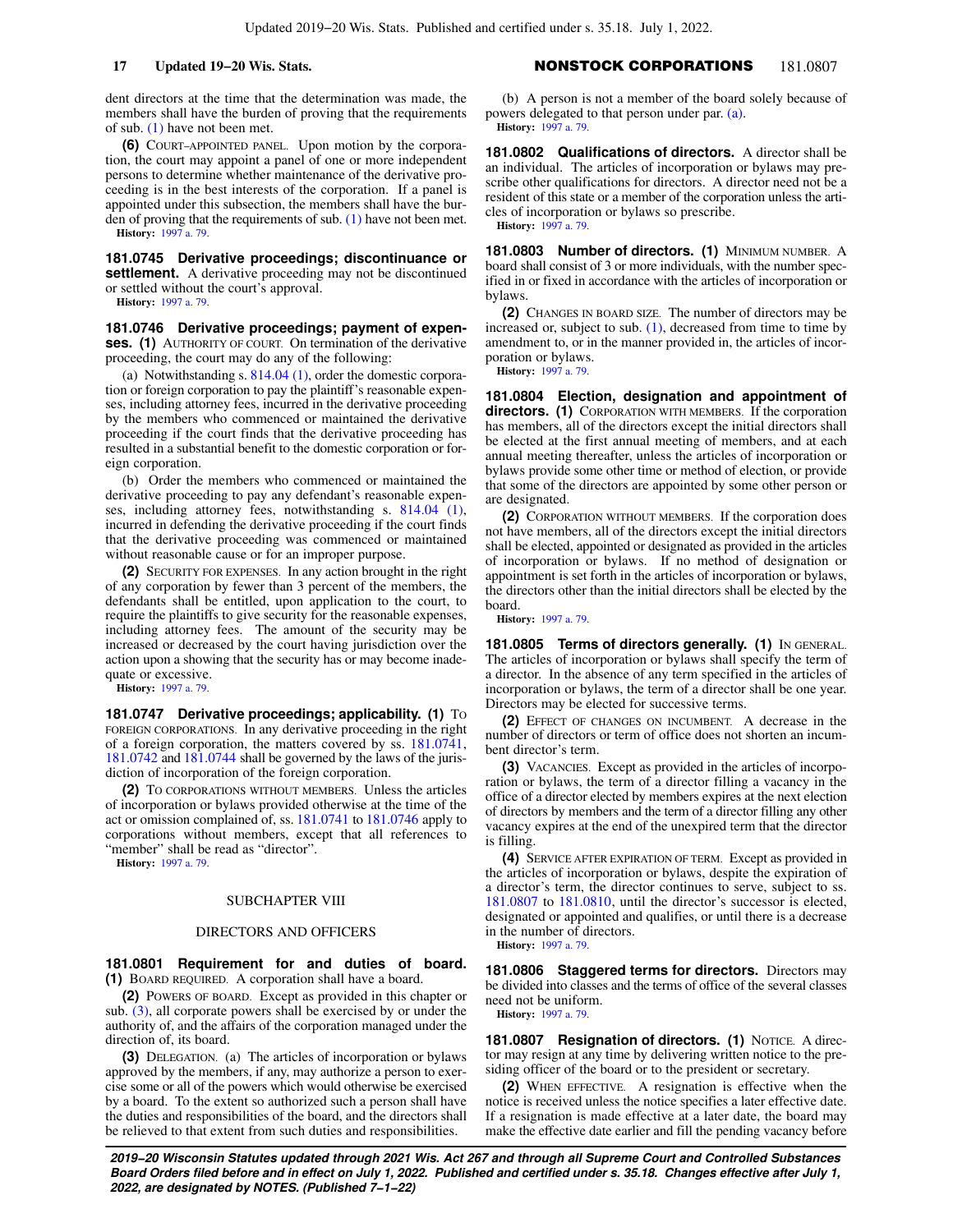dent directors at the time that the determination was made, the members shall have the burden of proving that the requirements of sub. (1) have not been met.

**(6)** COURT-APPOINTED PANEL. Upon motion by the corporation, the court may appoint a panel of one or more independent persons to determine whether maintenance of the derivative proceeding is in the best interests of the corporation. If a panel is appointed under this subsection, the members shall have the burden of proving that the requirements of sub. (1) have not been met.

**History:** 1997 a. 79.

**181.0745 Derivative proceedings; discontinuance or settlement.** A derivative proceeding may not be discontinued or settled without the court's approval.

**History:** 1997 a. 79.

**181.0746 Derivative proceedings; payment of expenses. (1)** AUTHORITY OF COURT. On termination of the derivative proceeding, the court may do any of the following:

(a) Notwithstanding s. 814.04 (1), order the domestic corporation or foreign corporation to pay the plaintiff's reasonable expenses, including attorney fees, incurred in the derivative proceeding by the members who commenced or maintained the derivative proceeding if the court finds that the derivative proceeding has resulted in a substantial benefit to the domestic corporation or foreign corporation.

(b) Order the members who commenced or maintained the derivative proceeding to pay any defendant's reasonable expenses, including attorney fees, notwithstanding s. 814.04 (1), incurred in defending the derivative proceeding if the court finds that the derivative proceeding was commenced or maintained without reasonable cause or for an improper purpose.

**(2)** SECURITY FOR EXPENSES. In any action brought in the right of any corporation by fewer than 3 percent of the members, the defendants shall be entitled, upon application to the court, to require the plaintiffs to give security for the reasonable expenses, including attorney fees. The amount of the security may be increased or decreased by the court having jurisdiction over the action upon a showing that the security has or may become inadequate or excessive.

**History:** 1997 a. 79.

**181.0747 Derivative proceedings; applicability. (1)** TO FOREIGN CORPORATIONS. In any derivative proceeding in the right of a foreign corporation, the matters covered by ss. 181.0741, 181.0742 and 181.0744 shall be governed by the laws of the jurisdiction of incorporation of the foreign corporation.

**(2)** TO CORPORATIONS WITHOUT MEMBERS. Unless the articles of incorporation or bylaws provided otherwise at the time of the act or omission complained of, ss. 181.0741 to 181.0746 apply to corporations without members, except that all references to "member" shall be read as "director".

**History:** 1997 a. 79.

## SUBCHAPTER VIII

## DIRECTORS AND OFFICERS

**181.0801 Requirement for and duties of board. (1)** BOARD REQUIRED. A corporation shall have a board.

**(2)** POWERS OF BOARD. Except as provided in this chapter or sub. (3), all corporate powers shall be exercised by or under the authority of, and the affairs of the corporation managed under the direction of, its board.

**(3)** DELEGATION. (a) The articles of incorporation or bylaws approved by the members, if any, may authorize a person to exercise some or all of the powers which would otherwise be exercised by a board. To the extent so authorized such a person shall have the duties and responsibilities of the board, and the directors shall be relieved to that extent from such duties and responsibilities.

(b) A person is not a member of the board solely because of powers delegated to that person under par. (a).

**History:** 1997 a. 79.

**181.0802 Qualifications of directors.** A director shall be an individual. The articles of incorporation or bylaws may prescribe other qualifications for directors. A director need not be a resident of this state or a member of the corporation unless the articles of incorporation or bylaws so prescribe.

**History:** 1997 a. 79.

**181.0803 Number of directors. (1)** MINIMUM NUMBER. A board shall consist of 3 or more individuals, with the number specified in or fixed in accordance with the articles of incorporation or bylaws.

**(2)** CHANGES IN BOARD SIZE. The number of directors may be increased or, subject to sub. (1), decreased from time to time by amendment to, or in the manner provided in, the articles of incorporation or bylaws.

**History:** 1997 a. 79.

**181.0804 Election, designation and appointment of directors. (1)** CORPORATION WITH MEMBERS. If the corporation has members, all of the directors except the initial directors shall be elected at the first annual meeting of members, and at each annual meeting thereafter, unless the articles of incorporation or bylaws provide some other time or method of election, or provide that some of the directors are appointed by some other person or are designated.

**(2)** CORPORATION WITHOUT MEMBERS. If the corporation does not have members, all of the directors except the initial directors shall be elected, appointed or designated as provided in the articles of incorporation or bylaws. If no method of designation or appointment is set forth in the articles of incorporation or bylaws, the directors other than the initial directors shall be elected by the board.

**History:** 1997 a. 79.

**181.0805 Terms of directors generally. (1)** IN GENERAL. The articles of incorporation or bylaws shall specify the term of a director. In the absence of any term specified in the articles of incorporation or bylaws, the term of a director shall be one year. Directors may be elected for successive terms.

**(2)** EFFECT OF CHANGES ON INCUMBENT. A decrease in the number of directors or term of office does not shorten an incumbent director's term.

**(3)** VACANCIES. Except as provided in the articles of incorporation or bylaws, the term of a director filling a vacancy in the office of a director elected by members expires at the next election of directors by members and the term of a director filling any other vacancy expires at the end of the unexpired term that the director is filling.

**(4)** SERVICE AFTER EXPIRATION OF TERM. Except as provided in the articles of incorporation or bylaws, despite the expiration of a director's term, the director continues to serve, subject to ss. 181.0807 to 181.0810, until the director's successor is elected, designated or appointed and qualifies, or until there is a decrease in the number of directors.

**History:** 1997 a. 79.

**181.0806 Staggered terms for directors.** Directors may be divided into classes and the terms of office of the several classes need not be uniform.

**History:** 1997 a. 79.

**181.0807 Resignation of directors. (1)** NOTICE. A director may resign at any time by delivering written notice to the presiding officer of the board or to the president or secretary.

**(2)** WHEN EFFECTIVE. A resignation is effective when the notice is received unless the notice specifies a later effective date. If a resignation is made effective at a later date, the board may make the effective date earlier and fill the pending vacancy before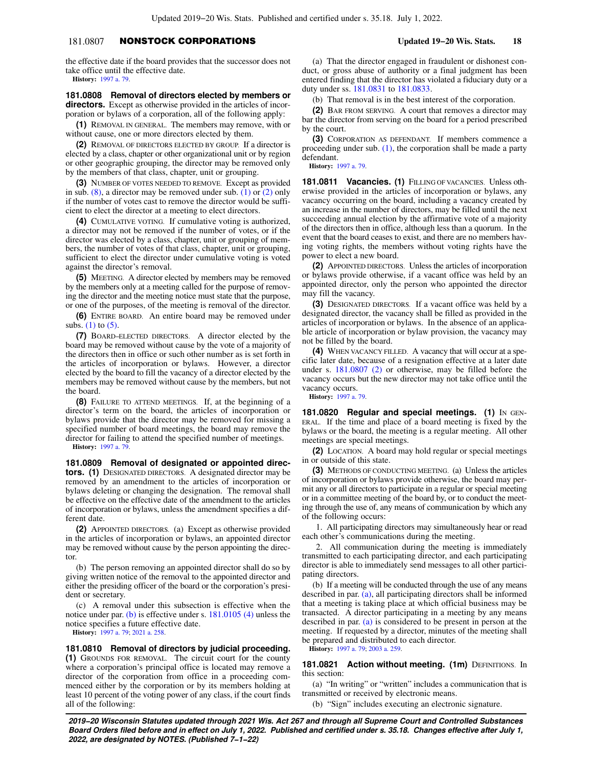the effective date if the board provides that the successor does not take office until the effective date.

**History:** 1997 a. 79.

**181.0808 Removal of directors elected by members or directors.** Except as otherwise provided in the articles of incorporation or bylaws of a corporation, all of the following apply:

**(1)** REMOVAL IN GENERAL. The members may remove, with or without cause, one or more directors elected by them.

**(2)** REMOVAL OF DIRECTORS ELECTED BY GROUP. If a director is elected by a class, chapter or other organizational unit or by region or other geographic grouping, the director may be removed only by the members of that class, chapter, unit or grouping.

**(3)** NUMBER OF VOTES NEEDED TO REMOVE. Except as provided in sub. (8), a director may be removed under sub. (1) or (2) only if the number of votes cast to remove the director would be sufficient to elect the director at a meeting to elect directors.

**(4)** CUMULATIVE VOTING. If cumulative voting is authorized, a director may not be removed if the number of votes, or if the director was elected by a class, chapter, unit or grouping of members, the number of votes of that class, chapter, unit or grouping, sufficient to elect the director under cumulative voting is voted against the director's removal.

**(5)** MEETING. A director elected by members may be removed by the members only at a meeting called for the purpose of removing the director and the meeting notice must state that the purpose, or one of the purposes, of the meeting is removal of the director.

**(6)** ENTIRE BOARD. An entire board may be removed under subs. (1) to (5).

**(7)** BOARD-ELECTED DIRECTORS. A director elected by the board may be removed without cause by the vote of a majority of the directors then in office or such other number as is set forth in the articles of incorporation or bylaws. However, a director elected by the board to fill the vacancy of a director elected by the members may be removed without cause by the members, but not the board.

**(8)** FAILURE TO ATTEND MEETINGS. If, at the beginning of a director's term on the board, the articles of incorporation or bylaws provide that the director may be removed for missing a specified number of board meetings, the board may remove the director for failing to attend the specified number of meetings.

**History:** 1997 a. 79.

**181.0809 Removal of designated or appointed directors. (1)** DESIGNATED DIRECTORS. A designated director may be removed by an amendment to the articles of incorporation or bylaws deleting or changing the designation. The removal shall be effective on the effective date of the amendment to the articles of incorporation or bylaws, unless the amendment specifies a different date.

**(2)** APPOINTED DIRECTORS. (a) Except as otherwise provided in the articles of incorporation or bylaws, an appointed director may be removed without cause by the person appointing the director.

(b) The person removing an appointed director shall do so by giving written notice of the removal to the appointed director and either the presiding officer of the board or the corporation's president or secretary.

(c) A removal under this subsection is effective when the notice under par. (b) is effective under s. 181.0105 (4) unless the notice specifies a future effective date.

**History:** 1997 a. 79; 2021 a. 258.

**181.0810 Removal of directors by judicial proceeding. (1)** GROUNDS FOR REMOVAL. The circuit court for the county where a corporation's principal office is located may remove a director of the corporation from office in a proceeding commenced either by the corporation or by its members holding at least 10 percent of the voting power of any class, if the court finds all of the following:

(a) That the director engaged in fraudulent or dishonest conduct, or gross abuse of authority or a final judgment has been entered finding that the director has violated a fiduciary duty or a duty under ss. 181.0831 to 181.0833.

(b) That removal is in the best interest of the corporation.

**(2)** BAR FROM SERVING. A court that removes a director may bar the director from serving on the board for a period prescribed by the court.

**(3)** CORPORATION AS DEFENDANT. If members commence a proceeding under sub. (1), the corporation shall be made a party defendant.

**History:** 1997 a. 79.

**181.0811 Vacancies. (1)** FILLING OF VACANCIES. Unless otherwise provided in the articles of incorporation or bylaws, any vacancy occurring on the board, including a vacancy created by an increase in the number of directors, may be filled until the next succeeding annual election by the affirmative vote of a majority of the directors then in office, although less than a quorum. In the event that the board ceases to exist, and there are no members having voting rights, the members without voting rights have the power to elect a new board.

**(2)** APPOINTED DIRECTORS. Unless the articles of incorporation or bylaws provide otherwise, if a vacant office was held by an appointed director, only the person who appointed the director may fill the vacancy.

**(3)** DESIGNATED DIRECTORS. If a vacant office was held by a designated director, the vacancy shall be filled as provided in the articles of incorporation or bylaws. In the absence of an applicable article of incorporation or bylaw provision, the vacancy may not be filled by the board.

**(4)** WHEN VACANCY FILLED. A vacancy that will occur at a specific later date, because of a resignation effective at a later date under s. 181.0807 (2) or otherwise, may be filled before the vacancy occurs but the new director may not take office until the vacancy occurs.

**History:** 1997 a. 79.

**181.0820 Regular and special meetings. (1)** IN GENERAL. If the time and place of a board meeting is fixed by the bylaws or the board, the meeting is a regular meeting. All other meetings are special meetings.

**(2)** LOCATION. A board may hold regular or special meetings in or outside of this state.

**(3)** METHODS OF CONDUCTING MEETING. (a) Unless the articles of incorporation or bylaws provide otherwise, the board may permit any or all directors to participate in a regular or special meeting or in a committee meeting of the board by, or to conduct the meeting through the use of, any means of communication by which any of the following occurs:

1. All participating directors may simultaneously hear or read each other's communications during the meeting.

2. All communication during the meeting is immediately transmitted to each participating director, and each participating director is able to immediately send messages to all other participating directors.

(b) If a meeting will be conducted through the use of any means described in par. (a), all participating directors shall be informed that a meeting is taking place at which official business may be transacted. A director participating in a meeting by any means described in par. (a) is considered to be present in person at the meeting. If requested by a director, minutes of the meeting shall be prepared and distributed to each director.

**History:** 1997 a. 79; 2003 a. 259.

**181.0821 Action without meeting. (1m)** DEFINITIONS. In this section:

(a) "In writing" or "written" includes a communication that is transmitted or received by electronic means.

(b) "Sign" includes executing an electronic signature.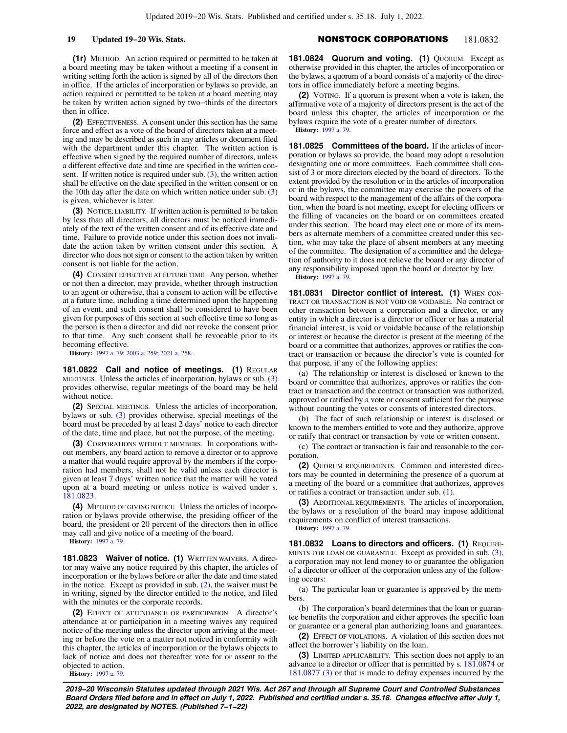**(1r)** METHOD. An action required or permitted to be taken at a board meeting may be taken without a meeting if a consent in writing setting forth the action is signed by all of the directors then in office. If the articles of incorporation or bylaws so provide, an action required or permitted to be taken at a board meeting may be taken by written action signed by two−thirds of the directors then in office.

**(2)** EFFECTIVENESS. A consent under this section has the same force and effect as a vote of the board of directors taken at a meeting and may be described as such in any articles or document filed with the department under this chapter. The written action is effective when signed by the required number of directors, unless a different effective date and time are specified in the written consent. If written notice is required under sub. (3), the written action shall be effective on the date specified in the written consent or on the 10th day after the date on which written notice under sub. (3) is given, whichever is later.

**(3)** NOTICE; LIABILITY. If written action is permitted to be taken by less than all directors, all directors must be noticed immediately of the text of the written consent and of its effective date and time. Failure to provide notice under this section does not invalidate the action taken by written consent under this section. A director who does not sign or consent to the action taken by written consent is not liable for the action.

**(4)** CONSENT EFFECTIVE AT FUTURE TIME. Any person, whether or not then a director, may provide, whether through instruction to an agent or otherwise, that a consent to action will be effective at a future time, including a time determined upon the happening of an event, and such consent shall be considered to have been given for purposes of this section at such effective time so long as the person is then a director and did not revoke the consent prior to that time. Any such consent shall be revocable prior to its becoming effective.

**History:** 1997 a. 79; 2003 a. 259; 2021 a. 258.

**181.0822 Call and notice of meetings.** **(1)** REGULAR MEETINGS. Unless the articles of incorporation, bylaws or sub. (3) provides otherwise, regular meetings of the board may be held without notice.

**(2)** SPECIAL MEETINGS. Unless the articles of incorporation, bylaws or sub. (3) provides otherwise, special meetings of the board must be preceded by at least 2 days' notice to each director of the date, time and place, but not the purpose, of the meeting.

**(3)** CORPORATIONS WITHOUT MEMBERS. In corporations without members, any board action to remove a director or to approve a matter that would require approval by the members if the corporation had members, shall not be valid unless each director is given at least 7 days' written notice that the matter will be voted upon at a board meeting or unless notice is waived under s. 181.0823.

**(4)** METHOD OF GIVING NOTICE. Unless the articles of incorporation or bylaws provide otherwise, the presiding officer of the board, the president or 20 percent of the directors then in office may call and give notice of a meeting of the board.

**History:** 1997 a. 79.

**181.0823 Waiver of notice.** **(1)** WRITTEN WAIVERS. A director may waive any notice required by this chapter, the articles of incorporation or the bylaws before or after the date and time stated in the notice. Except as provided in sub. (2), the waiver must be in writing, signed by the director entitled to the notice, and filed with the minutes or the corporate records.

**(2)** EFFECT OF ATTENDANCE OR PARTICIPATION. A director's attendance at or participation in a meeting waives any required notice of the meeting unless the director upon arriving at the meeting or before the vote on a matter not noticed in conformity with this chapter, the articles of incorporation or the bylaws objects to lack of notice and does not thereafter vote for or assent to the objected to action.

**History:** 1997 a. 79.

**181.0824 Quorum and voting.** **(1)** QUORUM. Except as otherwise provided in this chapter, the articles of incorporation or the bylaws, a quorum of a board consists of a majority of the directors in office immediately before a meeting begins.

**(2)** VOTING. If a quorum is present when a vote is taken, the affirmative vote of a majority of directors present is the act of the board unless this chapter, the articles of incorporation or the bylaws require the vote of a greater number of directors.

**History:** 1997 a. 79.

**181.0825 Committees of the board.** If the articles of incorporation or bylaws so provide, the board may adopt a resolution designating one or more committees. Each committee shall consist of 3 or more directors elected by the board of directors. To the extent provided by the resolution or in the articles of incorporation or in the bylaws, the committee may exercise the powers of the board with respect to the management of the affairs of the corporation, when the board is not meeting, except for electing officers or the filling of vacancies on the board or on committees created under this section. The board may elect one or more of its members as alternate members of a committee created under this section, who may take the place of absent members at any meeting of the committee. The designation of a committee and the delegation of authority to it does not relieve the board or any director of any responsibility imposed upon the board or director by law.

**History:** 1997 a. 79.

**181.0831 Director conflict of interest.** **(1)** WHEN CONTRACT OR TRANSACTION IS NOT VOID OR VOIDABLE. No contract or other transaction between a corporation and a director, or any entity in which a director is a director or officer or has a material financial interest, is void or voidable because of the relationship or interest or because the director is present at the meeting of the board or a committee that authorizes, approves or ratifies the contract or transaction or because the director's vote is counted for that purpose, if any of the following applies:

(a) The relationship or interest is disclosed or known to the board or committee that authorizes, approves or ratifies the contract or transaction and the contract or transaction was authorized, approved or ratified by a vote or consent sufficient for the purpose without counting the votes or consents of interested directors.

(b) The fact of such relationship or interest is disclosed or known to the members entitled to vote and they authorize, approve or ratify that contract or transaction by vote or written consent.

(c) The contract or transaction is fair and reasonable to the corporation.

**(2)** QUORUM REQUIREMENTS. Common and interested directors may be counted in determining the presence of a quorum at a meeting of the board or a committee that authorizes, approves or ratifies a contract or transaction under sub. (1).

**(3)** ADDITIONAL REQUIREMENTS. The articles of incorporation, the bylaws or a resolution of the board may impose additional requirements on conflict of interest transactions.

**History:** 1997 a. 79.

**181.0832 Loans to directors and officers.** **(1)** REQUIREMENTS FOR LOAN OR GUARANTEE. Except as provided in sub. (3), a corporation may not lend money to or guarantee the obligation of a director or officer of the corporation unless any of the following occurs:

(a) The particular loan or guarantee is approved by the members.

(b) The corporation's board determines that the loan or guarantee benefits the corporation and either approves the specific loan or guarantee or a general plan authorizing loans and guarantees.

**(2)** EFFECT OF VIOLATIONS. A violation of this section does not affect the borrower's liability on the loan.

**(3)** LIMITED APPLICABILITY. This section does not apply to an advance to a director or officer that is permitted by s. 181.0874 or 181.0877 (3) or that is made to defray expenses incurred by the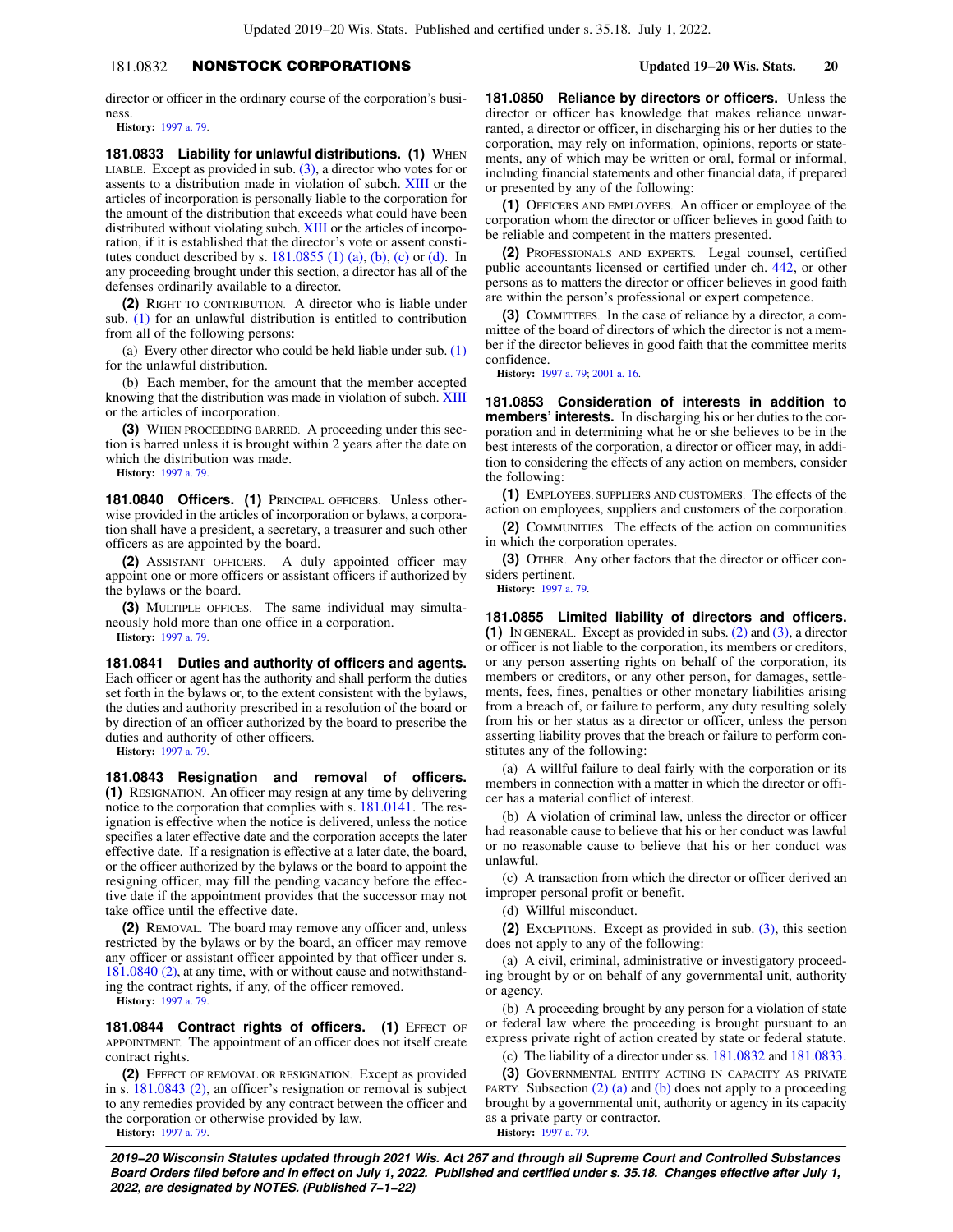director or officer in the ordinary course of the corporation's business.

**History:** 1997 a. 79.

**181.0833 Liability for unlawful distributions.** **(1)** WHEN LIABLE. Except as provided in sub. (3), a director who votes for or assents to a distribution made in violation of subch. XIII or the articles of incorporation is personally liable to the corporation for the amount of the distribution that exceeds what could have been distributed without violating subch. XIII or the articles of incorporation, if it is established that the director's vote or assent constitutes conduct described by s. 181.0855 (1) (a), (b), (c) or (d). In any proceeding brought under this section, a director has all of the defenses ordinarily available to a director.

**(2)** RIGHT TO CONTRIBUTION. A director who is liable under sub. (1) for an unlawful distribution is entitled to contribution from all of the following persons:

(a) Every other director who could be held liable under sub. (1) for the unlawful distribution.

(b) Each member, for the amount that the member accepted knowing that the distribution was made in violation of subch. XIII or the articles of incorporation.

**(3)** WHEN PROCEEDING BARRED. A proceeding under this section is barred unless it is brought within 2 years after the date on which the distribution was made.

**History:** 1997 a. 79.

**181.0840 Officers.** **(1)** PRINCIPAL OFFICERS. Unless otherwise provided in the articles of incorporation or bylaws, a corporation shall have a president, a secretary, a treasurer and such other officers as are appointed by the board.

**(2)** ASSISTANT OFFICERS. A duly appointed officer may appoint one or more officers or assistant officers if authorized by the bylaws or the board.

**(3)** MULTIPLE OFFICES. The same individual may simultaneously hold more than one office in a corporation.

**History:** 1997 a. 79.

**181.0841 Duties and authority of officers and agents.** Each officer or agent has the authority and shall perform the duties set forth in the bylaws or, to the extent consistent with the bylaws, the duties and authority prescribed in a resolution of the board or by direction of an officer authorized by the board to prescribe the duties and authority of other officers.

**History:** 1997 a. 79.

**181.0843 Resignation and removal of officers.** **(1)** RESIGNATION. An officer may resign at any time by delivering notice to the corporation that complies with s. 181.0141. The resignation is effective when the notice is delivered, unless the notice specifies a later effective date and the corporation accepts the later effective date. If a resignation is effective at a later date, the board, or the officer authorized by the bylaws or the board to appoint the resigning officer, may fill the pending vacancy before the effective date if the appointment provides that the successor may not take office until the effective date.

**(2)** REMOVAL. The board may remove any officer and, unless restricted by the bylaws or by the board, an officer may remove any officer or assistant officer appointed by that officer under s. 181.0840 (2), at any time, with or without cause and notwithstanding the contract rights, if any, of the officer removed.

**History:** 1997 a. 79.

**181.0844 Contract rights of officers.** **(1)** EFFECT OF APPOINTMENT. The appointment of an officer does not itself create contract rights.

**(2)** EFFECT OF REMOVAL OR RESIGNATION. Except as provided in s. 181.0843 (2), an officer's resignation or removal is subject to any remedies provided by any contract between the officer and the corporation or otherwise provided by law.

**History:** 1997 a. 79.

**181.0850 Reliance by directors or officers.** Unless the director or officer has knowledge that makes reliance unwarranted, a director or officer, in discharging his or her duties to the corporation, may rely on information, opinions, reports or statements, any of which may be written or oral, formal or informal, including financial statements and other financial data, if prepared or presented by any of the following:

**(1)** OFFICERS AND EMPLOYEES. An officer or employee of the corporation whom the director or officer believes in good faith to be reliable and competent in the matters presented.

**(2)** PROFESSIONALS AND EXPERTS. Legal counsel, certified public accountants licensed or certified under ch. 442, or other persons as to matters the director or officer believes in good faith are within the person's professional or expert competence.

**(3)** COMMITTEES. In the case of reliance by a director, a committee of the board of directors of which the director is not a member if the director believes in good faith that the committee merits confidence.

**History:** 1997 a. 79; 2001 a. 16.

**181.0853 Consideration of interests in addition to members' interests.** In discharging his or her duties to the corporation and in determining what he or she believes to be in the best interests of the corporation, a director or officer may, in addition to considering the effects of any action on members, consider the following:

**(1)** EMPLOYEES, SUPPLIERS AND CUSTOMERS. The effects of the action on employees, suppliers and customers of the corporation.

**(2)** COMMUNITIES. The effects of the action on communities in which the corporation operates.

**(3)** OTHER. Any other factors that the director or officer considers pertinent.

**History:** 1997 a. 79.

**181.0855 Limited liability of directors and officers.** **(1)** IN GENERAL. Except as provided in subs. (2) and (3), a director or officer is not liable to the corporation, its members or creditors, or any person asserting rights on behalf of the corporation, its members or creditors, or any other person, for damages, settlements, fees, fines, penalties or other monetary liabilities arising from a breach of, or failure to perform, any duty resulting solely from his or her status as a director or officer, unless the person asserting liability proves that the breach or failure to perform constitutes any of the following:

(a) A willful failure to deal fairly with the corporation or its members in connection with a matter in which the director or officer has a material conflict of interest.

(b) A violation of criminal law, unless the director or officer had reasonable cause to believe that his or her conduct was lawful or no reasonable cause to believe that his or her conduct was unlawful.

(c) A transaction from which the director or officer derived an improper personal profit or benefit.

(d) Willful misconduct.

**(2)** EXCEPTIONS. Except as provided in sub. (3), this section does not apply to any of the following:

(a) A civil, criminal, administrative or investigatory proceeding brought by or on behalf of any governmental unit, authority or agency.

(b) A proceeding brought by any person for a violation of state or federal law where the proceeding is brought pursuant to an express private right of action created by state or federal statute.

(c) The liability of a director under ss. 181.0832 and 181.0833.

**(3)** GOVERNMENTAL ENTITY ACTING IN CAPACITY AS PRIVATE PARTY. Subsection (2) (a) and (b) does not apply to a proceeding brought by a governmental unit, authority or agency in its capacity as a private party or contractor.

**History:** 1997 a. 79.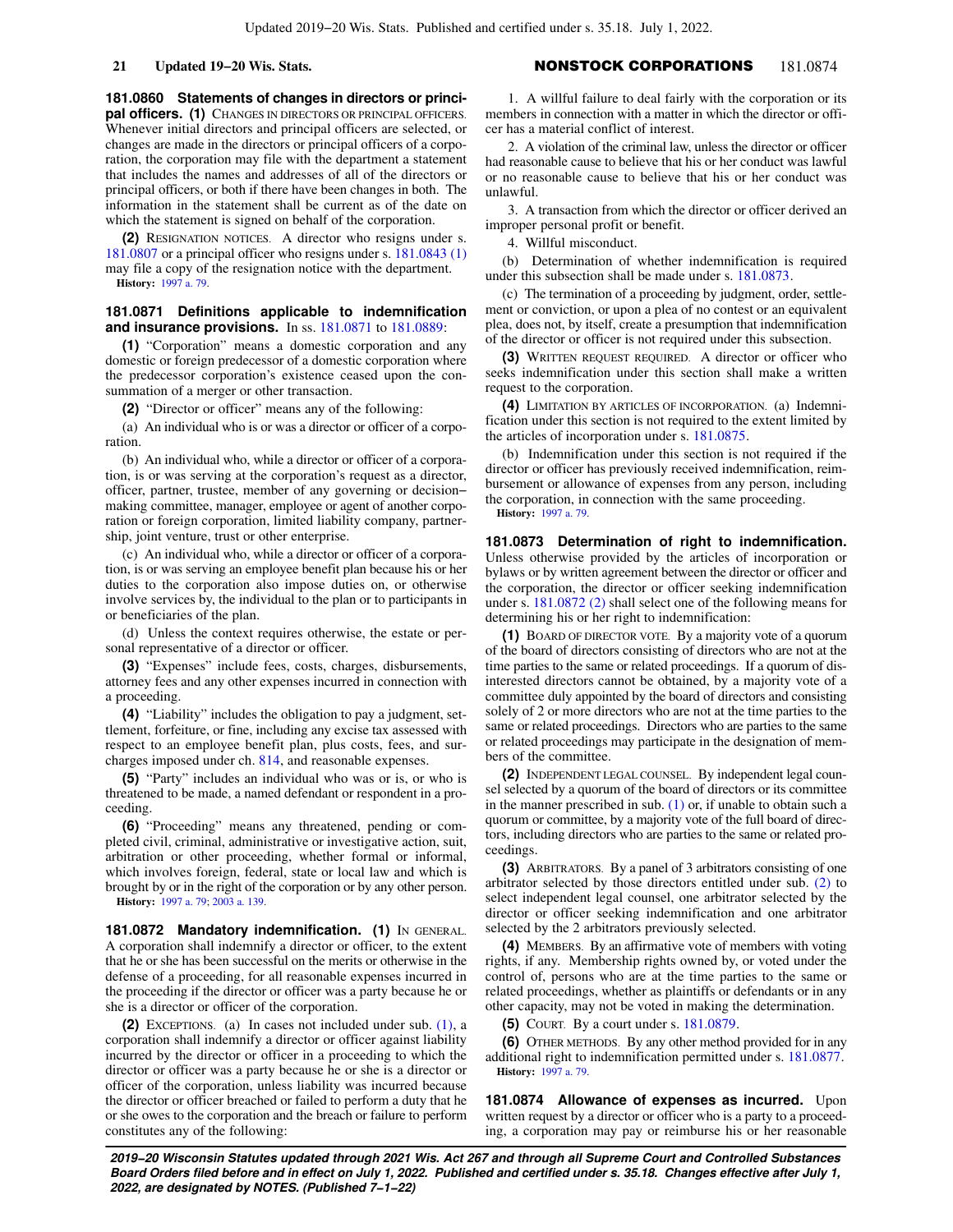**181.0860 Statements of changes in directors or principal officers.** **(1)** CHANGES IN DIRECTORS OR PRINCIPAL OFFICERS. Whenever initial directors and principal officers are selected, or changes are made in the directors or principal officers of a corporation, the corporation may file with the department a statement that includes the names and addresses of all of the directors or principal officers, or both if there have been changes in both. The information in the statement shall be current as of the date on which the statement is signed on behalf of the corporation.

**(2)** RESIGNATION NOTICES. A director who resigns under s. 181.0807 or a principal officer who resigns under s. 181.0843 (1) may file a copy of the resignation notice with the department.

**History:** 1997 a. 79.

**181.0871 Definitions applicable to indemnification and insurance provisions.** In ss. 181.0871 to 181.0889:

**(1)** "Corporation" means a domestic corporation and any domestic or foreign predecessor of a domestic corporation where the predecessor corporation's existence ceased upon the consummation of a merger or other transaction.

**(2)** "Director or officer" means any of the following:

(a) An individual who is or was a director or officer of a corporation.

(b) An individual who, while a director or officer of a corporation, is or was serving at the corporation's request as a director, officer, partner, trustee, member of any governing or decision-making committee, manager, employee or agent of another corporation or foreign corporation, limited liability company, partnership, joint venture, trust or other enterprise.

(c) An individual who, while a director or officer of a corporation, is or was serving an employee benefit plan because his or her duties to the corporation also impose duties on, or otherwise involve services by, the individual to the plan or to participants in or beneficiaries of the plan.

(d) Unless the context requires otherwise, the estate or personal representative of a director or officer.

**(3)** "Expenses" include fees, costs, charges, disbursements, attorney fees and any other expenses incurred in connection with a proceeding.

**(4)** "Liability" includes the obligation to pay a judgment, settlement, forfeiture, or fine, including any excise tax assessed with respect to an employee benefit plan, plus costs, fees, and surcharges imposed under ch. 814, and reasonable expenses.

**(5)** "Party" includes an individual who was or is, or who is threatened to be made, a named defendant or respondent in a proceeding.

**(6)** "Proceeding" means any threatened, pending or completed civil, criminal, administrative or investigative action, suit, arbitration or other proceeding, whether formal or informal, which involves foreign, federal, state or local law and which is brought by or in the right of the corporation or by any other person.

**History:** 1997 a. 79; 2003 a. 139.

**181.0872 Mandatory indemnification.** **(1)** IN GENERAL. A corporation shall indemnify a director or officer, to the extent that he or she has been successful on the merits or otherwise in the defense of a proceeding, for all reasonable expenses incurred in the proceeding if the director or officer was a party because he or she is a director or officer of the corporation.

**(2)** EXCEPTIONS. (a) In cases not included under sub. (1), a corporation shall indemnify a director or officer against liability incurred by the director or officer in a proceeding to which the director or officer was a party because he or she is a director or officer of the corporation, unless liability was incurred because the director or officer breached or failed to perform a duty that he or she owes to the corporation and the breach or failure to perform constitutes any of the following:

1. A willful failure to deal fairly with the corporation or its members in connection with a matter in which the director or officer has a material conflict of interest.

2. A violation of the criminal law, unless the director or officer had reasonable cause to believe that his or her conduct was lawful or no reasonable cause to believe that his or her conduct was unlawful.

3. A transaction from which the director or officer derived an improper personal profit or benefit.

4. Willful misconduct.

(b) Determination of whether indemnification is required under this subsection shall be made under s. 181.0873.

(c) The termination of a proceeding by judgment, order, settlement or conviction, or upon a plea of no contest or an equivalent plea, does not, by itself, create a presumption that indemnification of the director or officer is not required under this subsection.

**(3)** WRITTEN REQUEST REQUIRED. A director or officer who seeks indemnification under this section shall make a written request to the corporation.

**(4)** LIMITATION BY ARTICLES OF INCORPORATION. (a) Indemnification under this section is not required to the extent limited by the articles of incorporation under s. 181.0875.

(b) Indemnification under this section is not required if the director or officer has previously received indemnification, reimbursement or allowance of expenses from any person, including the corporation, in connection with the same proceeding.

**History:** 1997 a. 79.

**181.0873 Determination of right to indemnification.** Unless otherwise provided by the articles of incorporation or bylaws or by written agreement between the director or officer and the corporation, the director or officer seeking indemnification under s. 181.0872 (2) shall select one of the following means for determining his or her right to indemnification:

**(1)** BOARD OF DIRECTOR VOTE. By a majority vote of a quorum of the board of directors consisting of directors who are not at the time parties to the same or related proceedings. If a quorum of disinterested directors cannot be obtained, by a majority vote of a committee duly appointed by the board of directors and consisting solely of 2 or more directors who are not at the time parties to the same or related proceedings. Directors who are parties to the same or related proceedings may participate in the designation of members of the committee.

**(2)** INDEPENDENT LEGAL COUNSEL. By independent legal counsel selected by a quorum of the board of directors or its committee in the manner prescribed in sub. (1) or, if unable to obtain such a quorum or committee, by a majority vote of the full board of directors, including directors who are parties to the same or related proceedings.

**(3)** ARBITRATORS. By a panel of 3 arbitrators consisting of one arbitrator selected by those directors entitled under sub. (2) to select independent legal counsel, one arbitrator selected by the director or officer seeking indemnification and one arbitrator selected by the 2 arbitrators previously selected.

**(4)** MEMBERS. By an affirmative vote of members with voting rights, if any. Membership rights owned by, or voted under the control of, persons who are at the time parties to the same or related proceedings, whether as plaintiffs or defendants or in any other capacity, may not be voted in making the determination.

**(5)** COURT. By a court under s. 181.0879.

**(6)** OTHER METHODS. By any other method provided for in any additional right to indemnification permitted under s. 181.0877.

**History:** 1997 a. 79.

**181.0874 Allowance of expenses as incurred.** Upon written request by a director or officer who is a party to a proceeding, a corporation may pay or reimburse his or her reasonable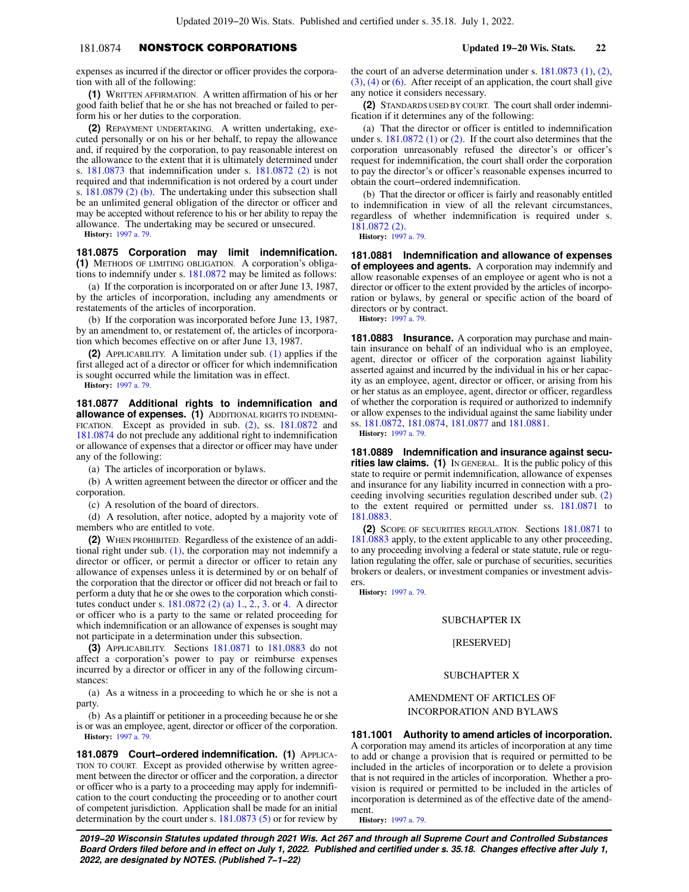expenses as incurred if the director or officer provides the corporation with all of the following:

**(1)** WRITTEN AFFIRMATION. A written affirmation of his or her good faith belief that he or she has not breached or failed to perform his or her duties to the corporation.

**(2)** REPAYMENT UNDERTAKING. A written undertaking, executed personally or on his or her behalf, to repay the allowance and, if required by the corporation, to pay reasonable interest on the allowance to the extent that it is ultimately determined under s. 181.0873 that indemnification under s. 181.0872 (2) is not required and that indemnification is not ordered by a court under s. 181.0879 (2) (b). The undertaking under this subsection shall be an unlimited general obligation of the director or officer and may be accepted without reference to his or her ability to repay the allowance. The undertaking may be secured or unsecured.

**History:** 1997 a. 79.

**181.0875 Corporation may limit indemnification. (1)** METHODS OF LIMITING OBLIGATION. A corporation's obligations to indemnify under s. 181.0872 may be limited as follows:

(a) If the corporation is incorporated on or after June 13, 1987, by the articles of incorporation, including any amendments or restatements of the articles of incorporation.

(b) If the corporation was incorporated before June 13, 1987, by an amendment to, or restatement of, the articles of incorporation which becomes effective on or after June 13, 1987.

**(2)** APPLICABILITY. A limitation under sub. (1) applies if the first alleged act of a director or officer for which indemnification is sought occurred while the limitation was in effect.

**History:** 1997 a. 79.

**181.0877 Additional rights to indemnification and allowance of expenses. (1)** ADDITIONAL RIGHTS TO INDEMNIFICATION. Except as provided in sub. (2), ss. 181.0872 and 181.0874 do not preclude any additional right to indemnification or allowance of expenses that a director or officer may have under any of the following:

(a) The articles of incorporation or bylaws.

(b) A written agreement between the director or officer and the corporation.

(c) A resolution of the board of directors.

(d) A resolution, after notice, adopted by a majority vote of members who are entitled to vote.

**(2)** WHEN PROHIBITED. Regardless of the existence of an additional right under sub. (1), the corporation may not indemnify a director or officer, or permit a director or officer to retain any allowance of expenses unless it is determined by or on behalf of the corporation that the director or officer did not breach or fail to perform a duty that he or she owes to the corporation which constitutes conduct under s. 181.0872 (2) (a) 1., 2., 3. or 4. A director or officer who is a party to the same or related proceeding for which indemnification or an allowance of expenses is sought may not participate in a determination under this subsection.

**(3)** APPLICABILITY. Sections 181.0871 to 181.0883 do not affect a corporation's power to pay or reimburse expenses incurred by a director or officer in any of the following circumstances:

(a) As a witness in a proceeding to which he or she is not a party.

(b) As a plaintiff or petitioner in a proceeding because he or she is or was an employee, agent, director or officer of the corporation.

**History:** 1997 a. 79.

**181.0879 Court–ordered indemnification. (1)** APPLICATION TO COURT. Except as provided otherwise by written agreement between the director or officer and the corporation, a director or officer who is a party to a proceeding may apply for indemnification to the court conducting the proceeding or to another court of competent jurisdiction. Application shall be made for an initial determination by the court under s. 181.0873 (5) or for review by the court of an adverse determination under s. 181.0873 (1), (2), (3), (4) or (6). After receipt of an application, the court shall give any notice it considers necessary.

**(2)** STANDARDS USED BY COURT. The court shall order indemnification if it determines any of the following:

(a) That the director or officer is entitled to indemnification under s. 181.0872 (1) or (2). If the court also determines that the corporation unreasonably refused the director's or officer's request for indemnification, the court shall order the corporation to pay the director's or officer's reasonable expenses incurred to obtain the court–ordered indemnification.

(b) That the director or officer is fairly and reasonably entitled to indemnification in view of all the relevant circumstances, regardless of whether indemnification is required under s. 181.0872 (2).

**History:** 1997 a. 79.

**181.0881 Indemnification and allowance of expenses of employees and agents.** A corporation may indemnify and allow reasonable expenses of an employee or agent who is not a director or officer to the extent provided by the articles of incorporation or bylaws, by general or specific action of the board of directors or by contract.

**History:** 1997 a. 79.

**181.0883 Insurance.** A corporation may purchase and maintain insurance on behalf of an individual who is an employee, agent, director or officer of the corporation against liability asserted against and incurred by the individual in his or her capacity as an employee, agent, director or officer, or arising from his or her status as an employee, agent, director or officer, regardless of whether the corporation is required or authorized to indemnify or allow expenses to the individual against the same liability under ss. 181.0872, 181.0874, 181.0877 and 181.0881.

**History:** 1997 a. 79.

**181.0889 Indemnification and insurance against securities law claims. (1)** IN GENERAL. It is the public policy of this state to require or permit indemnification, allowance of expenses and insurance for any liability incurred in connection with a proceeding involving securities regulation described under sub. (2) to the extent required or permitted under ss. 181.0871 to 181.0883.

**(2)** SCOPE OF SECURITIES REGULATION. Sections 181.0871 to 181.0883 apply, to the extent applicable to any other proceeding, to any proceeding involving a federal or state statute, rule or regulation regulating the offer, sale or purchase of securities, securities brokers or dealers, or investment companies or investment advisers.

**History:** 1997 a. 79.

## SUBCHAPTER IX

[RESERVED]

## SUBCHAPTER X

## AMENDMENT OF ARTICLES OF INCORPORATION AND BYLAWS

**181.1001 Authority to amend articles of incorporation.** A corporation may amend its articles of incorporation at any time to add or change a provision that is required or permitted to be included in the articles of incorporation or to delete a provision that is not required in the articles of incorporation. Whether a provision is required or permitted to be included in the articles of incorporation is determined as of the effective date of the amendment.

**History:** 1997 a. 79.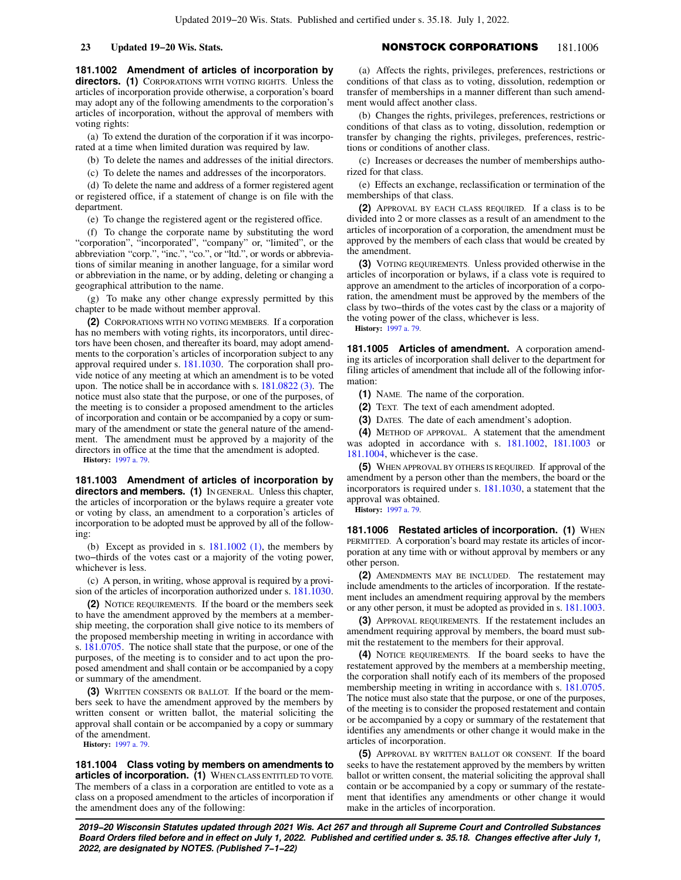**181.1002 Amendment of articles of incorporation by directors.** **(1)** CORPORATIONS WITH VOTING RIGHTS. Unless the articles of incorporation provide otherwise, a corporation's board may adopt any of the following amendments to the corporation's articles of incorporation, without the approval of members with voting rights:

(a) To extend the duration of the corporation if it was incorporated at a time when limited duration was required by law.

(b) To delete the names and addresses of the initial directors.

(c) To delete the names and addresses of the incorporators.

(d) To delete the name and address of a former registered agent or registered office, if a statement of change is on file with the department.

(e) To change the registered agent or the registered office.

(f) To change the corporate name by substituting the word "corporation", "incorporated", "company" or, "limited", or the abbreviation "corp.", "inc.", "co.", or "ltd.", or words or abbreviations of similar meaning in another language, for a similar word or abbreviation in the name, or by adding, deleting or changing a geographical attribution to the name.

(g) To make any other change expressly permitted by this chapter to be made without member approval.

**(2)** CORPORATIONS WITH NO VOTING MEMBERS. If a corporation has no members with voting rights, its incorporators, until directors have been chosen, and thereafter its board, may adopt amendments to the corporation's articles of incorporation subject to any approval required under s. 181.1030. The corporation shall provide notice of any meeting at which an amendment is to be voted upon. The notice shall be in accordance with s. 181.0822 (3). The notice must also state that the purpose, or one of the purposes, of the meeting is to consider a proposed amendment to the articles of incorporation and contain or be accompanied by a copy or summary of the amendment or state the general nature of the amendment. The amendment must be approved by a majority of the directors in office at the time that the amendment is adopted.

**History:** 1997 a. 79.

**181.1003 Amendment of articles of incorporation by directors and members.** **(1)** IN GENERAL. Unless this chapter, the articles of incorporation or the bylaws require a greater vote or voting by class, an amendment to a corporation's articles of incorporation to be adopted must be approved by all of the following:

(b) Except as provided in s. 181.1002 (1), the members by two-thirds of the votes cast or a majority of the voting power, whichever is less.

(c) A person, in writing, whose approval is required by a provision of the articles of incorporation authorized under s. 181.1030.

**(2)** NOTICE REQUIREMENTS. If the board or the members seek to have the amendment approved by the members at a membership meeting, the corporation shall give notice to its members of the proposed membership meeting in writing in accordance with s. 181.0705. The notice shall state that the purpose, or one of the purposes, of the meeting is to consider and to act upon the proposed amendment and shall contain or be accompanied by a copy or summary of the amendment.

**(3)** WRITTEN CONSENTS OR BALLOT. If the board or the members seek to have the amendment approved by the members by written consent or written ballot, the material soliciting the approval shall contain or be accompanied by a copy or summary of the amendment.

**History:** 1997 a. 79.

**181.1004 Class voting by members on amendments to articles of incorporation.** **(1)** WHEN CLASS ENTITLED TO VOTE. The members of a class in a corporation are entitled to vote as a class on a proposed amendment to the articles of incorporation if the amendment does any of the following:

(a) Affects the rights, privileges, preferences, restrictions or conditions of that class as to voting, dissolution, redemption or transfer of memberships in a manner different than such amendment would affect another class.

(b) Changes the rights, privileges, preferences, restrictions or conditions of that class as to voting, dissolution, redemption or transfer by changing the rights, privileges, preferences, restrictions or conditions of another class.

(c) Increases or decreases the number of memberships authorized for that class.

(e) Effects an exchange, reclassification or termination of the memberships of that class.

**(2)** APPROVAL BY EACH CLASS REQUIRED. If a class is to be divided into 2 or more classes as a result of an amendment to the articles of incorporation of a corporation, the amendment must be approved by the members of each class that would be created by the amendment.

**(3)** VOTING REQUIREMENTS. Unless provided otherwise in the articles of incorporation or bylaws, if a class vote is required to approve an amendment to the articles of incorporation of a corporation, the amendment must be approved by the members of the class by two-thirds of the votes cast by the class or a majority of the voting power of the class, whichever is less.

**History:** 1997 a. 79.

**181.1005 Articles of amendment.** A corporation amending its articles of incorporation shall deliver to the department for filing articles of amendment that include all of the following information:

**(1)** NAME. The name of the corporation.

**(2)** TEXT. The text of each amendment adopted.

**(3)** DATES. The date of each amendment's adoption.

**(4)** METHOD OF APPROVAL. A statement that the amendment was adopted in accordance with s. 181.1002, 181.1003 or 181.1004, whichever is the case.

**(5)** WHEN APPROVAL BY OTHERS IS REQUIRED. If approval of the amendment by a person other than the members, the board or the incorporators is required under s. 181.1030, a statement that the approval was obtained.

**History:** 1997 a. 79.

**181.1006 Restated articles of incorporation.** **(1)** WHEN PERMITTED. A corporation's board may restate its articles of incorporation at any time with or without approval by members or any other person.

**(2)** AMENDMENTS MAY BE INCLUDED. The restatement may include amendments to the articles of incorporation. If the restatement includes an amendment requiring approval by the members or any other person, it must be adopted as provided in s. 181.1003.

**(3)** APPROVAL REQUIREMENTS. If the restatement includes an amendment requiring approval by members, the board must submit the restatement to the members for their approval.

**(4)** NOTICE REQUIREMENTS. If the board seeks to have the restatement approved by the members at a membership meeting, the corporation shall notify each of its members of the proposed membership meeting in writing in accordance with s. 181.0705. The notice must also state that the purpose, or one of the purposes, of the meeting is to consider the proposed restatement and contain or be accompanied by a copy or summary of the restatement that identifies any amendments or other change it would make in the articles of incorporation.

**(5)** APPROVAL BY WRITTEN BALLOT OR CONSENT. If the board seeks to have the restatement approved by the members by written ballot or written consent, the material soliciting the approval shall contain or be accompanied by a copy or summary of the restatement that identifies any amendments or other change it would make in the articles of incorporation.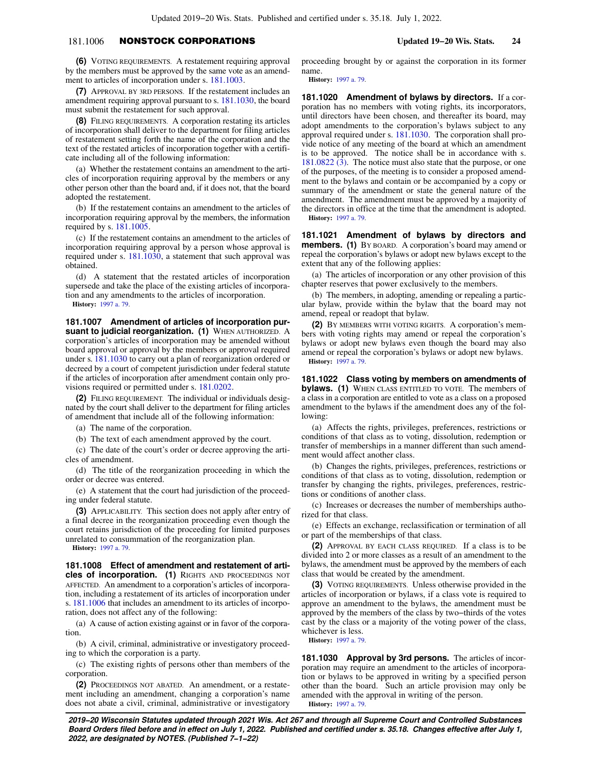**(6)** VOTING REQUIREMENTS. A restatement requiring approval by the members must be approved by the same vote as an amendment to articles of incorporation under s. 181.1003.

**(7)** APPROVAL BY 3RD PERSONS. If the restatement includes an amendment requiring approval pursuant to s. 181.1030, the board must submit the restatement for such approval.

**(8)** FILING REQUIREMENTS. A corporation restating its articles of incorporation shall deliver to the department for filing articles of restatement setting forth the name of the corporation and the text of the restated articles of incorporation together with a certificate including all of the following information:

(a) Whether the restatement contains an amendment to the articles of incorporation requiring approval by the members or any other person other than the board and, if it does not, that the board adopted the restatement.

(b) If the restatement contains an amendment to the articles of incorporation requiring approval by the members, the information required by s. 181.1005.

(c) If the restatement contains an amendment to the articles of incorporation requiring approval by a person whose approval is required under s. 181.1030, a statement that such approval was obtained.

(d) A statement that the restated articles of incorporation supersede and take the place of the existing articles of incorporation and any amendments to the articles of incorporation.

**History:** 1997 a. 79.

**181.1007 Amendment of articles of incorporation pursuant to judicial reorganization. (1)** WHEN AUTHORIZED. A corporation's articles of incorporation may be amended without board approval or approval by the members or approval required under s. 181.1030 to carry out a plan of reorganization ordered or decreed by a court of competent jurisdiction under federal statute if the articles of incorporation after amendment contain only provisions required or permitted under s. 181.0202.

**(2)** FILING REQUIREMENT. The individual or individuals designated by the court shall deliver to the department for filing articles of amendment that include all of the following information:

(a) The name of the corporation.

(b) The text of each amendment approved by the court.

(c) The date of the court's order or decree approving the articles of amendment.

(d) The title of the reorganization proceeding in which the order or decree was entered.

(e) A statement that the court had jurisdiction of the proceeding under federal statute.

**(3)** APPLICABILITY. This section does not apply after entry of a final decree in the reorganization proceeding even though the court retains jurisdiction of the proceeding for limited purposes unrelated to consummation of the reorganization plan.

**History:** 1997 a. 79.

**181.1008 Effect of amendment and restatement of articles of incorporation. (1)** RIGHTS AND PROCEEDINGS NOT AFFECTED. An amendment to a corporation's articles of incorporation, including a restatement of its articles of incorporation under s. 181.1006 that includes an amendment to its articles of incorporation, does not affect any of the following:

(a) A cause of action existing against or in favor of the corporation.

(b) A civil, criminal, administrative or investigatory proceeding to which the corporation is a party.

(c) The existing rights of persons other than members of the corporation.

**(2)** PROCEEDINGS NOT ABATED. An amendment, or a restatement including an amendment, changing a corporation's name does not abate a civil, criminal, administrative or investigatory proceeding brought by or against the corporation in its former name.

**History:** 1997 a. 79.

**181.1020 Amendment of bylaws by directors.** If a corporation has no members with voting rights, its incorporators, until directors have been chosen, and thereafter its board, may adopt amendments to the corporation's bylaws subject to any approval required under s. 181.1030. The corporation shall provide notice of any meeting of the board at which an amendment is to be approved. The notice shall be in accordance with s. 181.0822 (3). The notice must also state that the purpose, or one of the purposes, of the meeting is to consider a proposed amendment to the bylaws and contain or be accompanied by a copy or summary of the amendment or state the general nature of the amendment. The amendment must be approved by a majority of the directors in office at the time that the amendment is adopted.

**History:** 1997 a. 79.

**181.1021 Amendment of bylaws by directors and members. (1)** BY BOARD. A corporation's board may amend or repeal the corporation's bylaws or adopt new bylaws except to the extent that any of the following applies:

(a) The articles of incorporation or any other provision of this chapter reserves that power exclusively to the members.

(b) The members, in adopting, amending or repealing a particular bylaw, provide within the bylaw that the board may not amend, repeal or readopt that bylaw.

**(2)** BY MEMBERS WITH VOTING RIGHTS. A corporation's members with voting rights may amend or repeal the corporation's bylaws or adopt new bylaws even though the board may also amend or repeal the corporation's bylaws or adopt new bylaws.

**History:** 1997 a. 79.

**181.1022 Class voting by members on amendments of bylaws. (1)** WHEN CLASS ENTITLED TO VOTE. The members of a class in a corporation are entitled to vote as a class on a proposed amendment to the bylaws if the amendment does any of the following:

(a) Affects the rights, privileges, preferences, restrictions or conditions of that class as to voting, dissolution, redemption or transfer of memberships in a manner different than such amendment would affect another class.

(b) Changes the rights, privileges, preferences, restrictions or conditions of that class as to voting, dissolution, redemption or transfer by changing the rights, privileges, preferences, restrictions or conditions of another class.

(c) Increases or decreases the number of memberships authorized for that class.

(e) Effects an exchange, reclassification or termination of all or part of the memberships of that class.

**(2)** APPROVAL BY EACH CLASS REQUIRED. If a class is to be divided into 2 or more classes as a result of an amendment to the bylaws, the amendment must be approved by the members of each class that would be created by the amendment.

**(3)** VOTING REQUIREMENTS. Unless otherwise provided in the articles of incorporation or bylaws, if a class vote is required to approve an amendment to the bylaws, the amendment must be approved by the members of the class by two-thirds of the votes cast by the class or a majority of the voting power of the class, whichever is less.

**History:** 1997 a. 79.

**181.1030 Approval by 3rd persons.** The articles of incorporation may require an amendment to the articles of incorporation or bylaws to be approved in writing by a specified person other than the board. Such an article provision may only be amended with the approval in writing of the person.

**History:** 1997 a. 79.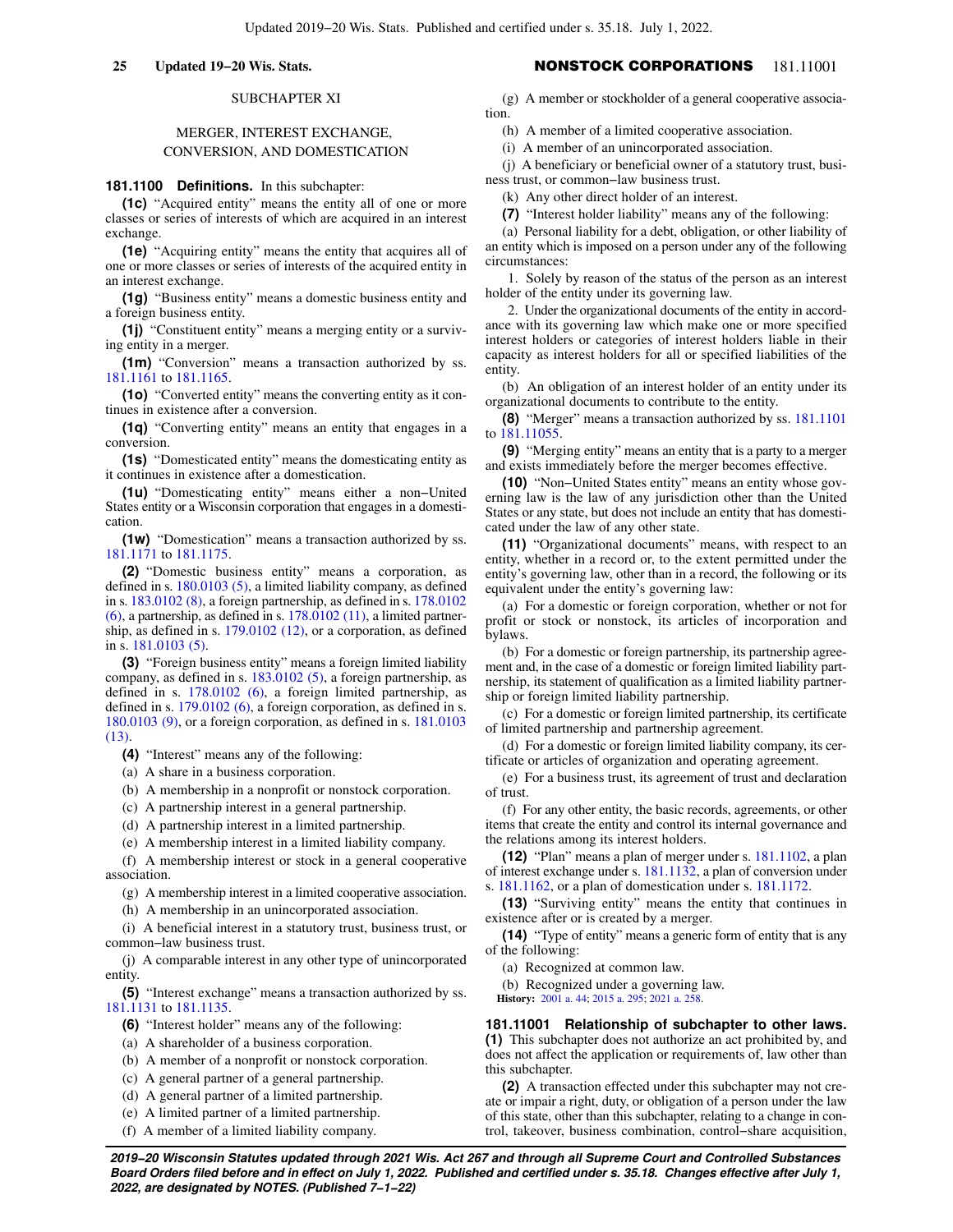SUBCHAPTER XI

MERGER, INTEREST EXCHANGE, CONVERSION, AND DOMESTICATION

**181.1100 Definitions.** In this subchapter:

**(1c)** "Acquired entity" means the entity all of one or more classes or series of interests of which are acquired in an interest exchange.

**(1e)** "Acquiring entity" means the entity that acquires all of one or more classes or series of interests of the acquired entity in an interest exchange.

**(1g)** "Business entity" means a domestic business entity and a foreign business entity.

**(1j)** "Constituent entity" means a merging entity or a surviving entity in a merger.

**(1m)** "Conversion" means a transaction authorized by ss. 181.1161 to 181.1165.

**(1o)** "Converted entity" means the converting entity as it continues in existence after a conversion.

**(1q)** "Converting entity" means an entity that engages in a conversion.

**(1s)** "Domesticated entity" means the domesticating entity as it continues in existence after a domestication.

**(1u)** "Domesticating entity" means either a non-United States entity or a Wisconsin corporation that engages in a domestication.

**(1w)** "Domestication" means a transaction authorized by ss. 181.1171 to 181.1175.

**(2)** "Domestic business entity" means a corporation, as defined in s. 180.0103 (5), a limited liability company, as defined in s. 183.0102 (8), a foreign partnership, as defined in s. 178.0102 (6), a partnership, as defined in s. 178.0102 (11), a limited partnership, as defined in s. 179.0102 (12), or a corporation, as defined in s. 181.0103 (5).

**(3)** "Foreign business entity" means a foreign limited liability company, as defined in s. 183.0102 (5), a foreign partnership, as defined in s. 178.0102 (6), a foreign limited partnership, as defined in s. 179.0102 (6), a foreign corporation, as defined in s. 180.0103 (9), or a foreign corporation, as defined in s. 181.0103 (13).

**(4)** "Interest" means any of the following:

(a) A share in a business corporation.

(b) A membership in a nonprofit or nonstock corporation.

(c) A partnership interest in a general partnership.

(d) A partnership interest in a limited partnership.

(e) A membership interest in a limited liability company.

(f) A membership interest or stock in a general cooperative association.

(g) A membership interest in a limited cooperative association.

(h) A membership in an unincorporated association.

(i) A beneficial interest in a statutory trust, business trust, or common-law business trust.

(j) A comparable interest in any other type of unincorporated entity.

**(5)** "Interest exchange" means a transaction authorized by ss. 181.1131 to 181.1135.

**(6)** "Interest holder" means any of the following:

(a) A shareholder of a business corporation.

(b) A member of a nonprofit or nonstock corporation.

(c) A general partner of a general partnership.

(d) A general partner of a limited partnership.

(e) A limited partner of a limited partnership.

(f) A member of a limited liability company.

(g) A member or stockholder of a general cooperative association.

(h) A member of a limited cooperative association.

(i) A member of an unincorporated association.

(j) A beneficiary or beneficial owner of a statutory trust, business trust, or common-law business trust.

(k) Any other direct holder of an interest.

**(7)** "Interest holder liability" means any of the following:

(a) Personal liability for a debt, obligation, or other liability of an entity which is imposed on a person under any of the following circumstances:

1. Solely by reason of the status of the person as an interest holder of the entity under its governing law.

2. Under the organizational documents of the entity in accordance with its governing law which make one or more specified interest holders or categories of interest holders liable in their capacity as interest holders for all or specified liabilities of the entity.

(b) An obligation of an interest holder of an entity under its organizational documents to contribute to the entity.

**(8)** "Merger" means a transaction authorized by ss. 181.1101 to 181.11055.

**(9)** "Merging entity" means an entity that is a party to a merger and exists immediately before the merger becomes effective.

**(10)** "Non-United States entity" means an entity whose governing law is the law of any jurisdiction other than the United States or any state, but does not include an entity that has domesticated under the law of any other state.

**(11)** "Organizational documents" means, with respect to an entity, whether in a record or, to the extent permitted under the entity's governing law, other than in a record, the following or its equivalent under the entity's governing law:

(a) For a domestic or foreign corporation, whether or not for profit or stock or nonstock, its articles of incorporation and bylaws.

(b) For a domestic or foreign partnership, its partnership agreement and, in the case of a domestic or foreign limited liability partnership, its statement of qualification as a limited liability partnership or foreign limited liability partnership.

(c) For a domestic or foreign limited partnership, its certificate of limited partnership and partnership agreement.

(d) For a domestic or foreign limited liability company, its certificate or articles of organization and operating agreement.

(e) For a business trust, its agreement of trust and declaration of trust.

(f) For any other entity, the basic records, agreements, or other items that create the entity and control its internal governance and the relations among its interest holders.

**(12)** "Plan" means a plan of merger under s. 181.1102, a plan of interest exchange under s. 181.1132, a plan of conversion under s. 181.1162, or a plan of domestication under s. 181.1172.

**(13)** "Surviving entity" means the entity that continues in existence after or is created by a merger.

**(14)** "Type of entity" means a generic form of entity that is any of the following:

(a) Recognized at common law.

(b) Recognized under a governing law.

**History:** 2001 a. 44; 2015 a. 295; 2021 a. 258.

**181.11001 Relationship of subchapter to other laws.**
**(1)** This subchapter does not authorize an act prohibited by, and does not affect the application or requirements of, law other than this subchapter.

**(2)** A transaction effected under this subchapter may not create or impair a right, duty, or obligation of a person under the law of this state, other than this subchapter, relating to a change in control, takeover, business combination, control-share acquisition,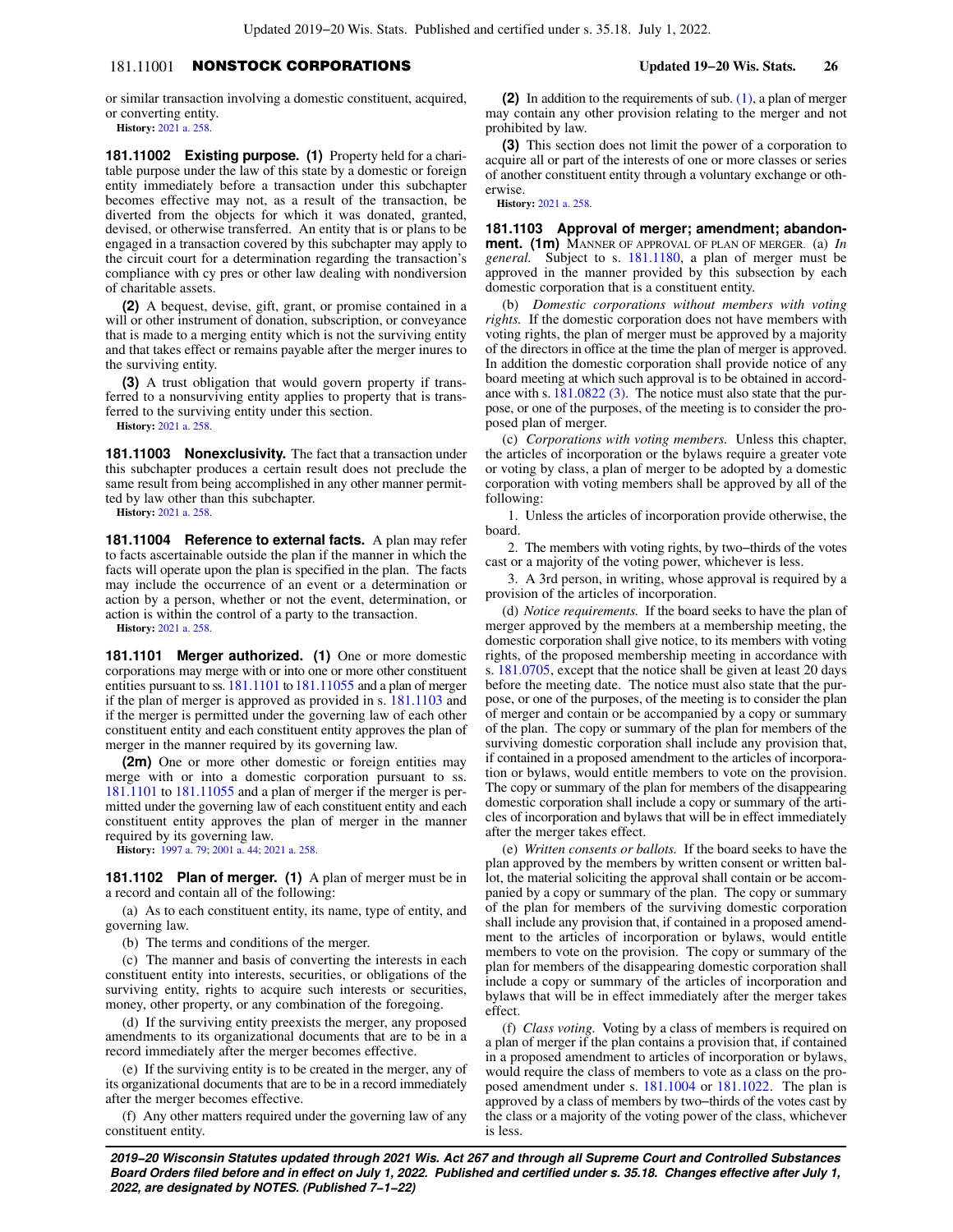or similar transaction involving a domestic constituent, acquired, or converting entity.

**History:** 2021 a. 258.

**181.11002 Existing purpose. (1)** Property held for a charitable purpose under the law of this state by a domestic or foreign entity immediately before a transaction under this subchapter becomes effective may not, as a result of the transaction, be diverted from the objects for which it was donated, granted, devised, or otherwise transferred. An entity that is or plans to be engaged in a transaction covered by this subchapter may apply to the circuit court for a determination regarding the transaction's compliance with cy pres or other law dealing with nondiversion of charitable assets.

**(2)** A bequest, devise, gift, grant, or promise contained in a will or other instrument of donation, subscription, or conveyance that is made to a merging entity which is not the surviving entity and that takes effect or remains payable after the merger inures to the surviving entity.

**(3)** A trust obligation that would govern property if transferred to a nonsurviving entity applies to property that is transferred to the surviving entity under this section.

**History:** 2021 a. 258.

**181.11003 Nonexclusivity.** The fact that a transaction under this subchapter produces a certain result does not preclude the same result from being accomplished in any other manner permitted by law other than this subchapter.

**History:** 2021 a. 258.

**181.11004 Reference to external facts.** A plan may refer to facts ascertainable outside the plan if the manner in which the facts will operate upon the plan is specified in the plan. The facts may include the occurrence of an event or a determination or action by a person, whether or not the event, determination, or action is within the control of a party to the transaction.

**History:** 2021 a. 258.

**181.1101 Merger authorized. (1)** One or more domestic corporations may merge with or into one or more other constituent entities pursuant to ss. 181.1101 to 181.11055 and a plan of merger if the plan of merger is approved as provided in s. 181.1103 and if the merger is permitted under the governing law of each other constituent entity and each constituent entity approves the plan of merger in the manner required by its governing law.

**(2m)** One or more other domestic or foreign entities may merge with or into a domestic corporation pursuant to ss. 181.1101 to 181.11055 and a plan of merger if the merger is permitted under the governing law of each constituent entity and each constituent entity approves the plan of merger in the manner required by its governing law.

**History:** 1997 a. 79; 2001 a. 44; 2021 a. 258.

**181.1102 Plan of merger. (1)** A plan of merger must be in a record and contain all of the following:

(a) As to each constituent entity, its name, type of entity, and governing law.

(b) The terms and conditions of the merger.

(c) The manner and basis of converting the interests in each constituent entity into interests, securities, or obligations of the surviving entity, rights to acquire such interests or securities, money, other property, or any combination of the foregoing.

(d) If the surviving entity preexists the merger, any proposed amendments to its organizational documents that are to be in a record immediately after the merger becomes effective.

(e) If the surviving entity is to be created in the merger, any of its organizational documents that are to be in a record immediately after the merger becomes effective.

(f) Any other matters required under the governing law of any constituent entity.

**(2)** In addition to the requirements of sub. (1), a plan of merger may contain any other provision relating to the merger and not prohibited by law.

**(3)** This section does not limit the power of a corporation to acquire all or part of the interests of one or more classes or series of another constituent entity through a voluntary exchange or otherwise.

**History:** 2021 a. 258.

**181.1103 Approval of merger; amendment; abandonment. (1m)** MANNER OF APPROVAL OF PLAN OF MERGER. (a) *In general.* Subject to s. 181.1180, a plan of merger must be approved in the manner provided by this subsection by each domestic corporation that is a constituent entity.

(b) *Domestic corporations without members with voting rights.* If the domestic corporation does not have members with voting rights, the plan of merger must be approved by a majority of the directors in office at the time the plan of merger is approved. In addition the domestic corporation shall provide notice of any board meeting at which such approval is to be obtained in accordance with s. 181.0822 (3). The notice must also state that the purpose, or one of the purposes, of the meeting is to consider the proposed plan of merger.

(c) *Corporations with voting members.* Unless this chapter, the articles of incorporation or the bylaws require a greater vote or voting by class, a plan of merger to be adopted by a domestic corporation with voting members shall be approved by all of the following:

1. Unless the articles of incorporation provide otherwise, the board.

2. The members with voting rights, by two−thirds of the votes cast or a majority of the voting power, whichever is less.

3. A 3rd person, in writing, whose approval is required by a provision of the articles of incorporation.

(d) *Notice requirements.* If the board seeks to have the plan of merger approved by the members at a membership meeting, the domestic corporation shall give notice, to its members with voting rights, of the proposed membership meeting in accordance with s. 181.0705, except that the notice shall be given at least 20 days before the meeting date. The notice must also state that the purpose, or one of the purposes, of the meeting is to consider the plan of merger and contain or be accompanied by a copy or summary of the plan. The copy or summary of the plan for members of the surviving domestic corporation shall include any provision that, if contained in a proposed amendment to the articles of incorporation or bylaws, would entitle members to vote on the provision. The copy or summary of the plan for members of the disappearing domestic corporation shall include a copy or summary of the articles of incorporation and bylaws that will be in effect immediately after the merger takes effect.

(e) *Written consents or ballots.* If the board seeks to have the plan approved by the members by written consent or written ballot, the material soliciting the approval shall contain or be accompanied by a copy or summary of the plan. The copy or summary of the plan for members of the surviving domestic corporation shall include any provision that, if contained in a proposed amendment to the articles of incorporation or bylaws, would entitle members to vote on the provision. The copy or summary of the plan for members of the disappearing domestic corporation shall include a copy or summary of the articles of incorporation and bylaws that will be in effect immediately after the merger takes effect.

(f) *Class voting.* Voting by a class of members is required on a plan of merger if the plan contains a provision that, if contained in a proposed amendment to articles of incorporation or bylaws, would require the class of members to vote as a class on the proposed amendment under s. 181.1004 or 181.1022. The plan is approved by a class of members by two−thirds of the votes cast by the class or a majority of the voting power of the class, whichever is less.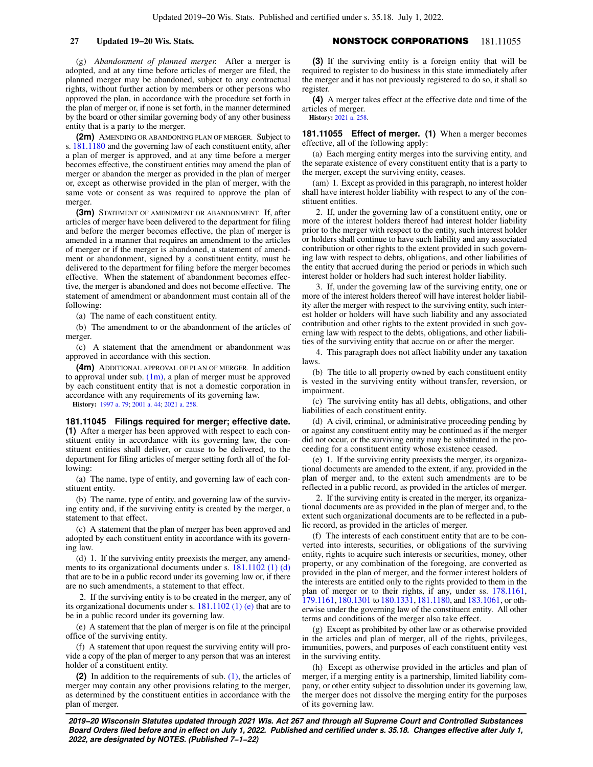(g) *Abandonment of planned merger.* After a merger is adopted, and at any time before articles of merger are filed, the planned merger may be abandoned, subject to any contractual rights, without further action by members or other persons who approved the plan, in accordance with the procedure set forth in the plan of merger or, if none is set forth, in the manner determined by the board or other similar governing body of any other business entity that is a party to the merger.

**(2m)** AMENDING OR ABANDONING PLAN OF MERGER. Subject to s. 181.1180 and the governing law of each constituent entity, after a plan of merger is approved, and at any time before a merger becomes effective, the constituent entities may amend the plan of merger or abandon the merger as provided in the plan of merger or, except as otherwise provided in the plan of merger, with the same vote or consent as was required to approve the plan of merger.

**(3m)** STATEMENT OF AMENDMENT OR ABANDONMENT. If, after articles of merger have been delivered to the department for filing and before the merger becomes effective, the plan of merger is amended in a manner that requires an amendment to the articles of merger or if the merger is abandoned, a statement of amendment or abandonment, signed by a constituent entity, must be delivered to the department for filing before the merger becomes effective. When the statement of abandonment becomes effective, the merger is abandoned and does not become effective. The statement of amendment or abandonment must contain all of the following:

(a) The name of each constituent entity.

(b) The amendment to or the abandonment of the articles of merger.

(c) A statement that the amendment or abandonment was approved in accordance with this section.

**(4m)** ADDITIONAL APPROVAL OF PLAN OF MERGER. In addition to approval under sub. (1m), a plan of merger must be approved by each constituent entity that is not a domestic corporation in accordance with any requirements of its governing law.

**History:** 1997 a. 79; 2001 a. 44; 2021 a. 258.

**181.11045 Filings required for merger; effective date.** **(1)** After a merger has been approved with respect to each constituent entity in accordance with its governing law, the constituent entities shall deliver, or cause to be delivered, to the department for filing articles of merger setting forth all of the following:

(a) The name, type of entity, and governing law of each constituent entity.

(b) The name, type of entity, and governing law of the surviving entity and, if the surviving entity is created by the merger, a statement to that effect.

(c) A statement that the plan of merger has been approved and adopted by each constituent entity in accordance with its governing law.

(d) 1. If the surviving entity preexists the merger, any amendments to its organizational documents under s. 181.1102 (1) (d) that are to be in a public record under its governing law or, if there are no such amendments, a statement to that effect.

2. If the surviving entity is to be created in the merger, any of its organizational documents under s. 181.1102 (1) (e) that are to be in a public record under its governing law.

(e) A statement that the plan of merger is on file at the principal office of the surviving entity.

(f) A statement that upon request the surviving entity will provide a copy of the plan of merger to any person that was an interest holder of a constituent entity.

**(2)** In addition to the requirements of sub. (1), the articles of merger may contain any other provisions relating to the merger, as determined by the constituent entities in accordance with the plan of merger.

**(3)** If the surviving entity is a foreign entity that will be required to register to do business in this state immediately after the merger and it has not previously registered to do so, it shall so register.

**(4)** A merger takes effect at the effective date and time of the articles of merger.

**History:** 2021 a. 258.

**181.11055 Effect of merger.** **(1)** When a merger becomes effective, all of the following apply:

(a) Each merging entity merges into the surviving entity, and the separate existence of every constituent entity that is a party to the merger, except the surviving entity, ceases.

(am) 1. Except as provided in this paragraph, no interest holder shall have interest holder liability with respect to any of the constituent entities.

2. If, under the governing law of a constituent entity, one or more of the interest holders thereof had interest holder liability prior to the merger with respect to the entity, such interest holder or holders shall continue to have such liability and any associated contribution or other rights to the extent provided in such governing law with respect to debts, obligations, and other liabilities of the entity that accrued during the period or periods in which such interest holder or holders had such interest holder liability.

3. If, under the governing law of the surviving entity, one or more of the interest holders thereof will have interest holder liability after the merger with respect to the surviving entity, such interest holder or holders will have such liability and any associated contribution and other rights to the extent provided in such governing law with respect to the debts, obligations, and other liabilities of the surviving entity that accrue on or after the merger.

4. This paragraph does not affect liability under any taxation laws.

(b) The title to all property owned by each constituent entity is vested in the surviving entity without transfer, reversion, or impairment.

(c) The surviving entity has all debts, obligations, and other liabilities of each constituent entity.

(d) A civil, criminal, or administrative proceeding pending by or against any constituent entity may be continued as if the merger did not occur, or the surviving entity may be substituted in the proceeding for a constituent entity whose existence ceased.

(e) 1. If the surviving entity preexists the merger, its organizational documents are amended to the extent, if any, provided in the plan of merger and, to the extent such amendments are to be reflected in a public record, as provided in the articles of merger.

2. If the surviving entity is created in the merger, its organizational documents are as provided in the plan of merger and, to the extent such organizational documents are to be reflected in a public record, as provided in the articles of merger.

(f) The interests of each constituent entity that are to be converted into interests, securities, or obligations of the surviving entity, rights to acquire such interests or securities, money, other property, or any combination of the foregoing, are converted as provided in the plan of merger, and the former interest holders of the interests are entitled only to the rights provided to them in the plan of merger or to their rights, if any, under ss. 178.1161, 179.1161, 180.1301 to 180.1331, 181.1180, and 183.1061, or otherwise under the governing law of the constituent entity. All other terms and conditions of the merger also take effect.

(g) Except as prohibited by other law or as otherwise provided in the articles and plan of merger, all of the rights, privileges, immunities, powers, and purposes of each constituent entity vest in the surviving entity.

(h) Except as otherwise provided in the articles and plan of merger, if a merging entity is a partnership, limited liability company, or other entity subject to dissolution under its governing law, the merger does not dissolve the merging entity for the purposes of its governing law.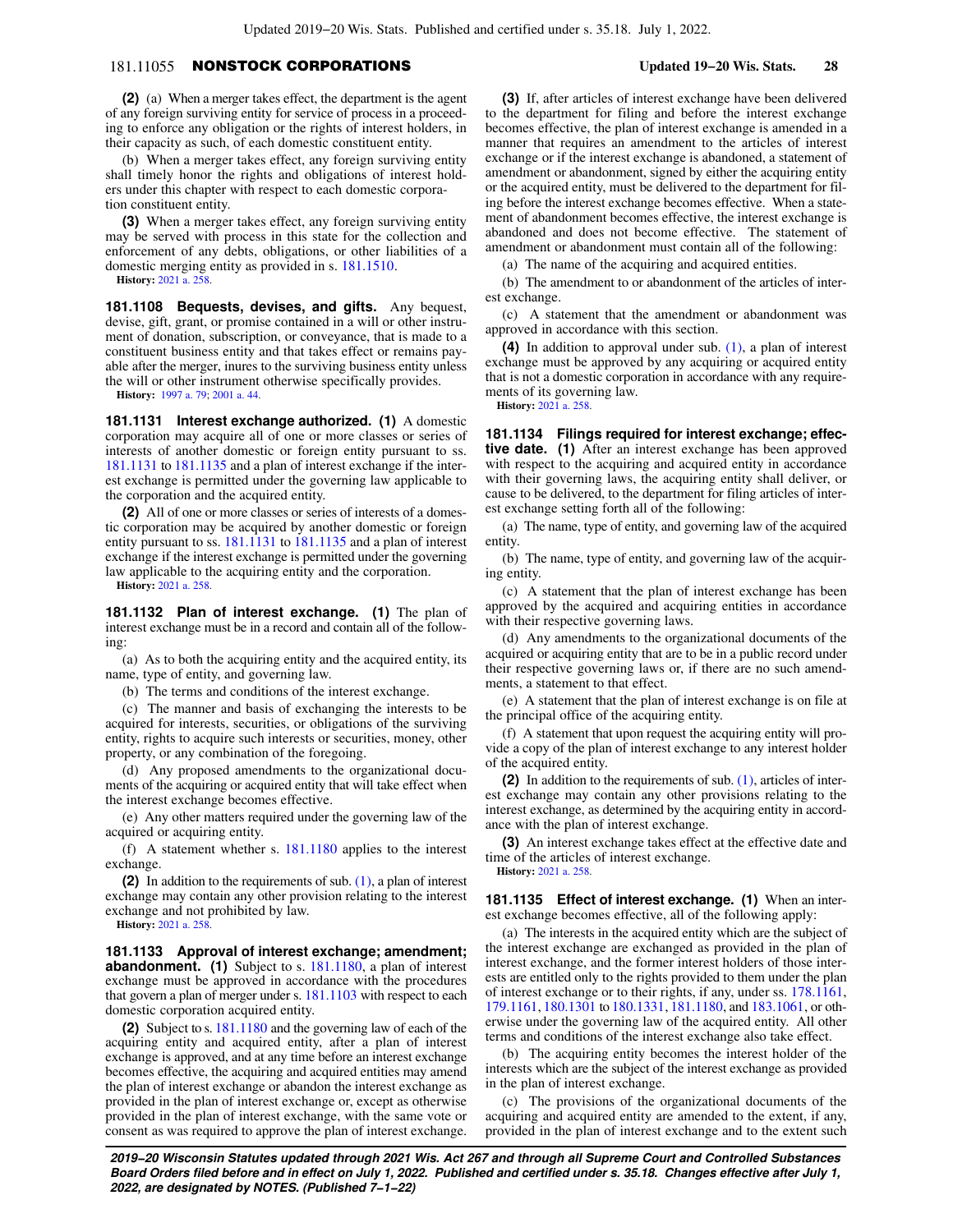**(2)** (a) When a merger takes effect, the department is the agent of any foreign surviving entity for service of process in a proceeding to enforce any obligation or the rights of interest holders, in their capacity as such, of each domestic constituent entity.

(b) When a merger takes effect, any foreign surviving entity shall timely honor the rights and obligations of interest holders under this chapter with respect to each domestic corporation constituent entity.

**(3)** When a merger takes effect, any foreign surviving entity may be served with process in this state for the collection and enforcement of any debts, obligations, or other liabilities of a domestic merging entity as provided in s. 181.1510.

**History:** 2021 a. 258.

**181.1108 Bequests, devises, and gifts.** Any bequest, devise, gift, grant, or promise contained in a will or other instrument of donation, subscription, or conveyance, that is made to a constituent business entity and that takes effect or remains payable after the merger, inures to the surviving business entity unless the will or other instrument otherwise specifically provides.

**History:** 1997 a. 79; 2001 a. 44.

**181.1131 Interest exchange authorized. (1)** A domestic corporation may acquire all of one or more classes or series of interests of another domestic or foreign entity pursuant to ss. 181.1131 to 181.1135 and a plan of interest exchange if the interest exchange is permitted under the governing law applicable to the corporation and the acquired entity.

**(2)** All of one or more classes or series of interests of a domestic corporation may be acquired by another domestic or foreign entity pursuant to ss. 181.1131 to 181.1135 and a plan of interest exchange if the interest exchange is permitted under the governing law applicable to the acquiring entity and the corporation.

**History:** 2021 a. 258.

**181.1132 Plan of interest exchange. (1)** The plan of interest exchange must be in a record and contain all of the following:

(a) As to both the acquiring entity and the acquired entity, its name, type of entity, and governing law.

(b) The terms and conditions of the interest exchange.

(c) The manner and basis of exchanging the interests to be acquired for interests, securities, or obligations of the surviving entity, rights to acquire such interests or securities, money, other property, or any combination of the foregoing.

(d) Any proposed amendments to the organizational documents of the acquiring or acquired entity that will take effect when the interest exchange becomes effective.

(e) Any other matters required under the governing law of the acquired or acquiring entity.

(f) A statement whether s. 181.1180 applies to the interest exchange.

**(2)** In addition to the requirements of sub. (1), a plan of interest exchange may contain any other provision relating to the interest exchange and not prohibited by law.

**History:** 2021 a. 258.

**181.1133 Approval of interest exchange; amendment; abandonment. (1)** Subject to s. 181.1180, a plan of interest exchange must be approved in accordance with the procedures that govern a plan of merger under s. 181.1103 with respect to each domestic corporation acquired entity.

**(2)** Subject to s. 181.1180 and the governing law of each of the acquiring entity and acquired entity, after a plan of interest exchange is approved, and at any time before an interest exchange becomes effective, the acquiring and acquired entities may amend the plan of interest exchange or abandon the interest exchange as provided in the plan of interest exchange or, except as otherwise provided in the plan of interest exchange, with the same vote or consent as was required to approve the plan of interest exchange.

**(3)** If, after articles of interest exchange have been delivered to the department for filing and before the interest exchange becomes effective, the plan of interest exchange is amended in a manner that requires an amendment to the articles of interest exchange or if the interest exchange is abandoned, a statement of amendment or abandonment, signed by either the acquiring entity or the acquired entity, must be delivered to the department for filing before the interest exchange becomes effective. When a statement of abandonment becomes effective, the interest exchange is abandoned and does not become effective. The statement of amendment or abandonment must contain all of the following:

(a) The name of the acquiring and acquired entities.

(b) The amendment to or abandonment of the articles of interest exchange.

(c) A statement that the amendment or abandonment was approved in accordance with this section.

**(4)** In addition to approval under sub. (1), a plan of interest exchange must be approved by any acquiring or acquired entity that is not a domestic corporation in accordance with any requirements of its governing law.

**History:** 2021 a. 258.

**181.1134 Filings required for interest exchange; effective date. (1)** After an interest exchange has been approved with respect to the acquiring and acquired entity in accordance with their governing laws, the acquiring entity shall deliver, or cause to be delivered, to the department for filing articles of interest exchange setting forth all of the following:

(a) The name, type of entity, and governing law of the acquired entity.

(b) The name, type of entity, and governing law of the acquiring entity.

(c) A statement that the plan of interest exchange has been approved by the acquired and acquiring entities in accordance with their respective governing laws.

(d) Any amendments to the organizational documents of the acquired or acquiring entity that are to be in a public record under their respective governing laws or, if there are no such amendments, a statement to that effect.

(e) A statement that the plan of interest exchange is on file at the principal office of the acquiring entity.

(f) A statement that upon request the acquiring entity will provide a copy of the plan of interest exchange to any interest holder of the acquired entity.

**(2)** In addition to the requirements of sub. (1), articles of interest exchange may contain any other provisions relating to the interest exchange, as determined by the acquiring entity in accordance with the plan of interest exchange.

**(3)** An interest exchange takes effect at the effective date and time of the articles of interest exchange.

**History:** 2021 a. 258.

**181.1135 Effect of interest exchange. (1)** When an interest exchange becomes effective, all of the following apply:

(a) The interests in the acquired entity which are the subject of the interest exchange are exchanged as provided in the plan of interest exchange, and the former interest holders of those interests are entitled only to the rights provided to them under the plan of interest exchange or to their rights, if any, under ss. 178.1161, 179.1161, 180.1301 to 180.1331, 181.1180, and 183.1061, or otherwise under the governing law of the acquired entity. All other terms and conditions of the interest exchange also take effect.

(b) The acquiring entity becomes the interest holder of the interests which are the subject of the interest exchange as provided in the plan of interest exchange.

(c) The provisions of the organizational documents of the acquiring and acquired entity are amended to the extent, if any, provided in the plan of interest exchange and to the extent such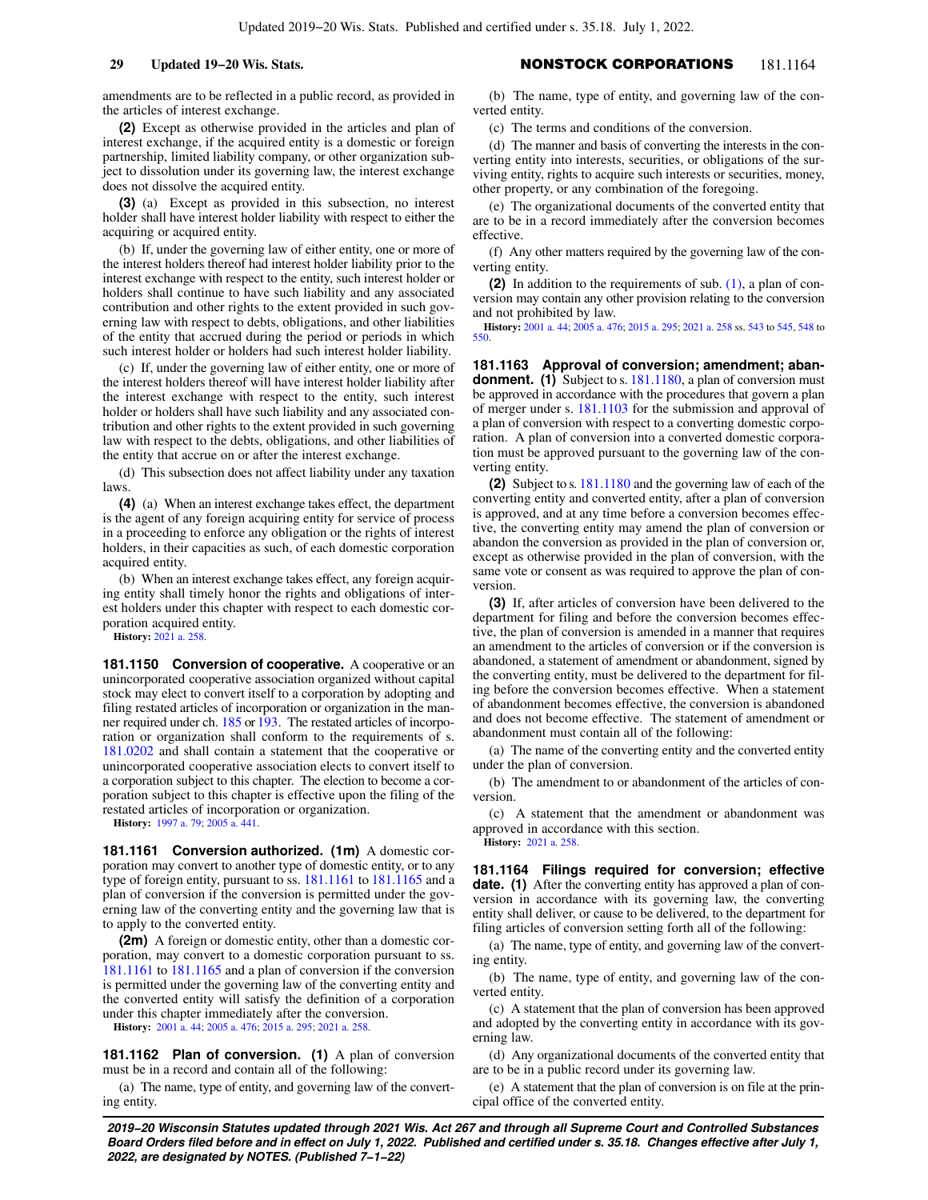amendments are to be reflected in a public record, as provided in the articles of interest exchange.

**(2)** Except as otherwise provided in the articles and plan of interest exchange, if the acquired entity is a domestic or foreign partnership, limited liability company, or other organization subject to dissolution under its governing law, the interest exchange does not dissolve the acquired entity.

**(3)** (a) Except as provided in this subsection, no interest holder shall have interest holder liability with respect to either the acquiring or acquired entity.

(b) If, under the governing law of either entity, one or more of the interest holders thereof had interest holder liability prior to the interest exchange with respect to the entity, such interest holder or holders shall continue to have such liability and any associated contribution and other rights to the extent provided in such governing law with respect to debts, obligations, and other liabilities of the entity that accrued during the period or periods in which such interest holder or holders had such interest holder liability.

(c) If, under the governing law of either entity, one or more of the interest holders thereof will have interest holder liability after the interest exchange with respect to the entity, such interest holder or holders shall have such liability and any associated contribution and other rights to the extent provided in such governing law with respect to the debts, obligations, and other liabilities of the entity that accrue on or after the interest exchange.

(d) This subsection does not affect liability under any taxation laws.

**(4)** (a) When an interest exchange takes effect, the department is the agent of any foreign acquiring entity for service of process in a proceeding to enforce any obligation or the rights of interest holders, in their capacities as such, of each domestic corporation acquired entity.

(b) When an interest exchange takes effect, any foreign acquiring entity shall timely honor the rights and obligations of interest holders under this chapter with respect to each domestic corporation acquired entity.

**History:** 2021 a. 258.

**181.1150 Conversion of cooperative.** A cooperative or an unincorporated cooperative association organized without capital stock may elect to convert itself to a corporation by adopting and filing restated articles of incorporation or organization in the manner required under ch. 185 or 193. The restated articles of incorporation or organization shall conform to the requirements of s. 181.0202 and shall contain a statement that the cooperative or unincorporated cooperative association elects to convert itself to a corporation subject to this chapter. The election to become a corporation subject to this chapter is effective upon the filing of the restated articles of incorporation or organization.

**History:** 1997 a. 79; 2005 a. 441.

**181.1161 Conversion authorized. (1m)** A domestic corporation may convert to another type of domestic entity, or to any type of foreign entity, pursuant to ss. 181.1161 to 181.1165 and a plan of conversion if the conversion is permitted under the governing law of the converting entity and the governing law that is to apply to the converted entity.

**(2m)** A foreign or domestic entity, other than a domestic corporation, may convert to a domestic corporation pursuant to ss. 181.1161 to 181.1165 and a plan of conversion if the conversion is permitted under the governing law of the converting entity and the converted entity will satisfy the definition of a corporation under this chapter immediately after the conversion.

**History:** 2001 a. 44; 2005 a. 476; 2015 a. 295; 2021 a. 258.

**181.1162 Plan of conversion. (1)** A plan of conversion must be in a record and contain all of the following:

(a) The name, type of entity, and governing law of the converting entity.

(b) The name, type of entity, and governing law of the converted entity.

(c) The terms and conditions of the conversion.

(d) The manner and basis of converting the interests in the converting entity into interests, securities, or obligations of the surviving entity, rights to acquire such interests or securities, money, other property, or any combination of the foregoing.

(e) The organizational documents of the converted entity that are to be in a record immediately after the conversion becomes effective.

(f) Any other matters required by the governing law of the converting entity.

**(2)** In addition to the requirements of sub. (1), a plan of conversion may contain any other provision relating to the conversion and not prohibited by law.

**History:** 2001 a. 44; 2005 a. 476; 2015 a. 295; 2021 a. 258 ss. 543 to 545, 548 to 550.

**181.1163 Approval of conversion; amendment; abandonment. (1)** Subject to s. 181.1180, a plan of conversion must be approved in accordance with the procedures that govern a plan of merger under s. 181.1103 for the submission and approval of a plan of conversion with respect to a converting domestic corporation. A plan of conversion into a converted domestic corporation must be approved pursuant to the governing law of the converting entity.

**(2)** Subject to s. 181.1180 and the governing law of each of the converting entity and converted entity, after a plan of conversion is approved, and at any time before a conversion becomes effective, the converting entity may amend the plan of conversion or abandon the conversion as provided in the plan of conversion or, except as otherwise provided in the plan of conversion, with the same vote or consent as was required to approve the plan of conversion.

**(3)** If, after articles of conversion have been delivered to the department for filing and before the conversion becomes effective, the plan of conversion is amended in a manner that requires an amendment to the articles of conversion or if the conversion is abandoned, a statement of amendment or abandonment, signed by the converting entity, must be delivered to the department for filing before the conversion becomes effective. When a statement of abandonment becomes effective, the conversion is abandoned and does not become effective. The statement of amendment or abandonment must contain all of the following:

(a) The name of the converting entity and the converted entity under the plan of conversion.

(b) The amendment to or abandonment of the articles of conversion.

(c) A statement that the amendment or abandonment was approved in accordance with this section.

**History:** 2021 a. 258.

**181.1164 Filings required for conversion; effective date. (1)** After the converting entity has approved a plan of conversion in accordance with its governing law, the converting entity shall deliver, or cause to be delivered, to the department for filing articles of conversion setting forth all of the following:

(a) The name, type of entity, and governing law of the converting entity.

(b) The name, type of entity, and governing law of the converted entity.

(c) A statement that the plan of conversion has been approved and adopted by the converting entity in accordance with its governing law.

(d) Any organizational documents of the converted entity that are to be in a public record under its governing law.

(e) A statement that the plan of conversion is on file at the principal office of the converted entity.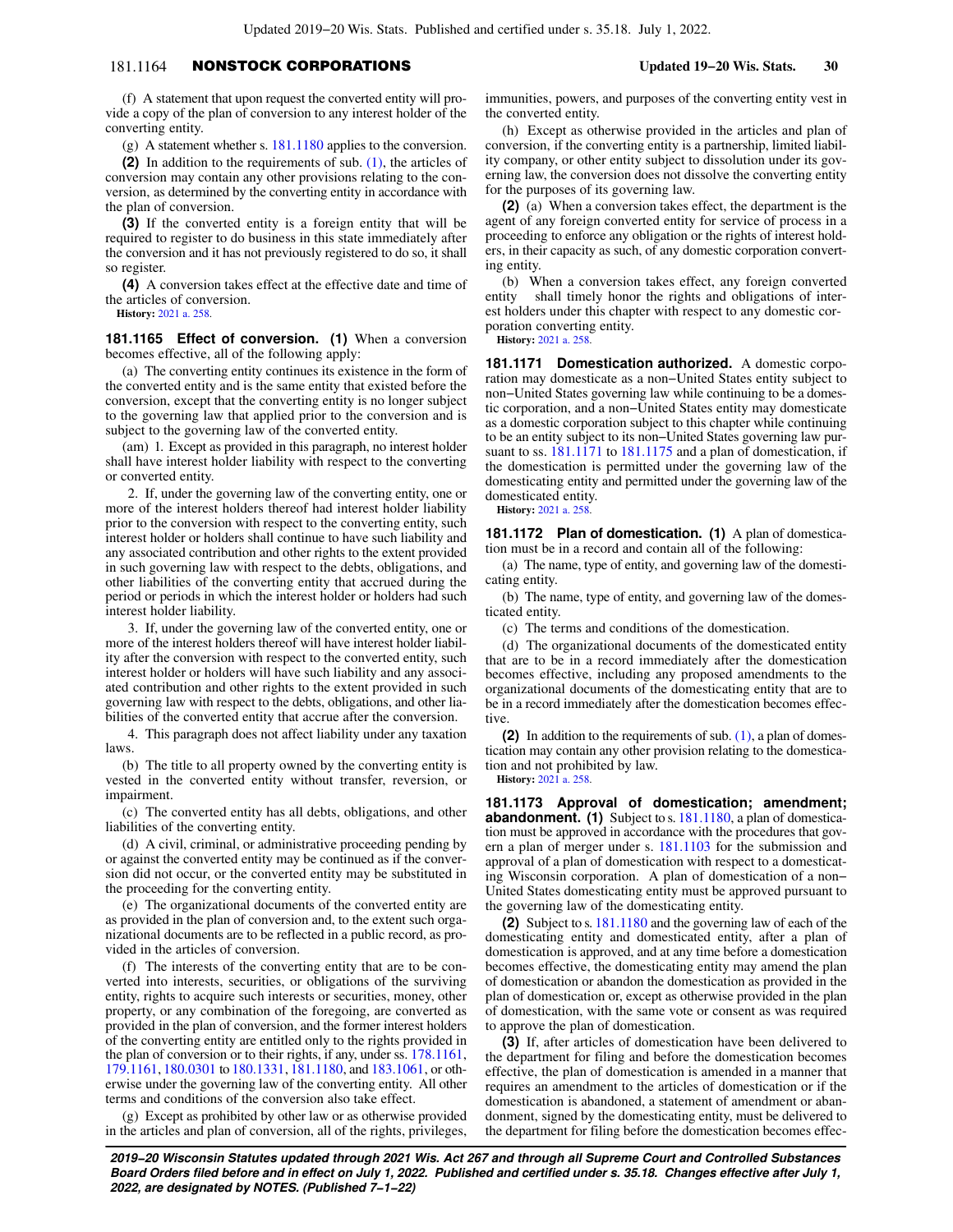(f) A statement that upon request the converted entity will provide a copy of the plan of conversion to any interest holder of the converting entity.

(g) A statement whether s. 181.1180 applies to the conversion.

**(2)** In addition to the requirements of sub. (1), the articles of conversion may contain any other provisions relating to the conversion, as determined by the converting entity in accordance with the plan of conversion.

**(3)** If the converted entity is a foreign entity that will be required to register to do business in this state immediately after the conversion and it has not previously registered to do so, it shall so register.

**(4)** A conversion takes effect at the effective date and time of the articles of conversion.

**History:** 2021 a. 258.

**181.1165 Effect of conversion. (1)** When a conversion becomes effective, all of the following apply:

(a) The converting entity continues its existence in the form of the converted entity and is the same entity that existed before the conversion, except that the converting entity is no longer subject to the governing law that applied prior to the conversion and is subject to the governing law of the converted entity.

(am) 1. Except as provided in this paragraph, no interest holder shall have interest holder liability with respect to the converting or converted entity.

2. If, under the governing law of the converting entity, one or more of the interest holders thereof had interest holder liability prior to the conversion with respect to the converting entity, such interest holder or holders shall continue to have such liability and any associated contribution and other rights to the extent provided in such governing law with respect to the debts, obligations, and other liabilities of the converting entity that accrued during the period or periods in which the interest holder or holders had such interest holder liability.

3. If, under the governing law of the converted entity, one or more of the interest holders thereof will have interest holder liability after the conversion with respect to the converted entity, such interest holder or holders will have such liability and any associated contribution and other rights to the extent provided in such governing law with respect to the debts, obligations, and other liabilities of the converted entity that accrue after the conversion.

4. This paragraph does not affect liability under any taxation laws.

(b) The title to all property owned by the converting entity is vested in the converted entity without transfer, reversion, or impairment.

(c) The converted entity has all debts, obligations, and other liabilities of the converting entity.

(d) A civil, criminal, or administrative proceeding pending by or against the converted entity may be continued as if the conversion did not occur, or the converted entity may be substituted in the proceeding for the converting entity.

(e) The organizational documents of the converted entity are as provided in the plan of conversion and, to the extent such organizational documents are to be reflected in a public record, as provided in the articles of conversion.

(f) The interests of the converting entity that are to be converted into interests, securities, or obligations of the surviving entity, rights to acquire such interests or securities, money, other property, or any combination of the foregoing, are converted as provided in the plan of conversion, and the former interest holders of the converting entity are entitled only to the rights provided in the plan of conversion or to their rights, if any, under ss. 178.1161, 179.1161, 180.0301 to 180.1331, 181.1180, and 183.1061, or otherwise under the governing law of the converting entity. All other terms and conditions of the conversion also take effect.

(g) Except as prohibited by other law or as otherwise provided in the articles and plan of conversion, all of the rights, privileges, immunities, powers, and purposes of the converting entity vest in the converted entity.

(h) Except as otherwise provided in the articles and plan of conversion, if the converting entity is a partnership, limited liability company, or other entity subject to dissolution under its governing law, the conversion does not dissolve the converting entity for the purposes of its governing law.

**(2)** (a) When a conversion takes effect, the department is the agent of any foreign converted entity for service of process in a proceeding to enforce any obligation or the rights of interest holders, in their capacity as such, of any domestic corporation converting entity.

(b) When a conversion takes effect, any foreign converted entity shall timely honor the rights and obligations of interest holders under this chapter with respect to any domestic corporation converting entity.

**History:** 2021 a. 258.

**181.1171 Domestication authorized.** A domestic corporation may domesticate as a non−United States entity subject to non−United States governing law while continuing to be a domestic corporation, and a non−United States entity may domesticate as a domestic corporation subject to this chapter while continuing to be an entity subject to its non−United States governing law pursuant to ss. 181.1171 to 181.1175 and a plan of domestication, if the domestication is permitted under the governing law of the domesticating entity and permitted under the governing law of the domesticated entity.

**History:** 2021 a. 258.

**181.1172 Plan of domestication. (1)** A plan of domestication must be in a record and contain all of the following:

(a) The name, type of entity, and governing law of the domesticating entity.

(b) The name, type of entity, and governing law of the domesticated entity.

(c) The terms and conditions of the domestication.

(d) The organizational documents of the domesticated entity that are to be in a record immediately after the domestication becomes effective, including any proposed amendments to the organizational documents of the domesticating entity that are to be in a record immediately after the domestication becomes effective.

**(2)** In addition to the requirements of sub. (1), a plan of domestication may contain any other provision relating to the domestication and not prohibited by law.

**History:** 2021 a. 258.

**181.1173 Approval of domestication; amendment; abandonment. (1)** Subject to s. 181.1180, a plan of domestication must be approved in accordance with the procedures that govern a plan of merger under s. 181.1103 for the submission and approval of a plan of domestication with respect to a domesticating Wisconsin corporation. A plan of domestication of a non−United States domesticating entity must be approved pursuant to the governing law of the domesticating entity.

**(2)** Subject to s. 181.1180 and the governing law of each of the domesticating entity and domesticated entity, after a plan of domestication is approved, and at any time before a domestication becomes effective, the domesticating entity may amend the plan of domestication or abandon the domestication as provided in the plan of domestication or, except as otherwise provided in the plan of domestication, with the same vote or consent as was required to approve the plan of domestication.

**(3)** If, after articles of domestication have been delivered to the department for filing and before the domestication becomes effective, the plan of domestication is amended in a manner that requires an amendment to the articles of domestication or if the domestication is abandoned, a statement of amendment or abandonment, signed by the domesticating entity, must be delivered to the department for filing before the domestication becomes effec-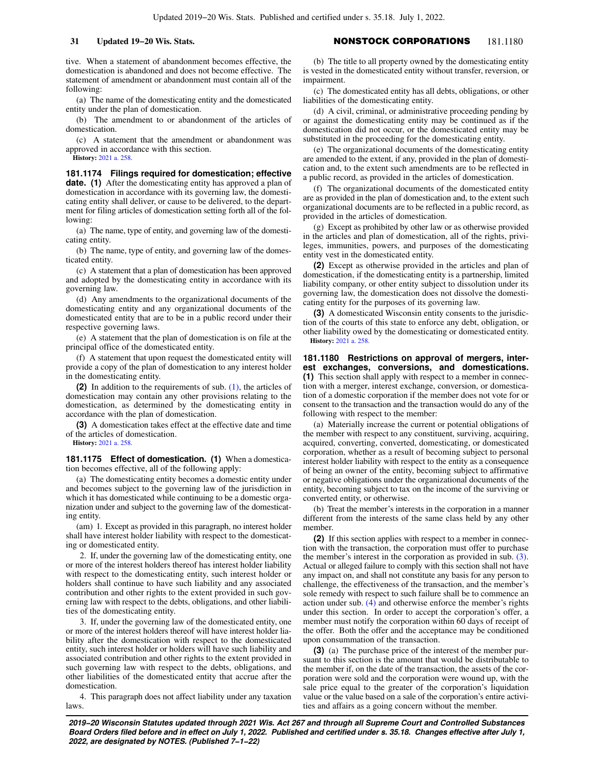tive. When a statement of abandonment becomes effective, the domestication is abandoned and does not become effective. The statement of amendment or abandonment must contain all of the following:

(a) The name of the domesticating entity and the domesticated entity under the plan of domestication.

(b) The amendment to or abandonment of the articles of domestication.

(c) A statement that the amendment or abandonment was approved in accordance with this section.

**History:** 2021 a. 258.

**181.1174 Filings required for domestication; effective date.** **(1)** After the domesticating entity has approved a plan of domestication in accordance with its governing law, the domesticating entity shall deliver, or cause to be delivered, to the department for filing articles of domestication setting forth all of the following:

(a) The name, type of entity, and governing law of the domesticating entity.

(b) The name, type of entity, and governing law of the domesticated entity.

(c) A statement that a plan of domestication has been approved and adopted by the domesticating entity in accordance with its governing law.

(d) Any amendments to the organizational documents of the domesticating entity and any organizational documents of the domesticated entity that are to be in a public record under their respective governing laws.

(e) A statement that the plan of domestication is on file at the principal office of the domesticated entity.

(f) A statement that upon request the domesticated entity will provide a copy of the plan of domestication to any interest holder in the domesticating entity.

**(2)** In addition to the requirements of sub. (1), the articles of domestication may contain any other provisions relating to the domestication, as determined by the domesticating entity in accordance with the plan of domestication.

**(3)** A domestication takes effect at the effective date and time of the articles of domestication.

**History:** 2021 a. 258.

**181.1175 Effect of domestication.** **(1)** When a domestication becomes effective, all of the following apply:

(a) The domesticating entity becomes a domestic entity under and becomes subject to the governing law of the jurisdiction in which it has domesticated while continuing to be a domestic organization under and subject to the governing law of the domesticating entity.

(am) 1. Except as provided in this paragraph, no interest holder shall have interest holder liability with respect to the domesticating or domesticated entity.

2. If, under the governing law of the domesticating entity, one or more of the interest holders thereof has interest holder liability with respect to the domesticating entity, such interest holder or holders shall continue to have such liability and any associated contribution and other rights to the extent provided in such governing law with respect to the debts, obligations, and other liabilities of the domesticating entity.

3. If, under the governing law of the domesticated entity, one or more of the interest holders thereof will have interest holder liability after the domestication with respect to the domesticated entity, such interest holder or holders will have such liability and associated contribution and other rights to the extent provided in such governing law with respect to the debts, obligations, and other liabilities of the domesticated entity that accrue after the domestication.

4. This paragraph does not affect liability under any taxation laws.

(b) The title to all property owned by the domesticating entity is vested in the domesticated entity without transfer, reversion, or impairment.

(c) The domesticated entity has all debts, obligations, or other liabilities of the domesticating entity.

(d) A civil, criminal, or administrative proceeding pending by or against the domesticating entity may be continued as if the domestication did not occur, or the domesticated entity may be substituted in the proceeding for the domesticating entity.

(e) The organizational documents of the domesticating entity are amended to the extent, if any, provided in the plan of domestication and, to the extent such amendments are to be reflected in a public record, as provided in the articles of domestication.

(f) The organizational documents of the domesticated entity are as provided in the plan of domestication and, to the extent such organizational documents are to be reflected in a public record, as provided in the articles of domestication.

(g) Except as prohibited by other law or as otherwise provided in the articles and plan of domestication, all of the rights, privileges, immunities, powers, and purposes of the domesticating entity vest in the domesticated entity.

**(2)** Except as otherwise provided in the articles and plan of domestication, if the domesticating entity is a partnership, limited liability company, or other entity subject to dissolution under its governing law, the domestication does not dissolve the domesticating entity for the purposes of its governing law.

**(3)** A domesticated Wisconsin entity consents to the jurisdiction of the courts of this state to enforce any debt, obligation, or other liability owed by the domesticating or domesticated entity.

**History:** 2021 a. 258.

**181.1180 Restrictions on approval of mergers, interest exchanges, conversions, and domestications.** **(1)** This section shall apply with respect to a member in connection with a merger, interest exchange, conversion, or domestication of a domestic corporation if the member does not vote for or consent to the transaction and the transaction would do any of the following with respect to the member:

(a) Materially increase the current or potential obligations of the member with respect to any constituent, surviving, acquiring, acquired, converting, converted, domesticating, or domesticated corporation, whether as a result of becoming subject to personal interest holder liability with respect to the entity as a consequence of being an owner of the entity, becoming subject to affirmative or negative obligations under the organizational documents of the entity, becoming subject to tax on the income of the surviving or converted entity, or otherwise.

(b) Treat the member's interests in the corporation in a manner different from the interests of the same class held by any other member.

**(2)** If this section applies with respect to a member in connection with the transaction, the corporation must offer to purchase the member's interest in the corporation as provided in sub. (3). Actual or alleged failure to comply with this section shall not have any impact on, and shall not constitute any basis for any person to challenge, the effectiveness of the transaction, and the member's sole remedy with respect to such failure shall be to commence an action under sub. (4) and otherwise enforce the member's rights under this section. In order to accept the corporation's offer, a member must notify the corporation within 60 days of receipt of the offer. Both the offer and the acceptance may be conditioned upon consummation of the transaction.

**(3)** (a) The purchase price of the interest of the member pursuant to this section is the amount that would be distributable to the member if, on the date of the transaction, the assets of the corporation were sold and the corporation were wound up, with the sale price equal to the greater of the corporation's liquidation value or the value based on a sale of the corporation's entire activities and affairs as a going concern without the member.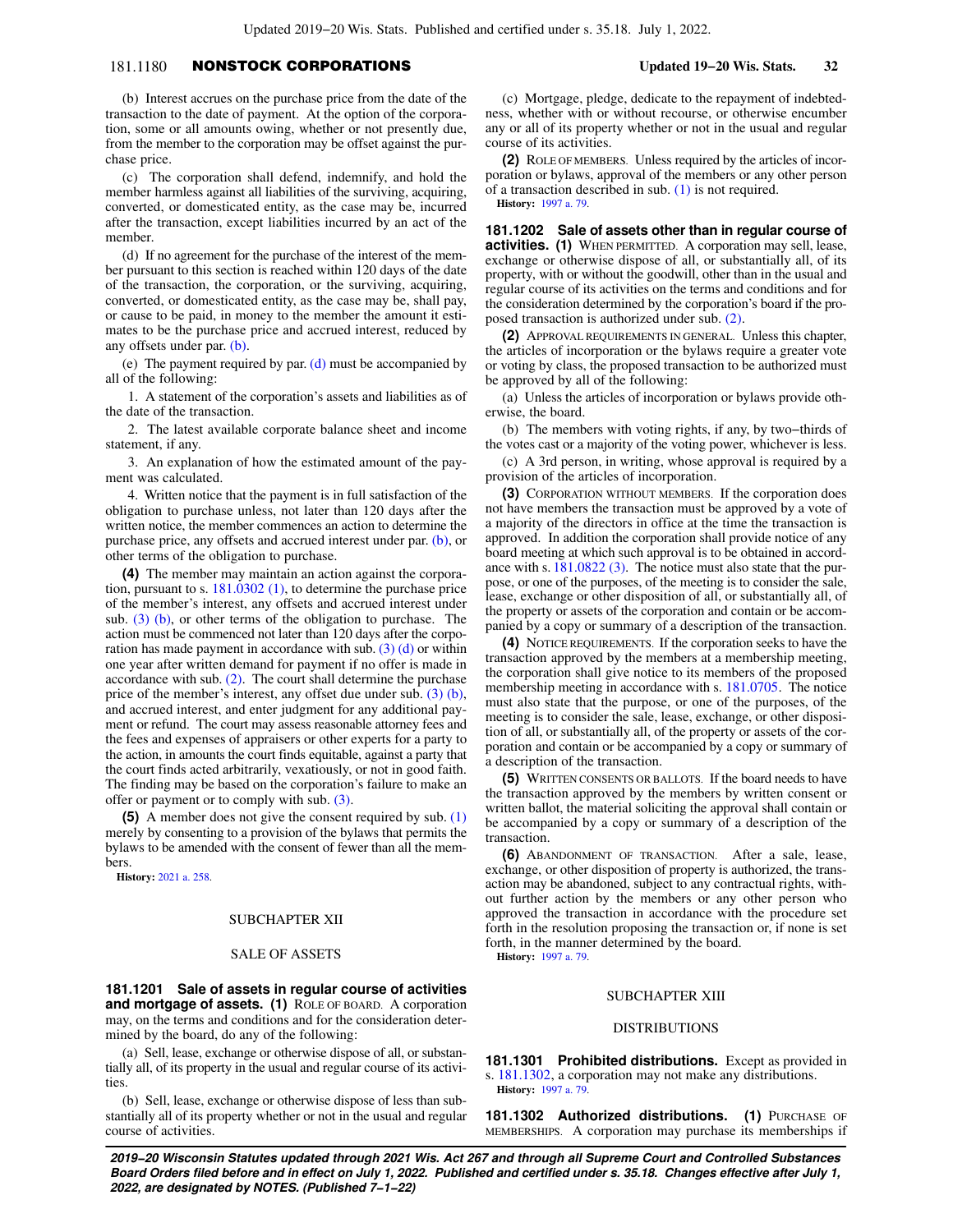(b) Interest accrues on the purchase price from the date of the transaction to the date of payment. At the option of the corporation, some or all amounts owing, whether or not presently due, from the member to the corporation may be offset against the purchase price.

(c) The corporation shall defend, indemnify, and hold the member harmless against all liabilities of the surviving, acquiring, converted, or domesticated entity, as the case may be, incurred after the transaction, except liabilities incurred by an act of the member.

(d) If no agreement for the purchase of the interest of the member pursuant to this section is reached within 120 days of the date of the transaction, the corporation, or the surviving, acquiring, converted, or domesticated entity, as the case may be, shall pay, or cause to be paid, in money to the member the amount it estimates to be the purchase price and accrued interest, reduced by any offsets under par. (b).

(e) The payment required by par. (d) must be accompanied by all of the following:

1. A statement of the corporation's assets and liabilities as of the date of the transaction.

2. The latest available corporate balance sheet and income statement, if any.

3. An explanation of how the estimated amount of the payment was calculated.

4. Written notice that the payment is in full satisfaction of the obligation to purchase unless, not later than 120 days after the written notice, the member commences an action to determine the purchase price, any offsets and accrued interest under par. (b), or other terms of the obligation to purchase.

**(4)** The member may maintain an action against the corporation, pursuant to s. 181.0302 (1), to determine the purchase price of the member's interest, any offsets and accrued interest under sub. (3) (b), or other terms of the obligation to purchase. The action must be commenced not later than 120 days after the corporation has made payment in accordance with sub. (3) (d) or within one year after written demand for payment if no offer is made in accordance with sub. (2). The court shall determine the purchase price of the member's interest, any offset due under sub. (3) (b), and accrued interest, and enter judgment for any additional payment or refund. The court may assess reasonable attorney fees and the fees and expenses of appraisers or other experts for a party to the action, in amounts the court finds equitable, against a party that the court finds acted arbitrarily, vexatiously, or not in good faith. The finding may be based on the corporation's failure to make an offer or payment or to comply with sub. (3).

**(5)** A member does not give the consent required by sub. (1) merely by consenting to a provision of the bylaws that permits the bylaws to be amended with the consent of fewer than all the members.

**History:** 2021 a. 258.

## SUBCHAPTER XII

## SALE OF ASSETS

**181.1201 Sale of assets in regular course of activities and mortgage of assets. (1)** ROLE OF BOARD. A corporation may, on the terms and conditions and for the consideration determined by the board, do any of the following:

(a) Sell, lease, exchange or otherwise dispose of all, or substantially all, of its property in the usual and regular course of its activities.

(b) Sell, lease, exchange or otherwise dispose of less than substantially all of its property whether or not in the usual and regular course of activities.

(c) Mortgage, pledge, dedicate to the repayment of indebtedness, whether with or without recourse, or otherwise encumber any or all of its property whether or not in the usual and regular course of its activities.

**(2)** ROLE OF MEMBERS. Unless required by the articles of incorporation or bylaws, approval of the members or any other person of a transaction described in sub. (1) is not required.

**History:** 1997 a. 79.

**181.1202 Sale of assets other than in regular course of activities. (1)** WHEN PERMITTED. A corporation may sell, lease, exchange or otherwise dispose of all, or substantially all, of its property, with or without the goodwill, other than in the usual and regular course of its activities on the terms and conditions and for the consideration determined by the corporation's board if the proposed transaction is authorized under sub. (2).

**(2)** APPROVAL REQUIREMENTS IN GENERAL. Unless this chapter, the articles of incorporation or the bylaws require a greater vote or voting by class, the proposed transaction to be authorized must be approved by all of the following:

(a) Unless the articles of incorporation or bylaws provide otherwise, the board.

(b) The members with voting rights, if any, by two−thirds of the votes cast or a majority of the voting power, whichever is less.

(c) A 3rd person, in writing, whose approval is required by a provision of the articles of incorporation.

**(3)** CORPORATION WITHOUT MEMBERS. If the corporation does not have members the transaction must be approved by a vote of a majority of the directors in office at the time the transaction is approved. In addition the corporation shall provide notice of any board meeting at which such approval is to be obtained in accordance with s. 181.0822 (3). The notice must also state that the purpose, or one of the purposes, of the meeting is to consider the sale, lease, exchange or other disposition of all, or substantially all, of the property or assets of the corporation and contain or be accompanied by a copy or summary of a description of the transaction.

**(4)** NOTICE REQUIREMENTS. If the corporation seeks to have the transaction approved by the members at a membership meeting, the corporation shall give notice to its members of the proposed membership meeting in accordance with s. 181.0705. The notice must also state that the purpose, or one of the purposes, of the meeting is to consider the sale, lease, exchange, or other disposition of all, or substantially all, of the property or assets of the corporation and contain or be accompanied by a copy or summary of a description of the transaction.

**(5)** WRITTEN CONSENTS OR BALLOTS. If the board needs to have the transaction approved by the members by written consent or written ballot, the material soliciting the approval shall contain or be accompanied by a copy or summary of a description of the transaction.

**(6)** ABANDONMENT OF TRANSACTION. After a sale, lease, exchange, or other disposition of property is authorized, the transaction may be abandoned, subject to any contractual rights, without further action by the members or any other person who approved the transaction in accordance with the procedure set forth in the resolution proposing the transaction or, if none is set forth, in the manner determined by the board.

**History:** 1997 a. 79.

## SUBCHAPTER XIII

## DISTRIBUTIONS

**181.1301 Prohibited distributions.** Except as provided in s. 181.1302, a corporation may not make any distributions.

**History:** 1997 a. 79.

**181.1302 Authorized distributions. (1)** PURCHASE OF MEMBERSHIPS. A corporation may purchase its memberships if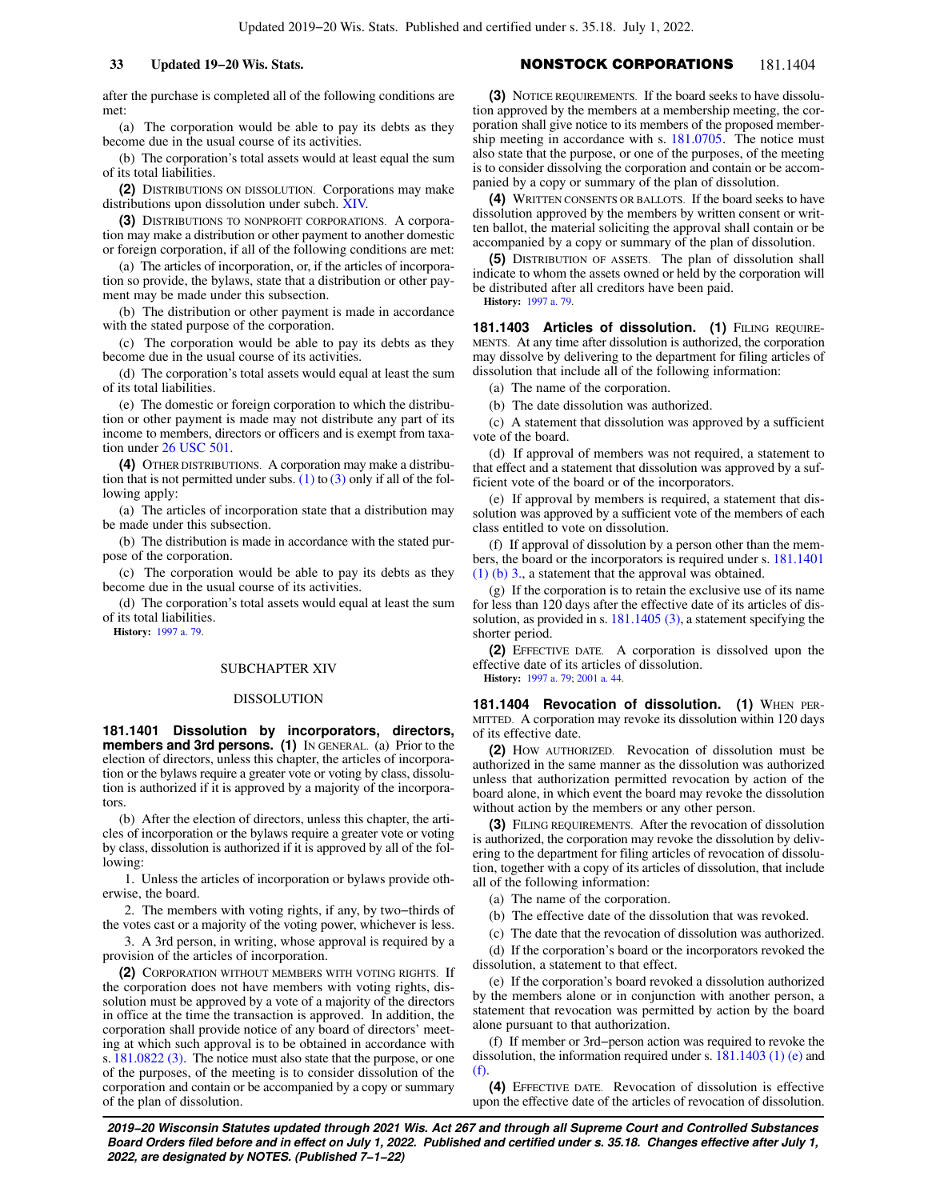after the purchase is completed all of the following conditions are met:

(a) The corporation would be able to pay its debts as they become due in the usual course of its activities.

(b) The corporation's total assets would at least equal the sum of its total liabilities.

**(2)** DISTRIBUTIONS ON DISSOLUTION. Corporations may make distributions upon dissolution under subch. XIV.

**(3)** DISTRIBUTIONS TO NONPROFIT CORPORATIONS. A corporation may make a distribution or other payment to another domestic or foreign corporation, if all of the following conditions are met:

(a) The articles of incorporation, or, if the articles of incorporation so provide, the bylaws, state that a distribution or other payment may be made under this subsection.

(b) The distribution or other payment is made in accordance with the stated purpose of the corporation.

(c) The corporation would be able to pay its debts as they become due in the usual course of its activities.

(d) The corporation's total assets would equal at least the sum of its total liabilities.

(e) The domestic or foreign corporation to which the distribution or other payment is made may not distribute any part of its income to members, directors or officers and is exempt from taxation under 26 USC 501.

**(4)** OTHER DISTRIBUTIONS. A corporation may make a distribution that is not permitted under subs. (1) to (3) only if all of the following apply:

(a) The articles of incorporation state that a distribution may be made under this subsection.

(b) The distribution is made in accordance with the stated purpose of the corporation.

(c) The corporation would be able to pay its debts as they become due in the usual course of its activities.

(d) The corporation's total assets would at least equal the sum of its total liabilities.

**History:** 1997 a. 79.

## SUBCHAPTER XIV

## DISSOLUTION

**181.1401 Dissolution by incorporators, directors, members and 3rd persons.** **(1)** IN GENERAL. (a) Prior to the election of directors, unless this chapter, the articles of incorporation or the bylaws require a greater vote or voting by class, dissolution is authorized if it is approved by a majority of the incorporators.

(b) After the election of directors, unless this chapter, the articles of incorporation or the bylaws require a greater vote or voting by class, dissolution is authorized if it is approved by all of the following:

1. Unless the articles of incorporation or bylaws provide otherwise, the board.

2. The members with voting rights, if any, by two−thirds of the votes cast or a majority of the voting power, whichever is less.

3. A 3rd person, in writing, whose approval is required by a provision of the articles of incorporation.

**(2)** CORPORATION WITHOUT MEMBERS WITH VOTING RIGHTS. If the corporation does not have members with voting rights, dissolution must be approved by a vote of a majority of the directors in office at the time the transaction is approved. In addition, the corporation shall provide notice of any board of directors' meeting at which such approval is to be obtained in accordance with s. 181.0822 (3). The notice must also state that the purpose, or one of the purposes, of the meeting is to consider dissolution of the corporation and contain or be accompanied by a copy or summary of the plan of dissolution.

**(3)** NOTICE REQUIREMENTS. If the board seeks to have dissolution approved by the members at a membership meeting, the corporation shall give notice to its members of the proposed membership meeting in accordance with s. 181.0705. The notice must also state that the purpose, or one of the purposes, of the meeting is to consider dissolving the corporation and contain or be accompanied by a copy or summary of the plan of dissolution.

**(4)** WRITTEN CONSENTS OR BALLOTS. If the board seeks to have dissolution approved by the members by written consent or written ballot, the material soliciting the approval shall contain or be accompanied by a copy or summary of the plan of dissolution.

**(5)** DISTRIBUTION OF ASSETS. The plan of dissolution shall indicate to whom the assets owned or held by the corporation will be distributed after all creditors have been paid.

**History:** 1997 a. 79.

**181.1403 Articles of dissolution.** **(1)** FILING REQUIREMENTS. At any time after dissolution is authorized, the corporation may dissolve by delivering to the department for filing articles of dissolution that include all of the following information:

(a) The name of the corporation.

(b) The date dissolution was authorized.

(c) A statement that dissolution was approved by a sufficient vote of the board.

(d) If approval of members was not required, a statement to that effect and a statement that dissolution was approved by a sufficient vote of the board or of the incorporators.

(e) If approval by members is required, a statement that dissolution was approved by a sufficient vote of the members of each class entitled to vote on dissolution.

(f) If approval of dissolution by a person other than the members, the board or the incorporators is required under s. 181.1401 (1) (b) 3., a statement that the approval was obtained.

(g) If the corporation is to retain the exclusive use of its name for less than 120 days after the effective date of its articles of dissolution, as provided in s. 181.1405 (3), a statement specifying the shorter period.

**(2)** EFFECTIVE DATE. A corporation is dissolved upon the effective date of its articles of dissolution.

**History:** 1997 a. 79; 2001 a. 44.

**181.1404 Revocation of dissolution.** **(1)** WHEN PERMITTED. A corporation may revoke its dissolution within 120 days of its effective date.

**(2)** HOW AUTHORIZED. Revocation of dissolution must be authorized in the same manner as the dissolution was authorized unless that authorization permitted revocation by action of the board alone, in which event the board may revoke the dissolution without action by the members or any other person.

**(3)** FILING REQUIREMENTS. After the revocation of dissolution is authorized, the corporation may revoke the dissolution by delivering to the department for filing articles of revocation of dissolution, together with a copy of its articles of dissolution, that include all of the following information:

(a) The name of the corporation.

(b) The effective date of the dissolution that was revoked.

(c) The date that the revocation of dissolution was authorized.

(d) If the corporation's board or the incorporators revoked the dissolution, a statement to that effect.

(e) If the corporation's board revoked a dissolution authorized by the members alone or in conjunction with another person, a statement that revocation was permitted by action by the board alone pursuant to that authorization.

(f) If member or 3rd−person action was required to revoke the dissolution, the information required under s. 181.1403 (1) (e) and (f).

**(4)** EFFECTIVE DATE. Revocation of dissolution is effective upon the effective date of the articles of revocation of dissolution.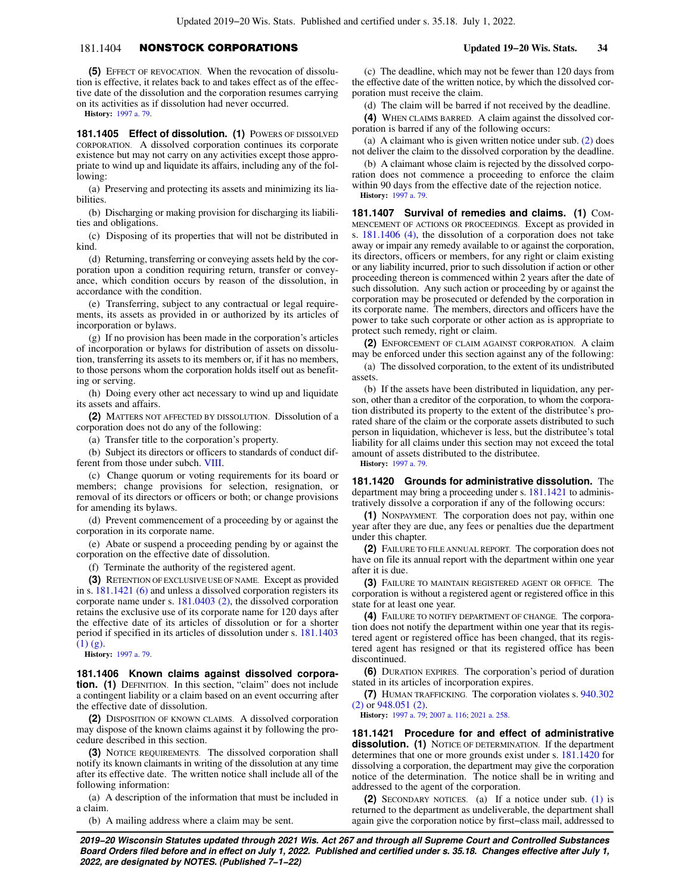**(5)** EFFECT OF REVOCATION. When the revocation of dissolution is effective, it relates back to and takes effect as of the effective date of the dissolution and the corporation resumes carrying on its activities as if dissolution had never occurred.

**History:** 1997 a. 79.

**181.1405 Effect of dissolution. (1)** POWERS OF DISSOLVED CORPORATION. A dissolved corporation continues its corporate existence but may not carry on any activities except those appropriate to wind up and liquidate its affairs, including any of the following:

(a) Preserving and protecting its assets and minimizing its liabilities.

(b) Discharging or making provision for discharging its liabilities and obligations.

(c) Disposing of its properties that will not be distributed in kind.

(d) Returning, transferring or conveying assets held by the corporation upon a condition requiring return, transfer or conveyance, which condition occurs by reason of the dissolution, in accordance with the condition.

(e) Transferring, subject to any contractual or legal requirements, its assets as provided in or authorized by its articles of incorporation or bylaws.

(g) If no provision has been made in the corporation's articles of incorporation or bylaws for distribution of assets on dissolution, transferring its assets to its members or, if it has no members, to those persons whom the corporation holds itself out as benefiting or serving.

(h) Doing every other act necessary to wind up and liquidate its assets and affairs.

**(2)** MATTERS NOT AFFECTED BY DISSOLUTION. Dissolution of a corporation does not do any of the following:

(a) Transfer title to the corporation's property.

(b) Subject its directors or officers to standards of conduct different from those under subch. VIII.

(c) Change quorum or voting requirements for its board or members; change provisions for selection, resignation, or removal of its directors or officers or both; or change provisions for amending its bylaws.

(d) Prevent commencement of a proceeding by or against the corporation in its corporate name.

(e) Abate or suspend a proceeding pending by or against the corporation on the effective date of dissolution.

(f) Terminate the authority of the registered agent.

**(3)** RETENTION OF EXCLUSIVE USE OF NAME. Except as provided in s. 181.1421 (6) and unless a dissolved corporation registers its corporate name under s. 181.0403 (2), the dissolved corporation retains the exclusive use of its corporate name for 120 days after the effective date of its articles of dissolution or for a shorter period if specified in its articles of dissolution under s. 181.1403 (1) (g).

**History:** 1997 a. 79.

**181.1406 Known claims against dissolved corporation. (1)** DEFINITION. In this section, "claim" does not include a contingent liability or a claim based on an event occurring after the effective date of dissolution.

**(2)** DISPOSITION OF KNOWN CLAIMS. A dissolved corporation may dispose of the known claims against it by following the procedure described in this section.

**(3)** NOTICE REQUIREMENTS. The dissolved corporation shall notify its known claimants in writing of the dissolution at any time after its effective date. The written notice shall include all of the following information:

(a) A description of the information that must be included in a claim.

(b) A mailing address where a claim may be sent.

(c) The deadline, which may not be fewer than 120 days from the effective date of the written notice, by which the dissolved corporation must receive the claim.

(d) The claim will be barred if not received by the deadline.

**(4)** WHEN CLAIMS BARRED. A claim against the dissolved corporation is barred if any of the following occurs:

(a) A claimant who is given written notice under sub. (2) does not deliver the claim to the dissolved corporation by the deadline.

(b) A claimant whose claim is rejected by the dissolved corporation does not commence a proceeding to enforce the claim within 90 days from the effective date of the rejection notice.

**History:** 1997 a. 79.

**181.1407 Survival of remedies and claims. (1)** COMMENCEMENT OF ACTIONS OR PROCEEDINGS. Except as provided in s. 181.1406 (4), the dissolution of a corporation does not take away or impair any remedy available to or against the corporation, its directors, officers or members, for any right or claim existing or any liability incurred, prior to such dissolution if action or other proceeding thereon is commenced within 2 years after the date of such dissolution. Any such action or proceeding by or against the corporation may be prosecuted or defended by the corporation in its corporate name. The members, directors and officers have the power to take such corporate or other action as is appropriate to protect such remedy, right or claim.

**(2)** ENFORCEMENT OF CLAIM AGAINST CORPORATION. A claim may be enforced under this section against any of the following:

(a) The dissolved corporation, to the extent of its undistributed assets.

(b) If the assets have been distributed in liquidation, any person, other than a creditor of the corporation, to whom the corporation distributed its property to the extent of the distributee's prorated share of the claim or the corporate assets distributed to such person in liquidation, whichever is less, but the distributee's total liability for all claims under this section may not exceed the total amount of assets distributed to the distributee.

**History:** 1997 a. 79.

**181.1420 Grounds for administrative dissolution.** The department may bring a proceeding under s. 181.1421 to administratively dissolve a corporation if any of the following occurs:

**(1)** NONPAYMENT. The corporation does not pay, within one year after they are due, any fees or penalties due the department under this chapter.

**(2)** FAILURE TO FILE ANNUAL REPORT. The corporation does not have on file its annual report with the department within one year after it is due.

**(3)** FAILURE TO MAINTAIN REGISTERED AGENT OR OFFICE. The corporation is without a registered agent or registered office in this state for at least one year.

**(4)** FAILURE TO NOTIFY DEPARTMENT OF CHANGE. The corporation does not notify the department within one year that its registered agent or registered office has been changed, that its registered agent has resigned or that its registered office has been discontinued.

**(6)** DURATION EXPIRES. The corporation's period of duration stated in its articles of incorporation expires.

**(7)** HUMAN TRAFFICKING. The corporation violates s. 940.302 (2) or 948.051 (2).

**History:** 1997 a. 79; 2007 a. 116; 2021 a. 258.

**181.1421 Procedure for and effect of administrative dissolution. (1)** NOTICE OF DETERMINATION. If the department determines that one or more grounds exist under s. 181.1420 for dissolving a corporation, the department may give the corporation notice of the determination. The notice shall be in writing and addressed to the agent of the corporation.

**(2)** SECONDARY NOTICES. (a) If a notice under sub. (1) is returned to the department as undeliverable, the department shall again give the corporation notice by first-class mail, addressed to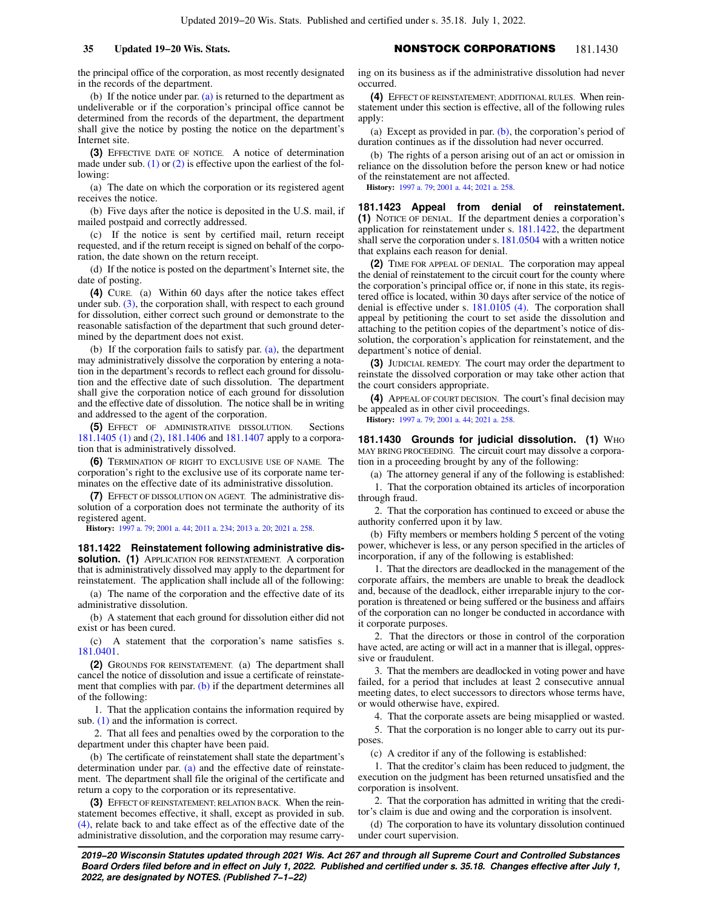the principal office of the corporation, as most recently designated in the records of the department.

(b) If the notice under par. (a) is returned to the department as undeliverable or if the corporation's principal office cannot be determined from the records of the department, the department shall give the notice by posting the notice on the department's Internet site.

**(3)** EFFECTIVE DATE OF NOTICE. A notice of determination made under sub. (1) or (2) is effective upon the earliest of the following:

(a) The date on which the corporation or its registered agent receives the notice.

(b) Five days after the notice is deposited in the U.S. mail, if mailed postpaid and correctly addressed.

(c) If the notice is sent by certified mail, return receipt requested, and if the return receipt is signed on behalf of the corporation, the date shown on the return receipt.

(d) If the notice is posted on the department's Internet site, the date of posting.

**(4)** CURE. (a) Within 60 days after the notice takes effect under sub. (3), the corporation shall, with respect to each ground for dissolution, either correct such ground or demonstrate to the reasonable satisfaction of the department that such ground determined by the department does not exist.

(b) If the corporation fails to satisfy par. (a), the department may administratively dissolve the corporation by entering a notation in the department's records to reflect each ground for dissolution and the effective date of such dissolution. The department shall give the corporation notice of each ground for dissolution and the effective date of dissolution. The notice shall be in writing and addressed to the agent of the corporation.

**(5)** EFFECT OF ADMINISTRATIVE DISSOLUTION. Sections 181.1405 (1) and (2), 181.1406 and 181.1407 apply to a corporation that is administratively dissolved.

**(6)** TERMINATION OF RIGHT TO EXCLUSIVE USE OF NAME. The corporation's right to the exclusive use of its corporate name terminates on the effective date of its administrative dissolution.

**(7)** EFFECT OF DISSOLUTION ON AGENT. The administrative dissolution of a corporation does not terminate the authority of its registered agent.

**History:** 1997 a. 79; 2001 a. 44; 2011 a. 234; 2013 a. 20; 2021 a. 258.

**181.1422 Reinstatement following administrative dissolution.** **(1)** APPLICATION FOR REINSTATEMENT. A corporation that is administratively dissolved may apply to the department for reinstatement. The application shall include all of the following:

(a) The name of the corporation and the effective date of its administrative dissolution.

(b) A statement that each ground for dissolution either did not exist or has been cured.

(c) A statement that the corporation's name satisfies s. 181.0401.

**(2)** GROUNDS FOR REINSTATEMENT. (a) The department shall cancel the notice of dissolution and issue a certificate of reinstatement that complies with par. (b) if the department determines all of the following:

1. That the application contains the information required by sub. (1) and the information is correct.

2. That all fees and penalties owed by the corporation to the department under this chapter have been paid.

(b) The certificate of reinstatement shall state the department's determination under par. (a) and the effective date of reinstatement. The department shall file the original of the certificate and return a copy to the corporation or its representative.

**(3)** EFFECT OF REINSTATEMENT; RELATION BACK. When the reinstatement becomes effective, it shall, except as provided in sub. (4), relate back to and take effect as of the effective date of the administrative dissolution, and the corporation may resume carrying on its business as if the administrative dissolution had never occurred.

**(4)** EFFECT OF REINSTATEMENT; ADDITIONAL RULES. When reinstatement under this section is effective, all of the following rules apply:

(a) Except as provided in par. (b), the corporation's period of duration continues as if the dissolution had never occurred.

(b) The rights of a person arising out of an act or omission in reliance on the dissolution before the person knew or had notice of the reinstatement are not affected.

**History:** 1997 a. 79; 2001 a. 44; 2021 a. 258.

**181.1423 Appeal from denial of reinstatement.** **(1)** NOTICE OF DENIAL. If the department denies a corporation's application for reinstatement under s. 181.1422, the department shall serve the corporation under s. 181.0504 with a written notice that explains each reason for denial.

**(2)** TIME FOR APPEAL OF DENIAL. The corporation may appeal the denial of reinstatement to the circuit court for the county where the corporation's principal office or, if none in this state, its registered office is located, within 30 days after service of the notice of denial is effective under s. 181.0105 (4). The corporation shall appeal by petitioning the court to set aside the dissolution and attaching to the petition copies of the department's notice of dissolution, the corporation's application for reinstatement, and the department's notice of denial.

**(3)** JUDICIAL REMEDY. The court may order the department to reinstate the dissolved corporation or may take other action that the court considers appropriate.

**(4)** APPEAL OF COURT DECISION. The court's final decision may be appealed as in other civil proceedings.

**History:** 1997 a. 79; 2001 a. 44; 2021 a. 258.

**181.1430 Grounds for judicial dissolution.** **(1)** WHO MAY BRING PROCEEDING. The circuit court may dissolve a corporation in a proceeding brought by any of the following:

(a) The attorney general if any of the following is established:

1. That the corporation obtained its articles of incorporation through fraud.

2. That the corporation has continued to exceed or abuse the authority conferred upon it by law.

(b) Fifty members or members holding 5 percent of the voting power, whichever is less, or any person specified in the articles of incorporation, if any of the following is established:

1. That the directors are deadlocked in the management of the corporate affairs, the members are unable to break the deadlock and, because of the deadlock, either irreparable injury to the corporation is threatened or being suffered or the business and affairs of the corporation can no longer be conducted in accordance with it corporate purposes.

2. That the directors or those in control of the corporation have acted, are acting or will act in a manner that is illegal, oppressive or fraudulent.

3. That the members are deadlocked in voting power and have failed, for a period that includes at least 2 consecutive annual meeting dates, to elect successors to directors whose terms have, or would otherwise have, expired.

4. That the corporate assets are being misapplied or wasted.

5. That the corporation is no longer able to carry out its purposes.

(c) A creditor if any of the following is established:

1. That the creditor's claim has been reduced to judgment, the execution on the judgment has been returned unsatisfied and the corporation is insolvent.

2. That the corporation has admitted in writing that the creditor's claim is due and owing and the corporation is insolvent.

(d) The corporation to have its voluntary dissolution continued under court supervision.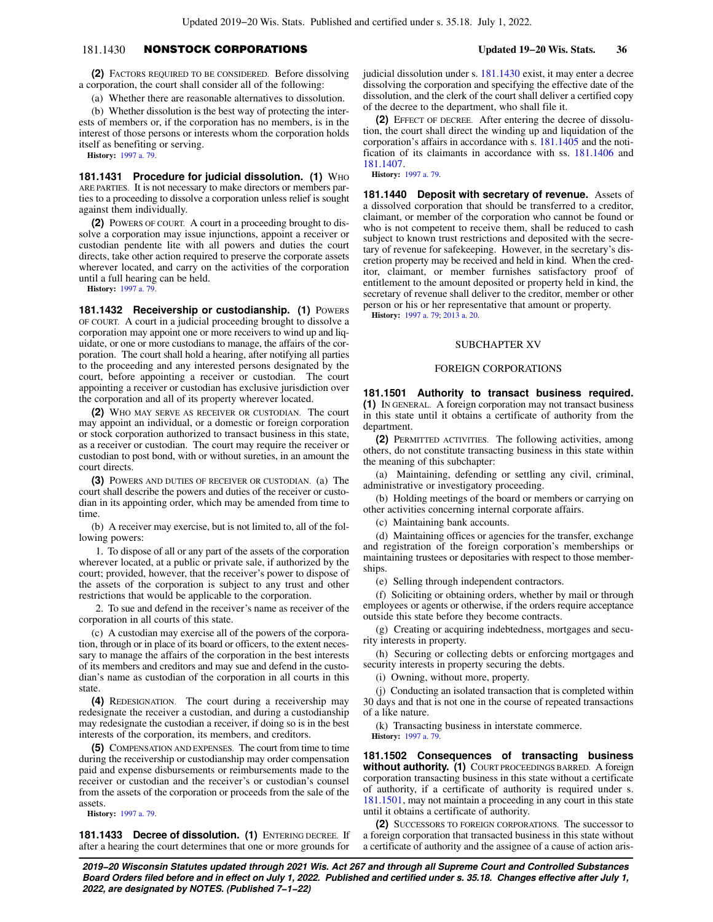**(2)** FACTORS REQUIRED TO BE CONSIDERED. Before dissolving a corporation, the court shall consider all of the following:

(a) Whether there are reasonable alternatives to dissolution.

(b) Whether dissolution is the best way of protecting the interests of members or, if the corporation has no members, is in the interest of those persons or interests whom the corporation holds itself as benefiting or serving.

**History:** 1997 a. 79.

**181.1431 Procedure for judicial dissolution. (1)** WHO ARE PARTIES. It is not necessary to make directors or members parties to a proceeding to dissolve a corporation unless relief is sought against them individually.

**(2)** POWERS OF COURT. A court in a proceeding brought to dissolve a corporation may issue injunctions, appoint a receiver or custodian pendente lite with all powers and duties the court directs, take other action required to preserve the corporate assets wherever located, and carry on the activities of the corporation until a full hearing can be held.

**History:** 1997 a. 79.

**181.1432 Receivership or custodianship. (1)** POWERS OF COURT. A court in a judicial proceeding brought to dissolve a corporation may appoint one or more receivers to wind up and liquidate, or one or more custodians to manage, the affairs of the corporation. The court shall hold a hearing, after notifying all parties to the proceeding and any interested persons designated by the court, before appointing a receiver or custodian. The court appointing a receiver or custodian has exclusive jurisdiction over the corporation and all of its property wherever located.

**(2)** WHO MAY SERVE AS RECEIVER OR CUSTODIAN. The court may appoint an individual, or a domestic or foreign corporation or stock corporation authorized to transact business in this state, as a receiver or custodian. The court may require the receiver or custodian to post bond, with or without sureties, in an amount the court directs.

**(3)** POWERS AND DUTIES OF RECEIVER OR CUSTODIAN. (a) The court shall describe the powers and duties of the receiver or custodian in its appointing order, which may be amended from time to time.

(b) A receiver may exercise, but is not limited to, all of the following powers:

1. To dispose of all or any part of the assets of the corporation wherever located, at a public or private sale, if authorized by the court; provided, however, that the receiver's power to dispose of the assets of the corporation is subject to any trust and other restrictions that would be applicable to the corporation.

2. To sue and defend in the receiver's name as receiver of the corporation in all courts of this state.

(c) A custodian may exercise all of the powers of the corporation, through or in place of its board or officers, to the extent necessary to manage the affairs of the corporation in the best interests of its members and creditors and may sue and defend in the custodian's name as custodian of the corporation in all courts in this state.

**(4)** REDESIGNATION. The court during a receivership may redesignate the receiver a custodian, and during a custodianship may redesignate the custodian a receiver, if doing so is in the best interests of the corporation, its members, and creditors.

**(5)** COMPENSATION AND EXPENSES. The court from time to time during the receivership or custodianship may order compensation paid and expense disbursements or reimbursements made to the receiver or custodian and the receiver's or custodian's counsel from the assets of the corporation or proceeds from the sale of the assets.

**History:** 1997 a. 79.

**181.1433 Decree of dissolution. (1)** ENTERING DECREE. If after a hearing the court determines that one or more grounds for judicial dissolution under s. 181.1430 exist, it may enter a decree dissolving the corporation and specifying the effective date of the dissolution, and the clerk of the court shall deliver a certified copy of the decree to the department, who shall file it.

**(2)** EFFECT OF DECREE. After entering the decree of dissolution, the court shall direct the winding up and liquidation of the corporation's affairs in accordance with s. 181.1405 and the notification of its claimants in accordance with ss. 181.1406 and 181.1407.

**History:** 1997 a. 79.

**181.1440 Deposit with secretary of revenue.** Assets of a dissolved corporation that should be transferred to a creditor, claimant, or member of the corporation who cannot be found or who is not competent to receive them, shall be reduced to cash subject to known trust restrictions and deposited with the secretary of revenue for safekeeping. However, in the secretary's discretion property may be received and held in kind. When the creditor, claimant, or member furnishes satisfactory proof of entitlement to the amount deposited or property held in kind, the secretary of revenue shall deliver to the creditor, member or other person or his or her representative that amount or property.

**History:** 1997 a. 79; 2013 a. 20.

## SUBCHAPTER XV

## FOREIGN CORPORATIONS

**181.1501 Authority to transact business required. (1)** IN GENERAL. A foreign corporation may not transact business in this state until it obtains a certificate of authority from the department.

**(2)** PERMITTED ACTIVITIES. The following activities, among others, do not constitute transacting business in this state within the meaning of this subchapter:

(a) Maintaining, defending or settling any civil, criminal, administrative or investigatory proceeding.

(b) Holding meetings of the board or members or carrying on other activities concerning internal corporate affairs.

(c) Maintaining bank accounts.

(d) Maintaining offices or agencies for the transfer, exchange and registration of the foreign corporation's memberships or maintaining trustees or depositaries with respect to those memberships.

(e) Selling through independent contractors.

(f) Soliciting or obtaining orders, whether by mail or through employees or agents or otherwise, if the orders require acceptance outside this state before they become contracts.

(g) Creating or acquiring indebtedness, mortgages and security interests in property.

(h) Securing or collecting debts or enforcing mortgages and security interests in property securing the debts.

(i) Owning, without more, property.

(j) Conducting an isolated transaction that is completed within 30 days and that is not one in the course of repeated transactions of a like nature.

(k) Transacting business in interstate commerce.

**History:** 1997 a. 79.

**181.1502 Consequences of transacting business without authority. (1)** COURT PROCEEDINGS BARRED. A foreign corporation transacting business in this state without a certificate of authority, if a certificate of authority is required under s. 181.1501, may not maintain a proceeding in any court in this state until it obtains a certificate of authority.

**(2)** SUCCESSORS TO FOREIGN CORPORATIONS. The successor to a foreign corporation that transacted business in this state without a certificate of authority and the assignee of a cause of action aris-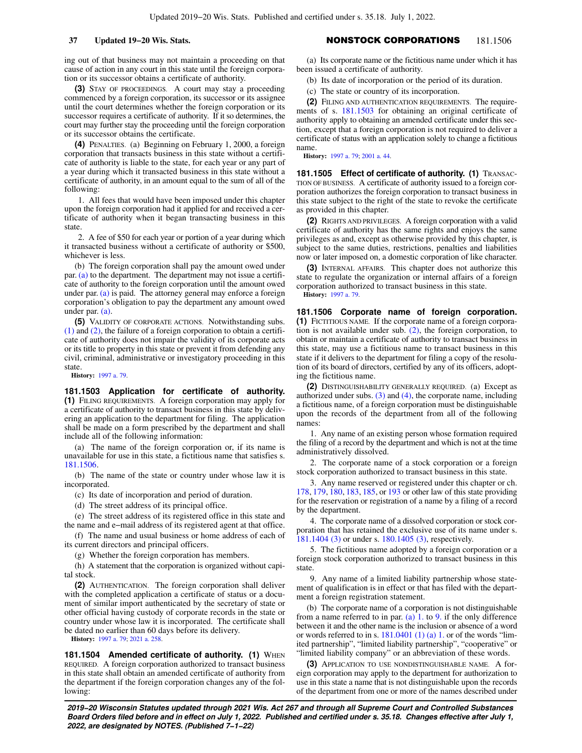ing out of that business may not maintain a proceeding on that cause of action in any court in this state until the foreign corporation or its successor obtains a certificate of authority.

**(3)** STAY OF PROCEEDINGS. A court may stay a proceeding commenced by a foreign corporation, its successor or its assignee until the court determines whether the foreign corporation or its successor requires a certificate of authority. If it so determines, the court may further stay the proceeding until the foreign corporation or its successor obtains the certificate.

**(4)** PENALTIES. (a) Beginning on February 1, 2000, a foreign corporation that transacts business in this state without a certificate of authority is liable to the state, for each year or any part of a year during which it transacted business in this state without a certificate of authority, in an amount equal to the sum of all of the following:

1. All fees that would have been imposed under this chapter upon the foreign corporation had it applied for and received a certificate of authority when it began transacting business in this state.

2. A fee of $50 for each year or portion of a year during which it transacted business without a certificate of authority or $500, whichever is less.

(b) The foreign corporation shall pay the amount owed under par. (a) to the department. The department may not issue a certificate of authority to the foreign corporation until the amount owed under par. (a) is paid. The attorney general may enforce a foreign corporation's obligation to pay the department any amount owed under par. (a).

**(5)** VALIDITY OF CORPORATE ACTIONS. Notwithstanding subs. (1) and (2), the failure of a foreign corporation to obtain a certificate of authority does not impair the validity of its corporate acts or its title to property in this state or prevent it from defending any civil, criminal, administrative or investigatory proceeding in this state.

**History:** 1997 a. 79.

**181.1503 Application for certificate of authority.** **(1)** FILING REQUIREMENTS. A foreign corporation may apply for a certificate of authority to transact business in this state by delivering an application to the department for filing. The application shall be made on a form prescribed by the department and shall include all of the following information:

(a) The name of the foreign corporation or, if its name is unavailable for use in this state, a fictitious name that satisfies s. 181.1506.

(b) The name of the state or country under whose law it is incorporated.

(c) Its date of incorporation and period of duration.

(d) The street address of its principal office.

(e) The street address of its registered office in this state and the name and e−mail address of its registered agent at that office.

(f) The name and usual business or home address of each of its current directors and principal officers.

(g) Whether the foreign corporation has members.

(h) A statement that the corporation is organized without capital stock.

**(2)** AUTHENTICATION. The foreign corporation shall deliver with the completed application a certificate of status or a document of similar import authenticated by the secretary of state or other official having custody of corporate records in the state or country under whose law it is incorporated. The certificate shall be dated no earlier than 60 days before its delivery.

**History:** 1997 a. 79; 2021 a. 258.

**181.1504 Amended certificate of authority.** **(1)** WHEN REQUIRED. A foreign corporation authorized to transact business in this state shall obtain an amended certificate of authority from the department if the foreign corporation changes any of the following:

(a) Its corporate name or the fictitious name under which it has been issued a certificate of authority.

(b) Its date of incorporation or the period of its duration.

(c) The state or country of its incorporation.

**(2)** FILING AND AUTHENTICATION REQUIREMENTS. The requirements of s. 181.1503 for obtaining an original certificate of authority apply to obtaining an amended certificate under this section, except that a foreign corporation is not required to deliver a certificate of status with an application solely to change a fictitious name.

**History:** 1997 a. 79; 2001 a. 44.

**181.1505 Effect of certificate of authority.** **(1)** TRANSACTION OF BUSINESS. A certificate of authority issued to a foreign corporation authorizes the foreign corporation to transact business in this state subject to the right of the state to revoke the certificate as provided in this chapter.

**(2)** RIGHTS AND PRIVILEGES. A foreign corporation with a valid certificate of authority has the same rights and enjoys the same privileges as and, except as otherwise provided by this chapter, is subject to the same duties, restrictions, penalties and liabilities now or later imposed on, a domestic corporation of like character.

**(3)** INTERNAL AFFAIRS. This chapter does not authorize this state to regulate the organization or internal affairs of a foreign corporation authorized to transact business in this state.

**History:** 1997 a. 79.

**181.1506 Corporate name of foreign corporation.** **(1)** FICTITIOUS NAME. If the corporate name of a foreign corporation is not available under sub. (2), the foreign corporation, to obtain or maintain a certificate of authority to transact business in this state, may use a fictitious name to transact business in this state if it delivers to the department for filing a copy of the resolution of its board of directors, certified by any of its officers, adopting the fictitious name.

**(2)** DISTINGUISHABILITY GENERALLY REQUIRED. (a) Except as authorized under subs. (3) and (4), the corporate name, including a fictitious name, of a foreign corporation must be distinguishable upon the records of the department from all of the following names:

1. Any name of an existing person whose formation required the filing of a record by the department and which is not at the time administratively dissolved.

2. The corporate name of a stock corporation or a foreign stock corporation authorized to transact business in this state.

3. Any name reserved or registered under this chapter or ch. 178, 179, 180, 183, 185, or 193 or other law of this state providing for the reservation or registration of a name by a filing of a record by the department.

4. The corporate name of a dissolved corporation or stock corporation that has retained the exclusive use of its name under s. 181.1404 (3) or under s. 180.1405 (3), respectively.

5. The fictitious name adopted by a foreign corporation or a foreign stock corporation authorized to transact business in this state.

9. Any name of a limited liability partnership whose statement of qualification is in effect or that has filed with the department a foreign registration statement.

(b) The corporate name of a corporation is not distinguishable from a name referred to in par. (a) 1. to 9. if the only difference between it and the other name is the inclusion or absence of a word or words referred to in s. 181.0401 (1) (a) 1. or of the words "limited partnership", "limited liability partnership", "cooperative" or "limited liability company" or an abbreviation of these words.

**(3)** APPLICATION TO USE NONDISTINGUISHABLE NAME. A foreign corporation may apply to the department for authorization to use in this state a name that is not distinguishable upon the records of the department from one or more of the names described under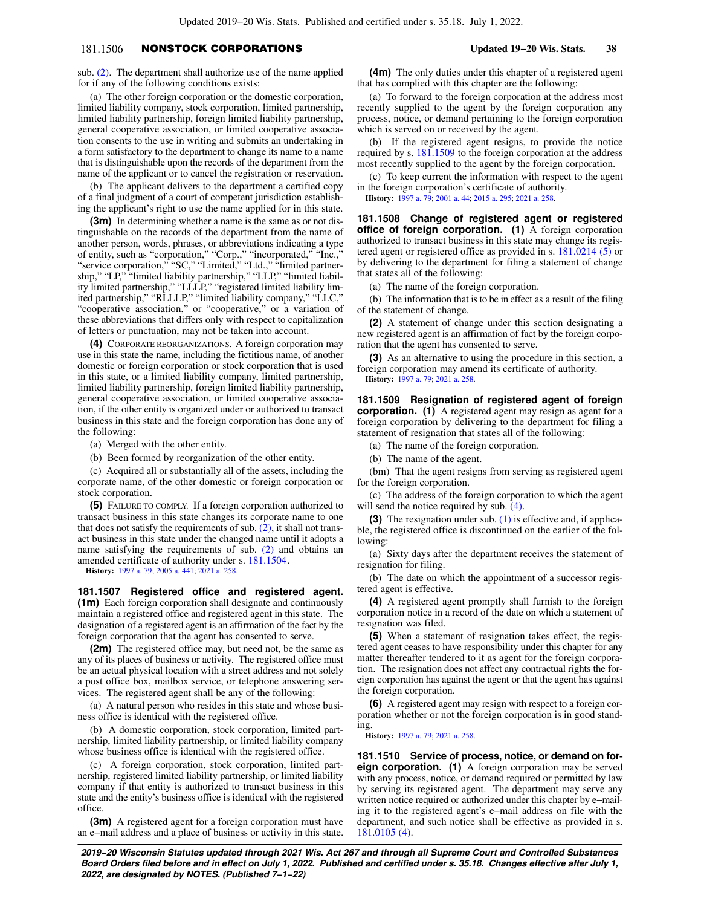sub. (2). The department shall authorize use of the name applied for if any of the following conditions exists:

(a) The other foreign corporation or the domestic corporation, limited liability company, stock corporation, limited partnership, limited liability partnership, foreign limited liability partnership, general cooperative association, or limited cooperative association consents to the use in writing and submits an undertaking in a form satisfactory to the department to change its name to a name that is distinguishable upon the records of the department from the name of the applicant or to cancel the registration or reservation.

(b) The applicant delivers to the department a certified copy of a final judgment of a court of competent jurisdiction establishing the applicant's right to use the name applied for in this state.

**(3m)** In determining whether a name is the same as or not distinguishable on the records of the department from the name of another person, words, phrases, or abbreviations indicating a type of entity, such as "corporation," "Corp.," "incorporated," "Inc.," "service corporation," "SC," "Limited," "Ltd.," "limited partnership," "LP," "limited liability partnership," "LLP," "limited liability limited partnership," "LLLP," "registered limited liability limited partnership," "RLLLP," "limited liability company," "LLC," "cooperative association," or "cooperative," or a variation of these abbreviations that differs only with respect to capitalization of letters or punctuation, may not be taken into account.

**(4)** CORPORATE REORGANIZATIONS. A foreign corporation may use in this state the name, including the fictitious name, of another domestic or foreign corporation or stock corporation that is used in this state, or a limited liability company, limited partnership, limited liability partnership, foreign limited liability partnership, general cooperative association, or limited cooperative association, if the other entity is organized under or authorized to transact business in this state and the foreign corporation has done any of the following:

(a) Merged with the other entity.

(b) Been formed by reorganization of the other entity.

(c) Acquired all or substantially all of the assets, including the corporate name, of the other domestic or foreign corporation or stock corporation.

**(5)** FAILURE TO COMPLY. If a foreign corporation authorized to transact business in this state changes its corporate name to one that does not satisfy the requirements of sub. (2), it shall not transact business in this state under the changed name until it adopts a name satisfying the requirements of sub. (2) and obtains an amended certificate of authority under s. 181.1504.

**History:** 1997 a. 79; 2005 a. 441; 2021 a. 258.

**181.1507 Registered office and registered agent.** **(1m)** Each foreign corporation shall designate and continuously maintain a registered office and registered agent in this state. The designation of a registered agent is an affirmation of the fact by the foreign corporation that the agent has consented to serve.

**(2m)** The registered office may, but need not, be the same as any of its places of business or activity. The registered office must be an actual physical location with a street address and not solely a post office box, mailbox service, or telephone answering services. The registered agent shall be any of the following:

(a) A natural person who resides in this state and whose business office is identical with the registered office.

(b) A domestic corporation, stock corporation, limited partnership, limited liability partnership, or limited liability company whose business office is identical with the registered office.

(c) A foreign corporation, stock corporation, limited partnership, registered limited liability partnership, or limited liability company if that entity is authorized to transact business in this state and the entity's business office is identical with the registered office.

**(3m)** A registered agent for a foreign corporation must have an e-mail address and a place of business or activity in this state.

**(4m)** The only duties under this chapter of a registered agent that has complied with this chapter are the following:

(a) To forward to the foreign corporation at the address most recently supplied to the agent by the foreign corporation any process, notice, or demand pertaining to the foreign corporation which is served on or received by the agent.

(b) If the registered agent resigns, to provide the notice required by s. 181.1509 to the foreign corporation at the address most recently supplied to the agent by the foreign corporation.

(c) To keep current the information with respect to the agent in the foreign corporation's certificate of authority.

**History:** 1997 a. 79; 2001 a. 44; 2015 a. 295; 2021 a. 258.

**181.1508 Change of registered agent or registered office of foreign corporation.** **(1)** A foreign corporation authorized to transact business in this state may change its registered agent or registered office as provided in s. 181.0214 (5) or by delivering to the department for filing a statement of change that states all of the following:

(a) The name of the foreign corporation.

(b) The information that is to be in effect as a result of the filing of the statement of change.

**(2)** A statement of change under this section designating a new registered agent is an affirmation of fact by the foreign corporation that the agent has consented to serve.

**(3)** As an alternative to using the procedure in this section, a foreign corporation may amend its certificate of authority.

**History:** 1997 a. 79; 2021 a. 258.

**181.1509 Resignation of registered agent of foreign corporation.** **(1)** A registered agent may resign as agent for a foreign corporation by delivering to the department for filing a statement of resignation that states all of the following:

(a) The name of the foreign corporation.

(b) The name of the agent.

(bm) That the agent resigns from serving as registered agent for the foreign corporation.

(c) The address of the foreign corporation to which the agent will send the notice required by sub. (4).

**(3)** The resignation under sub. (1) is effective and, if applicable, the registered office is discontinued on the earlier of the following:

(a) Sixty days after the department receives the statement of resignation for filing.

(b) The date on which the appointment of a successor registered agent is effective.

**(4)** A registered agent promptly shall furnish to the foreign corporation notice in a record of the date on which a statement of resignation was filed.

**(5)** When a statement of resignation takes effect, the registered agent ceases to have responsibility under this chapter for any matter thereafter tendered to it as agent for the foreign corporation. The resignation does not affect any contractual rights the foreign corporation has against the agent or that the agent has against the foreign corporation.

**(6)** A registered agent may resign with respect to a foreign corporation whether or not the foreign corporation is in good standing.

**History:** 1997 a. 79; 2021 a. 258.

**181.1510 Service of process, notice, or demand on foreign corporation.** **(1)** A foreign corporation may be served with any process, notice, or demand required or permitted by law by serving its registered agent. The department may serve any written notice required or authorized under this chapter by e-mailing it to the registered agent's e-mail address on file with the department, and such notice shall be effective as provided in s. 181.0105 (4).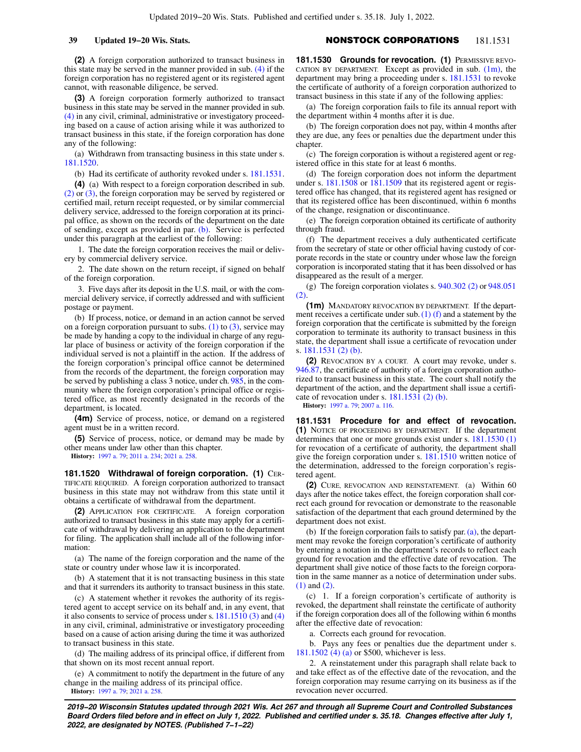**(2)** A foreign corporation authorized to transact business in this state may be served in the manner provided in sub. (4) if the foreign corporation has no registered agent or its registered agent cannot, with reasonable diligence, be served.

**(3)** A foreign corporation formerly authorized to transact business in this state may be served in the manner provided in sub. (4) in any civil, criminal, administrative or investigatory proceeding based on a cause of action arising while it was authorized to transact business in this state, if the foreign corporation has done any of the following:

(a) Withdrawn from transacting business in this state under s. 181.1520.

(b) Had its certificate of authority revoked under s. 181.1531.

**(4)** (a) With respect to a foreign corporation described in sub. (2) or (3), the foreign corporation may be served by registered or certified mail, return receipt requested, or by similar commercial delivery service, addressed to the foreign corporation at its principal office, as shown on the records of the department on the date of sending, except as provided in par. (b). Service is perfected under this paragraph at the earliest of the following:

1. The date the foreign corporation receives the mail or delivery by commercial delivery service.

2. The date shown on the return receipt, if signed on behalf of the foreign corporation.

3. Five days after its deposit in the U.S. mail, or with the commercial delivery service, if correctly addressed and with sufficient postage or payment.

(b) If process, notice, or demand in an action cannot be served on a foreign corporation pursuant to subs. (1) to (3), service may be made by handing a copy to the individual in charge of any regular place of business or activity of the foreign corporation if the individual served is not a plaintiff in the action. If the address of the foreign corporation's principal office cannot be determined from the records of the department, the foreign corporation may be served by publishing a class 3 notice, under ch. 985, in the community where the foreign corporation's principal office or registered office, as most recently designated in the records of the department, is located.

**(4m)** Service of process, notice, or demand on a registered agent must be in a written record.

**(5)** Service of process, notice, or demand may be made by other means under law other than this chapter.

**History:** 1997 a. 79; 2011 a. 234; 2021 a. 258.

**181.1520 Withdrawal of foreign corporation.** **(1)** CERTIFICATE REQUIRED. A foreign corporation authorized to transact business in this state may not withdraw from this state until it obtains a certificate of withdrawal from the department.

**(2)** APPLICATION FOR CERTIFICATE. A foreign corporation authorized to transact business in this state may apply for a certificate of withdrawal by delivering an application to the department for filing. The application shall include all of the following information:

(a) The name of the foreign corporation and the name of the state or country under whose law it is incorporated.

(b) A statement that it is not transacting business in this state and that it surrenders its authority to transact business in this state.

(c) A statement whether it revokes the authority of its registered agent to accept service on its behalf and, in any event, that it also consents to service of process under s. 181.1510 (3) and (4) in any civil, criminal, administrative or investigatory proceeding based on a cause of action arising during the time it was authorized to transact business in this state.

(d) The mailing address of its principal office, if different from that shown on its most recent annual report.

(e) A commitment to notify the department in the future of any change in the mailing address of its principal office.

**History:** 1997 a. 79; 2021 a. 258.

**181.1530 Grounds for revocation.** **(1)** PERMISSIVE REVOCATION BY DEPARTMENT. Except as provided in sub. (1m), the department may bring a proceeding under s. 181.1531 to revoke the certificate of authority of a foreign corporation authorized to transact business in this state if any of the following applies:

(a) The foreign corporation fails to file its annual report with the department within 4 months after it is due.

(b) The foreign corporation does not pay, within 4 months after they are due, any fees or penalties due the department under this chapter.

(c) The foreign corporation is without a registered agent or registered office in this state for at least 6 months.

(d) The foreign corporation does not inform the department under s. 181.1508 or 181.1509 that its registered agent or registered office has changed, that its registered agent has resigned or that its registered office has been discontinued, within 6 months of the change, resignation or discontinuance.

(e) The foreign corporation obtained its certificate of authority through fraud.

(f) The department receives a duly authenticated certificate from the secretary of state or other official having custody of corporate records in the state or country under whose law the foreign corporation is incorporated stating that it has been dissolved or has disappeared as the result of a merger.

(g) The foreign corporation violates s. 940.302 (2) or 948.051 (2).

**(1m)** MANDATORY REVOCATION BY DEPARTMENT. If the department receives a certificate under sub. (1) (f) and a statement by the foreign corporation that the certificate is submitted by the foreign corporation to terminate its authority to transact business in this state, the department shall issue a certificate of revocation under s. 181.1531 (2) (b).

**(2)** REVOCATION BY A COURT. A court may revoke, under s. 946.87, the certificate of authority of a foreign corporation authorized to transact business in this state. The court shall notify the department of the action, and the department shall issue a certificate of revocation under s. 181.1531 (2) (b).

**History:** 1997 a. 79; 2007 a. 116.

**181.1531 Procedure for and effect of revocation.** **(1)** NOTICE OF PROCEEDING BY DEPARTMENT. If the department determines that one or more grounds exist under s. 181.1530 (1) for revocation of a certificate of authority, the department shall give the foreign corporation under s. 181.1510 written notice of the determination, addressed to the foreign corporation's registered agent.

**(2)** CURE, REVOCATION AND REINSTATEMENT. (a) Within 60 days after the notice takes effect, the foreign corporation shall correct each ground for revocation or demonstrate to the reasonable satisfaction of the department that each ground determined by the department does not exist.

(b) If the foreign corporation fails to satisfy par. (a), the department may revoke the foreign corporation's certificate of authority by entering a notation in the department's records to reflect each ground for revocation and the effective date of revocation. The department shall give notice of those facts to the foreign corporation in the same manner as a notice of determination under subs. (1) and (2).

(c) 1. If a foreign corporation's certificate of authority is revoked, the department shall reinstate the certificate of authority if the foreign corporation does all of the following within 6 months after the effective date of revocation:

a. Corrects each ground for revocation.

b. Pays any fees or penalties due the department under s. 181.1502 (4) (a) or $500, whichever is less.

2. A reinstatement under this paragraph shall relate back to and take effect as of the effective date of the revocation, and the foreign corporation may resume carrying on its business as if the revocation never occurred.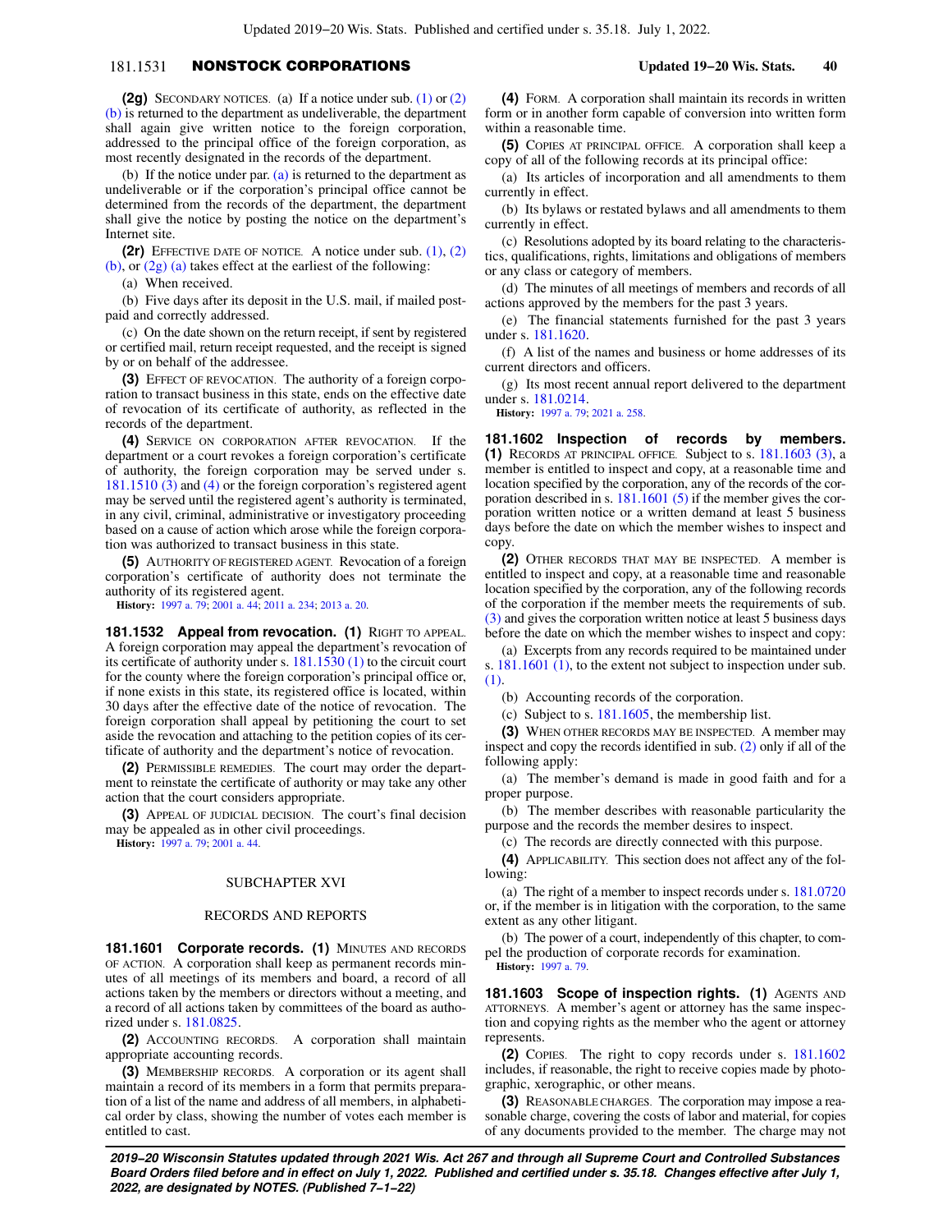**(2g)** SECONDARY NOTICES. (a) If a notice under sub. (1) or (2) (b) is returned to the department as undeliverable, the department shall again give written notice to the foreign corporation, addressed to the principal office of the foreign corporation, as most recently designated in the records of the department.

(b) If the notice under par. (a) is returned to the department as undeliverable or if the corporation's principal office cannot be determined from the records of the department, the department shall give the notice by posting the notice on the department's Internet site.

**(2r)** EFFECTIVE DATE OF NOTICE. A notice under sub. (1), (2) (b), or (2g) (a) takes effect at the earliest of the following:

(a) When received.

(b) Five days after its deposit in the U.S. mail, if mailed postpaid and correctly addressed.

(c) On the date shown on the return receipt, if sent by registered or certified mail, return receipt requested, and the receipt is signed by or on behalf of the addressee.

**(3)** EFFECT OF REVOCATION. The authority of a foreign corporation to transact business in this state, ends on the effective date of revocation of its certificate of authority, as reflected in the records of the department.

**(4)** SERVICE ON CORPORATION AFTER REVOCATION. If the department or a court revokes a foreign corporation's certificate of authority, the foreign corporation may be served under s. 181.1510 (3) and (4) or the foreign corporation's registered agent may be served until the registered agent's authority is terminated, in any civil, criminal, administrative or investigatory proceeding based on a cause of action which arose while the foreign corporation was authorized to transact business in this state.

**(5)** AUTHORITY OF REGISTERED AGENT. Revocation of a foreign corporation's certificate of authority does not terminate the authority of its registered agent.

**History:** 1997 a. 79; 2001 a. 44; 2011 a. 234; 2013 a. 20.

**181.1532 Appeal from revocation. (1)** RIGHT TO APPEAL. A foreign corporation may appeal the department's revocation of its certificate of authority under s. 181.1530 (1) to the circuit court for the county where the foreign corporation's principal office or, if none exists in this state, its registered office is located, within 30 days after the effective date of the notice of revocation. The foreign corporation shall appeal by petitioning the court to set aside the revocation and attaching to the petition copies of its certificate of authority and the department's notice of revocation.

**(2)** PERMISSIBLE REMEDIES. The court may order the department to reinstate the certificate of authority or may take any other action that the court considers appropriate.

**(3)** APPEAL OF JUDICIAL DECISION. The court's final decision may be appealed as in other civil proceedings.

**History:** 1997 a. 79; 2001 a. 44.

## SUBCHAPTER XVI

## RECORDS AND REPORTS

**181.1601 Corporate records. (1)** MINUTES AND RECORDS OF ACTION. A corporation shall keep as permanent records minutes of all meetings of its members and board, a record of all actions taken by the members or directors without a meeting, and a record of all actions taken by committees of the board as authorized under s. 181.0825.

**(2)** ACCOUNTING RECORDS. A corporation shall maintain appropriate accounting records.

**(3)** MEMBERSHIP RECORDS. A corporation or its agent shall maintain a record of its members in a form that permits preparation of a list of the name and address of all members, in alphabetical order by class, showing the number of votes each member is entitled to cast.

**(4)** FORM. A corporation shall maintain its records in written form or in another form capable of conversion into written form within a reasonable time.

**(5)** COPIES AT PRINCIPAL OFFICE. A corporation shall keep a copy of all of the following records at its principal office:

(a) Its articles of incorporation and all amendments to them currently in effect.

(b) Its bylaws or restated bylaws and all amendments to them currently in effect.

(c) Resolutions adopted by its board relating to the characteristics, qualifications, rights, limitations and obligations of members or any class or category of members.

(d) The minutes of all meetings of members and records of all actions approved by the members for the past 3 years.

(e) The financial statements furnished for the past 3 years under s. 181.1620.

(f) A list of the names and business or home addresses of its current directors and officers.

(g) Its most recent annual report delivered to the department under s. 181.0214.

**History:** 1997 a. 79; 2021 a. 258.

**181.1602 Inspection of records by members. (1)** RECORDS AT PRINCIPAL OFFICE. Subject to s. 181.1603 (3), a member is entitled to inspect and copy, at a reasonable time and location specified by the corporation, any of the records of the corporation described in s. 181.1601 (5) if the member gives the corporation written notice or a written demand at least 5 business days before the date on which the member wishes to inspect and copy.

**(2)** OTHER RECORDS THAT MAY BE INSPECTED. A member is entitled to inspect and copy, at a reasonable time and reasonable location specified by the corporation, any of the following records of the corporation if the member meets the requirements of sub. (3) and gives the corporation written notice at least 5 business days before the date on which the member wishes to inspect and copy:

(a) Excerpts from any records required to be maintained under s. 181.1601 (1), to the extent not subject to inspection under sub. (1).

(b) Accounting records of the corporation.

(c) Subject to s. 181.1605, the membership list.

**(3)** WHEN OTHER RECORDS MAY BE INSPECTED. A member may inspect and copy the records identified in sub. (2) only if all of the following apply:

(a) The member's demand is made in good faith and for a proper purpose.

(b) The member describes with reasonable particularity the purpose and the records the member desires to inspect.

(c) The records are directly connected with this purpose.

**(4)** APPLICABILITY. This section does not affect any of the following:

(a) The right of a member to inspect records under s. 181.0720 or, if the member is in litigation with the corporation, to the same extent as any other litigant.

(b) The power of a court, independently of this chapter, to compel the production of corporate records for examination.

**History:** 1997 a. 79.

**181.1603 Scope of inspection rights. (1)** AGENTS AND ATTORNEYS. A member's agent or attorney has the same inspection and copying rights as the member who the agent or attorney represents.

**(2)** COPIES. The right to copy records under s. 181.1602 includes, if reasonable, the right to receive copies made by photographic, xerographic, or other means.

**(3)** REASONABLE CHARGES. The corporation may impose a reasonable charge, covering the costs of labor and material, for copies of any documents provided to the member. The charge may not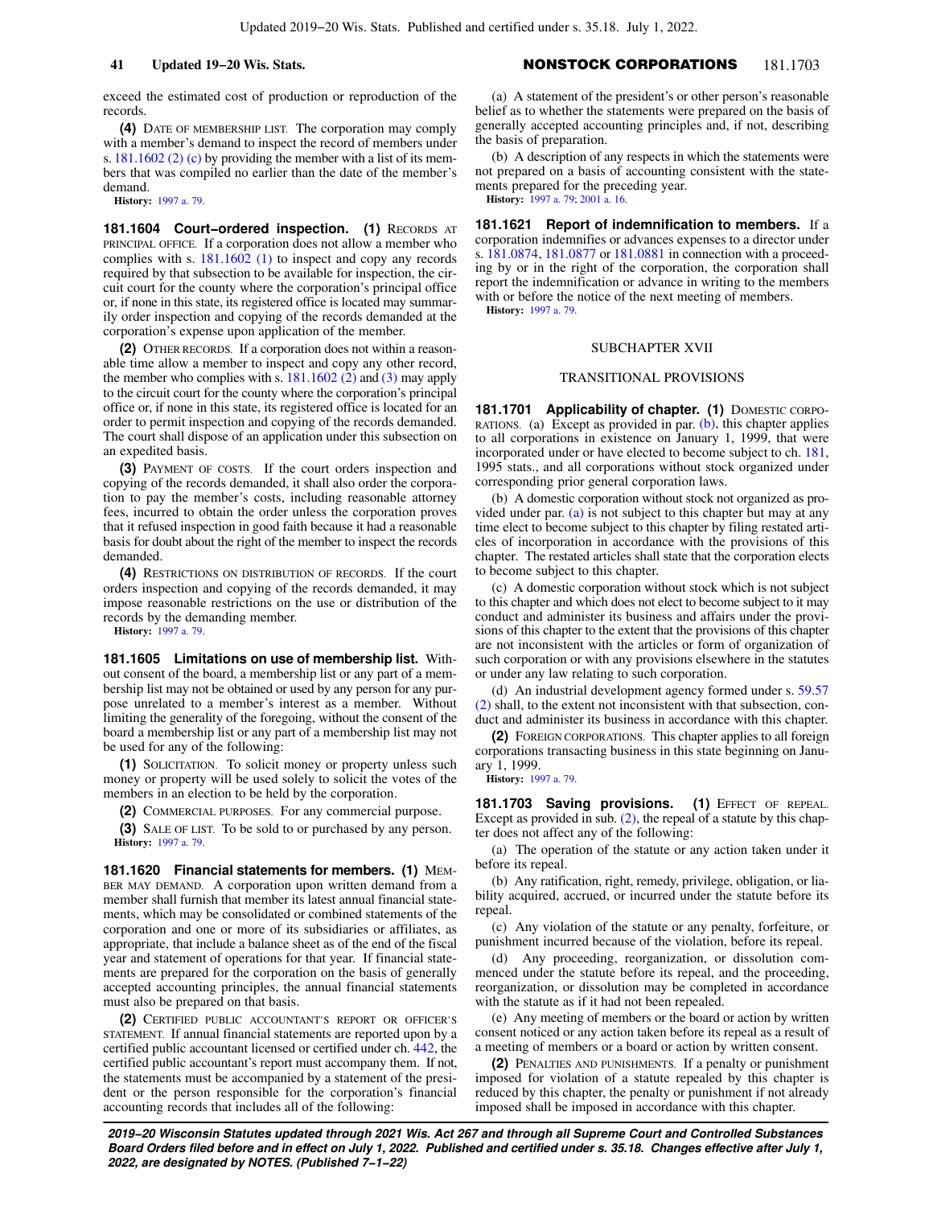exceed the estimated cost of production or reproduction of the records.

**(4)** DATE OF MEMBERSHIP LIST. The corporation may comply with a member's demand to inspect the record of members under s. 181.1602 (2) (c) by providing the member with a list of its members that was compiled no earlier than the date of the member's demand.

**History:** 1997 a. 79.

**181.1604 Court−ordered inspection. (1)** RECORDS AT PRINCIPAL OFFICE. If a corporation does not allow a member who complies with s. 181.1602 (1) to inspect and copy any records required by that subsection to be available for inspection, the circuit court for the county where the corporation's principal office or, if none in this state, its registered office is located may summarily order inspection and copying of the records demanded at the corporation's expense upon application of the member.

**(2)** OTHER RECORDS. If a corporation does not within a reasonable time allow a member to inspect and copy any other record, the member who complies with s. 181.1602 (2) and (3) may apply to the circuit court for the county where the corporation's principal office or, if none in this state, its registered office is located for an order to permit inspection and copying of the records demanded. The court shall dispose of an application under this subsection on an expedited basis.

**(3)** PAYMENT OF COSTS. If the court orders inspection and copying of the records demanded, it shall also order the corporation to pay the member's costs, including reasonable attorney fees, incurred to obtain the order unless the corporation proves that it refused inspection in good faith because it had a reasonable basis for doubt about the right of the member to inspect the records demanded.

**(4)** RESTRICTIONS ON DISTRIBUTION OF RECORDS. If the court orders inspection and copying of the records demanded, it may impose reasonable restrictions on the use or distribution of the records by the demanding member.

**History:** 1997 a. 79.

**181.1605 Limitations on use of membership list.** Without consent of the board, a membership list or any part of a membership list may not be obtained or used by any person for any purpose unrelated to a member's interest as a member. Without limiting the generality of the foregoing, without the consent of the board a membership list or any part of a membership list may not be used for any of the following:

**(1)** SOLICITATION. To solicit money or property unless such money or property will be used solely to solicit the votes of the members in an election to be held by the corporation.

**(2)** COMMERCIAL PURPOSES. For any commercial purpose.

**(3)** SALE OF LIST. To be sold to or purchased by any person.

**History:** 1997 a. 79.

**181.1620 Financial statements for members. (1)** MEMBER MAY DEMAND. A corporation upon written demand from a member shall furnish that member its latest annual financial statements, which may be consolidated or combined statements of the corporation and one or more of its subsidiaries or affiliates, as appropriate, that include a balance sheet as of the end of the fiscal year and statement of operations for that year. If financial statements are prepared for the corporation on the basis of generally accepted accounting principles, the annual financial statements must also be prepared on that basis.

**(2)** CERTIFIED PUBLIC ACCOUNTANT'S REPORT OR OFFICER'S STATEMENT. If annual financial statements are reported upon by a certified public accountant licensed or certified under ch. 442, the certified public accountant's report must accompany them. If not, the statements must be accompanied by a statement of the president or the person responsible for the corporation's financial accounting records that includes all of the following:

(a) A statement of the president's or other person's reasonable belief as to whether the statements were prepared on the basis of generally accepted accounting principles and, if not, describing the basis of preparation.

(b) A description of any respects in which the statements were not prepared on a basis of accounting consistent with the statements prepared for the preceding year.

**History:** 1997 a. 79; 2001 a. 16.

**181.1621 Report of indemnification to members.** If a corporation indemnifies or advances expenses to a director under s. 181.0874, 181.0877 or 181.0881 in connection with a proceeding by or in the right of the corporation, the corporation shall report the indemnification or advance in writing to the members with or before the notice of the next meeting of members.

**History:** 1997 a. 79.

## SUBCHAPTER XVII

## TRANSITIONAL PROVISIONS

**181.1701 Applicability of chapter. (1)** DOMESTIC CORPORATIONS. (a) Except as provided in par. (b), this chapter applies to all corporations in existence on January 1, 1999, that were incorporated under or have elected to become subject to ch. 181, 1995 stats., and all corporations without stock organized under corresponding prior general corporation laws.

(b) A domestic corporation without stock not organized as provided under par. (a) is not subject to this chapter but may at any time elect to become subject to this chapter by filing restated articles of incorporation in accordance with the provisions of this chapter. The restated articles shall state that the corporation elects to become subject to this chapter.

(c) A domestic corporation without stock which is not subject to this chapter and which does not elect to become subject to it may conduct and administer its business and affairs under the provisions of this chapter to the extent that the provisions of this chapter are not inconsistent with the articles or form of organization of such corporation or with any provisions elsewhere in the statutes or under any law relating to such corporation.

(d) An industrial development agency formed under s. 59.57 (2) shall, to the extent not inconsistent with that subsection, conduct and administer its business in accordance with this chapter.

**(2)** FOREIGN CORPORATIONS. This chapter applies to all foreign corporations transacting business in this state beginning on January 1, 1999.

**History:** 1997 a. 79.

**181.1703 Saving provisions. (1)** EFFECT OF REPEAL. Except as provided in sub. (2), the repeal of a statute by this chapter does not affect any of the following:

(a) The operation of the statute or any action taken under it before its repeal.

(b) Any ratification, right, remedy, privilege, obligation, or liability acquired, accrued, or incurred under the statute before its repeal.

(c) Any violation of the statute or any penalty, forfeiture, or punishment incurred because of the violation, before its repeal.

(d) Any proceeding, reorganization, or dissolution commenced under the statute before its repeal, and the proceeding, reorganization, or dissolution may be completed in accordance with the statute as if it had not been repealed.

(e) Any meeting of members or the board or action by written consent noticed or any action taken before its repeal as a result of a meeting of members or a board or action by written consent.

**(2)** PENALTIES AND PUNISHMENTS. If a penalty or punishment imposed for violation of a statute repealed by this chapter is reduced by this chapter, the penalty or punishment if not already imposed shall be imposed in accordance with this chapter.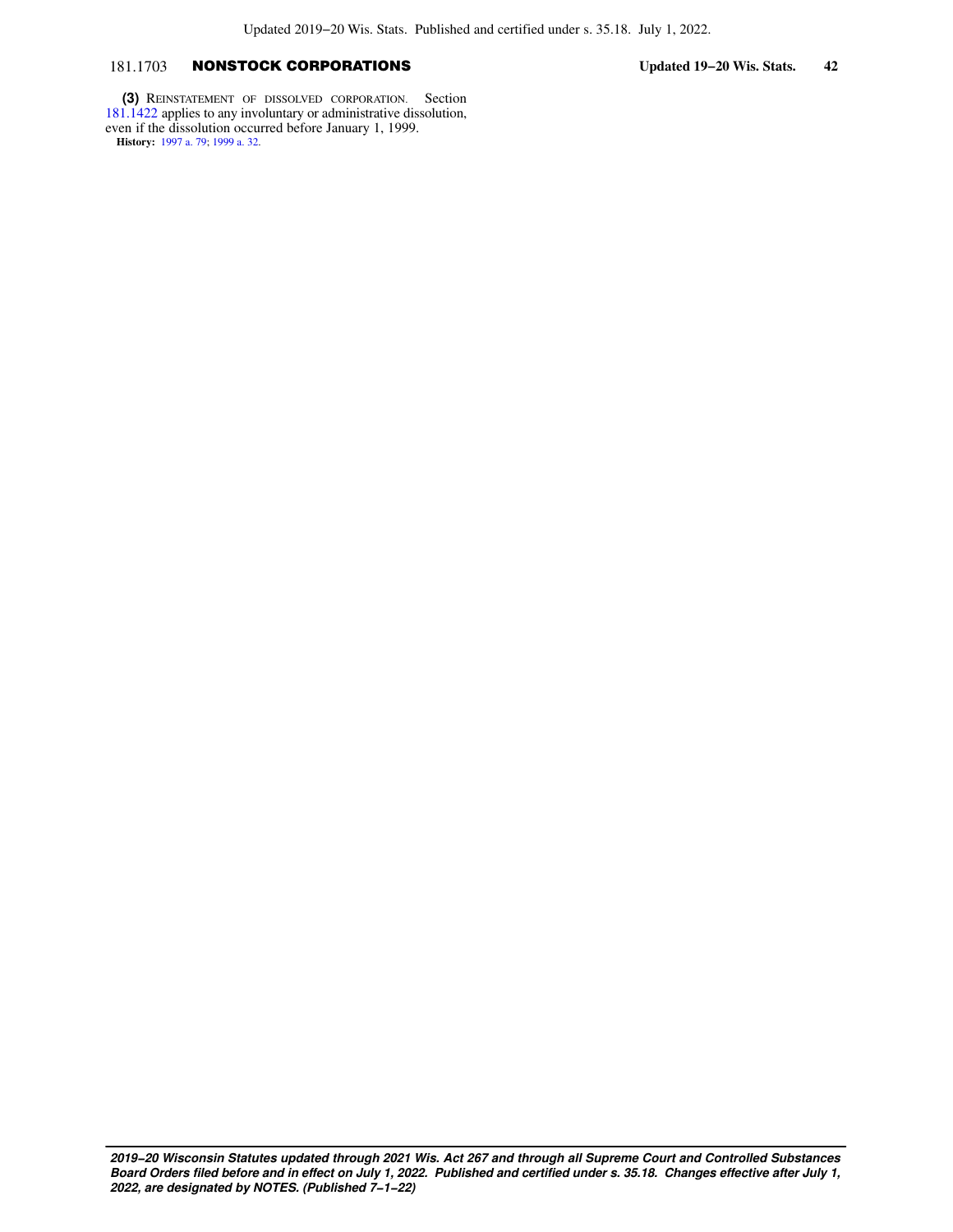**(3)** Reinstatement of dissolved corporation. Section 181.1422 applies to any involuntary or administrative dissolution, even if the dissolution occurred before January 1, 1999.

**History:** 1997 a. 79; 1999 a. 32.